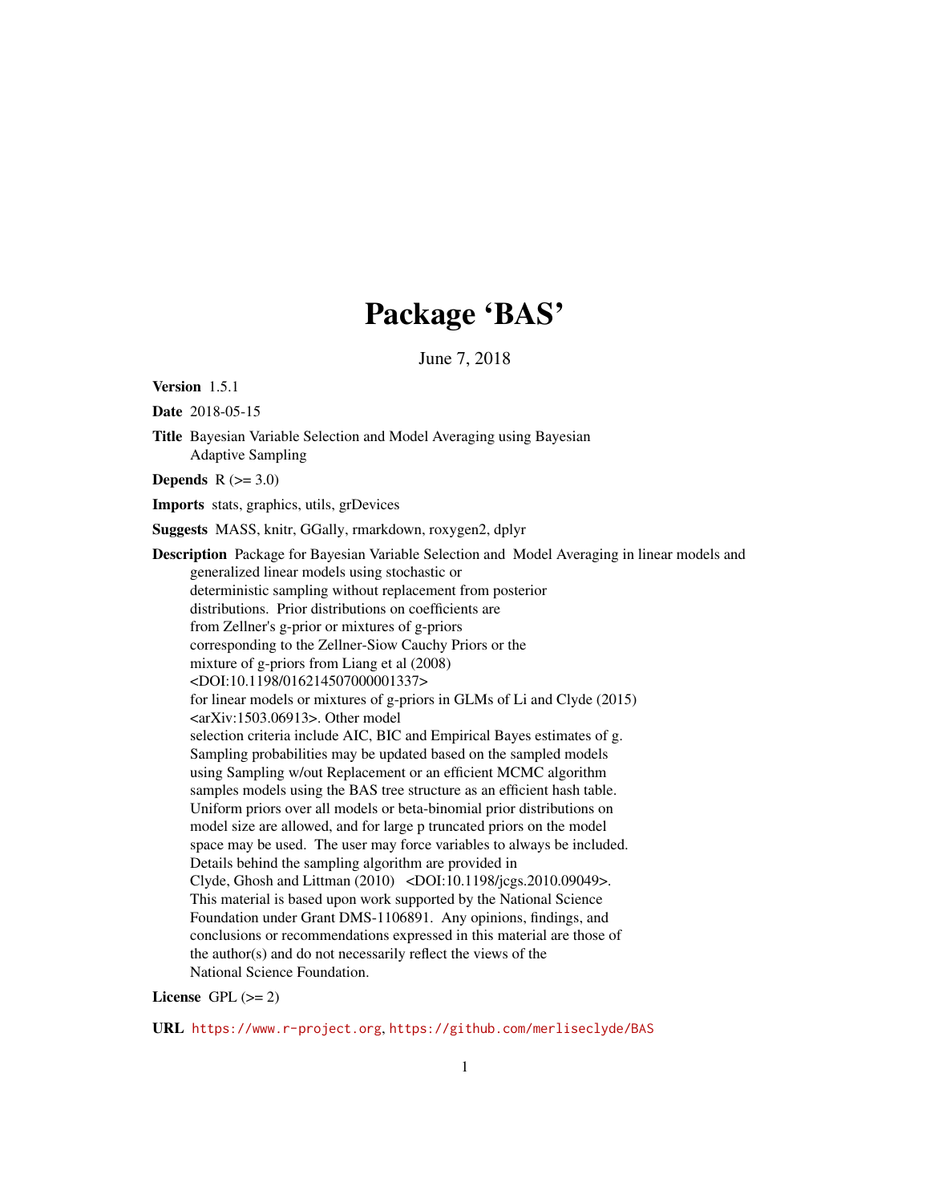# Package ‘BAS’

June 7, 2018

**Version** 1.5.1

**Date** 2018-05-15

**Title** Bayesian Variable Selection and Model Averaging using Bayesian Adaptive Sampling

**Depends** R (>= 3.0)

**Imports** stats, graphics, utils, grDevices

**Suggests** MASS, knitr, GGally, rmarkdown, roxygen2, dplyr

**Description** Package for Bayesian Variable Selection and Model Averaging in linear models and generalized linear models using stochastic or deterministic sampling without replacement from posterior distributions. Prior distributions on coefficients are from Zellner's g-prior or mixtures of g-priors corresponding to the Zellner-Siow Cauchy Priors or the mixture of g-priors from Liang et al (2008) <DOI:10.1198/016214507000001337> for linear models or mixtures of g-priors in GLMs of Li and Clyde (2015) <arXiv:1503.06913>. Other model selection criteria include AIC, BIC and Empirical Bayes estimates of g. Sampling probabilities may be updated based on the sampled models using Sampling w/out Replacement or an efficient MCMC algorithm samples models using the BAS tree structure as an efficient hash table. Uniform priors over all models or beta-binomial prior distributions on model size are allowed, and for large p truncated priors on the model space may be used. The user may force variables to always be included. Details behind the sampling algorithm are provided in Clyde, Ghosh and Littman (2010) <DOI:10.1198/jcgs.2010.09049>. This material is based upon work supported by the National Science Foundation under Grant DMS-1106891. Any opinions, findings, and conclusions or recommendations expressed in this material are those of the author(s) and do not necessarily reflect the views of the National Science Foundation.

**License** GPL (>= 2)

**URL** https://www.r-project.org, https://github.com/merliseclyde/BAS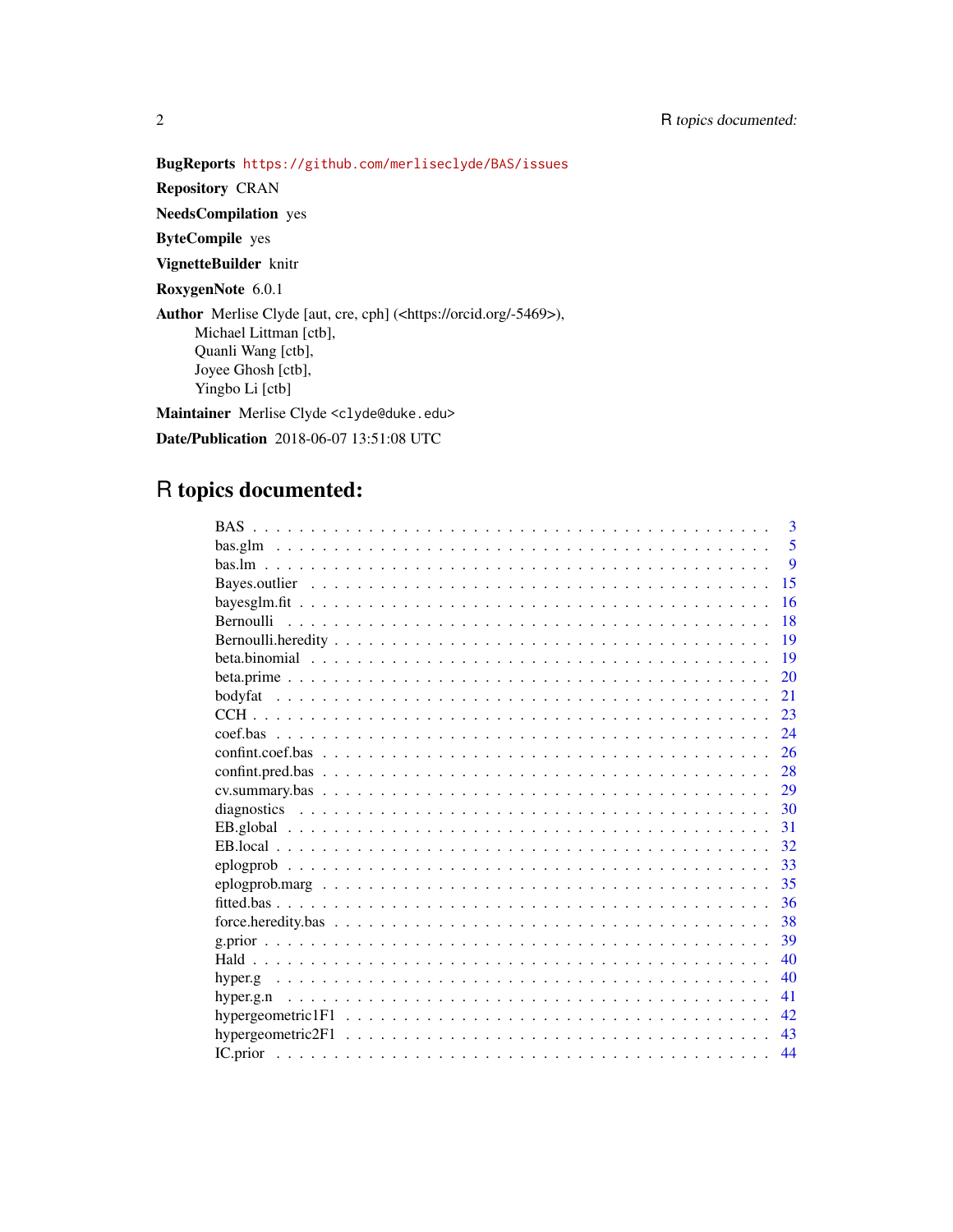**BugReports** https://github.com/merliseclyde/BAS/issues

**Repository** CRAN

**NeedsCompilation** yes

**ByteCompile** yes

**VignetteBuilder** knitr

**RoxygenNote** 6.0.1

**Author** Merlise Clyde [aut, cre, cph] (<https://orcid.org/-5469>),
Michael Littman [ctb],
Quanli Wang [ctb],
Joyee Ghosh [ctb],
Yingbo Li [ctb]

**Maintainer** Merlise Clyde <clyde@duke.edu>

**Date/Publication** 2018-06-07 13:51:08 UTC

# R topics documented:

| | |
|---|---|
| BAS | 3 |
| bas.glm | 5 |
| bas.lm | 9 |
| Bayes.outlier | 15 |
| bayesglm.fit | 16 |
| Bernoulli | 18 |
| Bernoulli.heredity | 19 |
| beta.binomial | 19 |
| beta.prime | 20 |
| bodyfat | 21 |
| CCH | 23 |
| coef.bas | 24 |
| confint.coef.bas | 26 |
| confint.pred.bas | 28 |
| cv.summary.bas | 29 |
| diagnostics | 30 |
| EB.global | 31 |
| EB.local | 32 |
| eplogprob | 33 |
| eplogprob.marg | 35 |
| fitted.bas | 36 |
| force.heredity.bas | 38 |
| g.prior | 39 |
| Hald | 40 |
| hyper.g | 40 |
| hyper.g.n | 41 |
| hypergeometric1F1 | 42 |
| hypergeometric2F1 | 43 |
| IC.prior | 44 |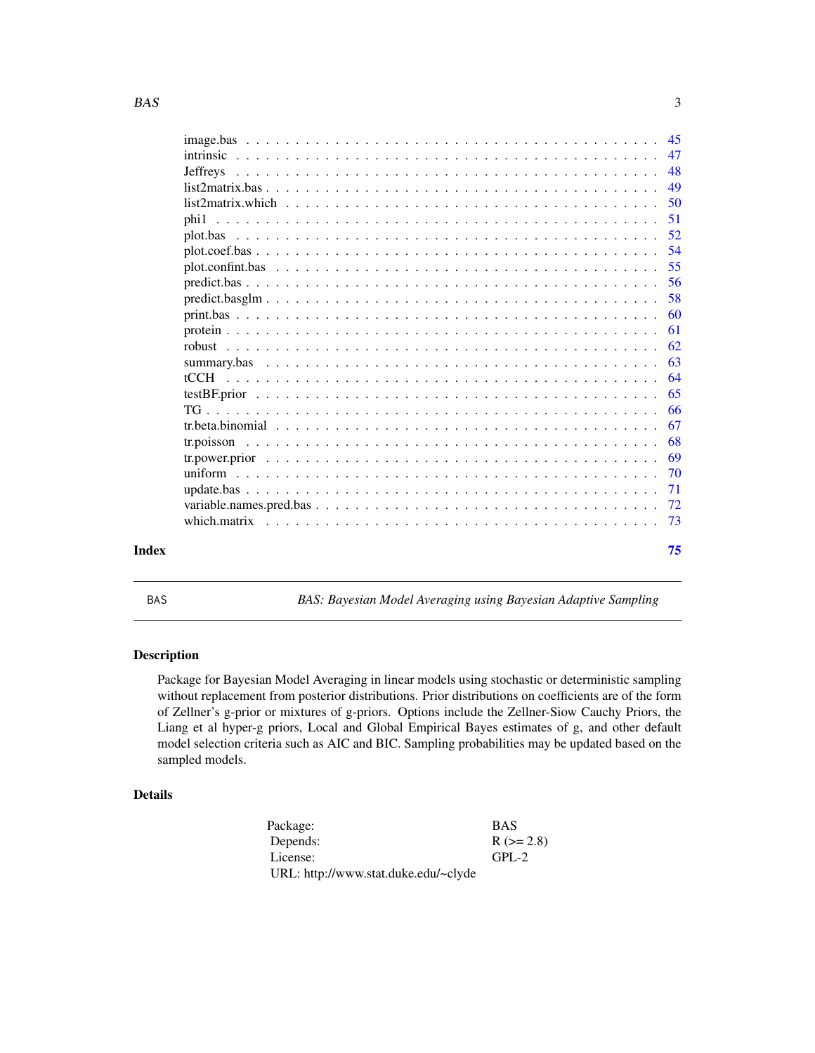image.bas . . . . . . . . . . . . . . . . . . . . . . . . . . . . . . . . . . . . . . . . . . 45
intrinsic . . . . . . . . . . . . . . . . . . . . . . . . . . . . . . . . . . . . . . . . . . 47
Jeffreys . . . . . . . . . . . . . . . . . . . . . . . . . . . . . . . . . . . . . . . . . . 48
list2matrix.bas . . . . . . . . . . . . . . . . . . . . . . . . . . . . . . . . . . . . . . 49
list2matrix.which . . . . . . . . . . . . . . . . . . . . . . . . . . . . . . . . . . . . . 50
phi1 . . . . . . . . . . . . . . . . . . . . . . . . . . . . . . . . . . . . . . . . . . . . 51
plot.bas . . . . . . . . . . . . . . . . . . . . . . . . . . . . . . . . . . . . . . . . . . 52
plot.coef.bas . . . . . . . . . . . . . . . . . . . . . . . . . . . . . . . . . . . . . . . 54
plot.confint.bas . . . . . . . . . . . . . . . . . . . . . . . . . . . . . . . . . . . . . 55
predict.bas . . . . . . . . . . . . . . . . . . . . . . . . . . . . . . . . . . . . . . . . 56
predict.basglm . . . . . . . . . . . . . . . . . . . . . . . . . . . . . . . . . . . . . . 58
print.bas . . . . . . . . . . . . . . . . . . . . . . . . . . . . . . . . . . . . . . . . . 60
protein . . . . . . . . . . . . . . . . . . . . . . . . . . . . . . . . . . . . . . . . . . 61
robust . . . . . . . . . . . . . . . . . . . . . . . . . . . . . . . . . . . . . . . . . . 62
summary.bas . . . . . . . . . . . . . . . . . . . . . . . . . . . . . . . . . . . . . . . . 63
tCCH . . . . . . . . . . . . . . . . . . . . . . . . . . . . . . . . . . . . . . . . . . . 64
testBF.prior . . . . . . . . . . . . . . . . . . . . . . . . . . . . . . . . . . . . . . . 65
TG . . . . . . . . . . . . . . . . . . . . . . . . . . . . . . . . . . . . . . . . . . . . 66
tr.beta.binomial . . . . . . . . . . . . . . . . . . . . . . . . . . . . . . . . . . . . . 67
tr.poisson . . . . . . . . . . . . . . . . . . . . . . . . . . . . . . . . . . . . . . . . . 68
tr.power.prior . . . . . . . . . . . . . . . . . . . . . . . . . . . . . . . . . . . . . . 69
uniform . . . . . . . . . . . . . . . . . . . . . . . . . . . . . . . . . . . . . . . . . . 70
update.bas . . . . . . . . . . . . . . . . . . . . . . . . . . . . . . . . . . . . . . . . 71
variable.names.pred.bas . . . . . . . . . . . . . . . . . . . . . . . . . . . . . . . . . 72
which.matrix . . . . . . . . . . . . . . . . . . . . . . . . . . . . . . . . . . . . . . . 73

**Index** 75

---

`BAS` *BAS: Bayesian Model Averaging using Bayesian Adaptive Sampling*

---

## Description

Package for Bayesian Model Averaging in linear models using stochastic or deterministic sampling without replacement from posterior distributions. Prior distributions on coefficients are of the form of Zellner's g-prior or mixtures of g-priors. Options include the Zellner-Siow Cauchy Priors, the Liang et al hyper-g priors, Local and Global Empirical Bayes estimates of g, and other default model selection criteria such as AIC and BIC. Sampling probabilities may be updated based on the sampled models.

## Details

| | |
|---|---|
| Package: | BAS |
| Depends: | R (>= 2.8) |
| License: | GPL-2 |
| URL: http://www.stat.duke.edu/~clyde | |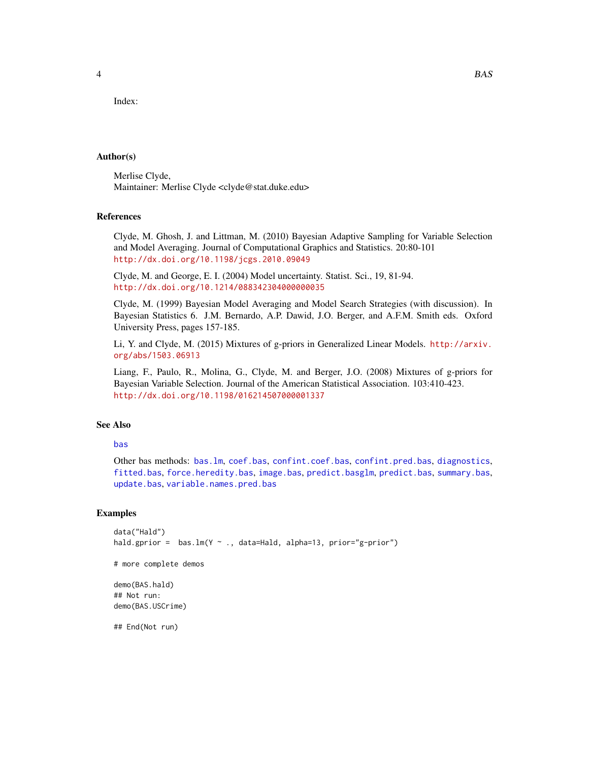Index:

### Author(s)

Merlise Clyde,
Maintainer: Merlise Clyde <clyde@stat.duke.edu>

### References

Clyde, M. Ghosh, J. and Littman, M. (2010) Bayesian Adaptive Sampling for Variable Selection and Model Averaging. Journal of Computational Graphics and Statistics. 20:80-101
http://dx.doi.org/10.1198/jcgs.2010.09049

Clyde, M. and George, E. I. (2004) Model uncertainty. Statist. Sci., 19, 81-94.
http://dx.doi.org/10.1214/088342304000000035

Clyde, M. (1999) Bayesian Model Averaging and Model Search Strategies (with discussion). In Bayesian Statistics 6. J.M. Bernardo, A.P. Dawid, J.O. Berger, and A.F.M. Smith eds. Oxford University Press, pages 157-185.

Li, Y. and Clyde, M. (2015) Mixtures of g-priors in Generalized Linear Models. http://arxiv.org/abs/1503.06913

Liang, F., Paulo, R., Molina, G., Clyde, M. and Berger, J.O. (2008) Mixtures of g-priors for Bayesian Variable Selection. Journal of the American Statistical Association. 103:410-423.
http://dx.doi.org/10.1198/016214507000001337

### See Also

bas

Other bas methods: bas.lm, coef.bas, confint.coef.bas, confint.pred.bas, diagnostics, fitted.bas, force.heredity.bas, image.bas, predict.basglm, predict.bas, summary.bas, update.bas, variable.names.pred.bas

### Examples

```
data("Hald")
hald.gprior =  bas.lm(Y ~ ., data=Hald, alpha=13, prior="g-prior")

# more complete demos

demo(BAS.hald)
## Not run:
demo(BAS.USCrime)

## End(Not run)
```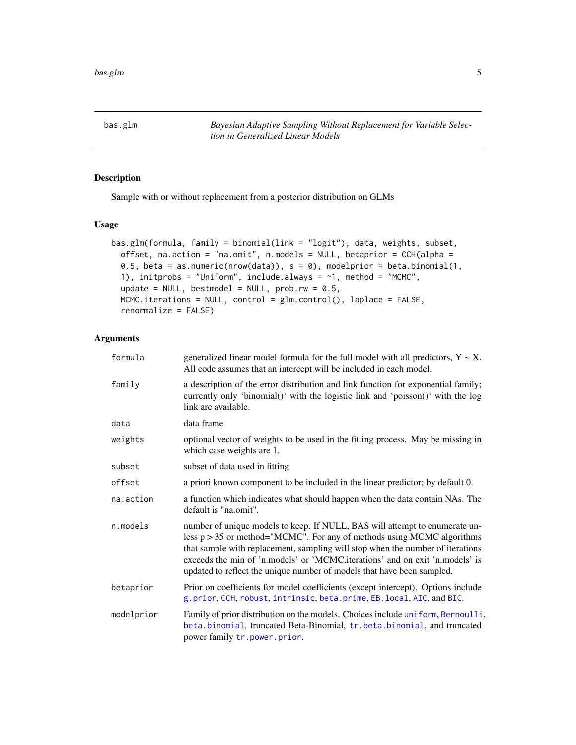## bas.glm

*Bayesian Adaptive Sampling Without Replacement for Variable Selection in Generalized Linear Models*

### Description

Sample with or without replacement from a posterior distribution on GLMs

### Usage

```
bas.glm(formula, family = binomial(link = "logit"), data, weights, subset,
  offset, na.action = "na.omit", n.models = NULL, betaprior = CCH(alpha =
  0.5, beta = as.numeric(nrow(data)), s = 0), modelprior = beta.binomial(1,
  1), initprobs = "Uniform", include.always = ~1, method = "MCMC",
  update = NULL, bestmodel = NULL, prob.rw = 0.5,
  MCMC.iterations = NULL, control = glm.control(), laplace = FALSE,
  renormalize = FALSE)
```

### Arguments

| | |
|---|---|
| `formula` | generalized linear model formula for the full model with all predictors, Y ~ X. All code assumes that an intercept will be included in each model. |
| `family` | a description of the error distribution and link function for exponential family; currently only 'binomial()' with the logistic link and 'poisson()' with the log link are available. |
| `data` | data frame |
| `weights` | optional vector of weights to be used in the fitting process. May be missing in which case weights are 1. |
| `subset` | subset of data used in fitting |
| `offset` | a priori known component to be included in the linear predictor; by default 0. |
| `na.action` | a function which indicates what should happen when the data contain NAs. The default is "na.omit". |
| `n.models` | number of unique models to keep. If NULL, BAS will attempt to enumerate unless p > 35 or method="MCMC". For any of methods using MCMC algorithms that sample with replacement, sampling will stop when the number of iterations exceeds the min of 'n.models' or 'MCMC.iterations' and on exit 'n.models' is updated to reflect the unique number of models that have been sampled. |
| `betaprior` | Prior on coefficients for model coefficients (except intercept). Options include `g.prior`, `CCH`, `robust`, `intrinsic`, `beta.prime`, `EB.local`, `AIC`, and `BIC`. |
| `modelprior` | Family of prior distribution on the models. Choices include `uniform`, `Bernoulli`, `beta.binomial`, truncated Beta-Binomial, `tr.beta.binomial`, and truncated power family `tr.power.prior`. |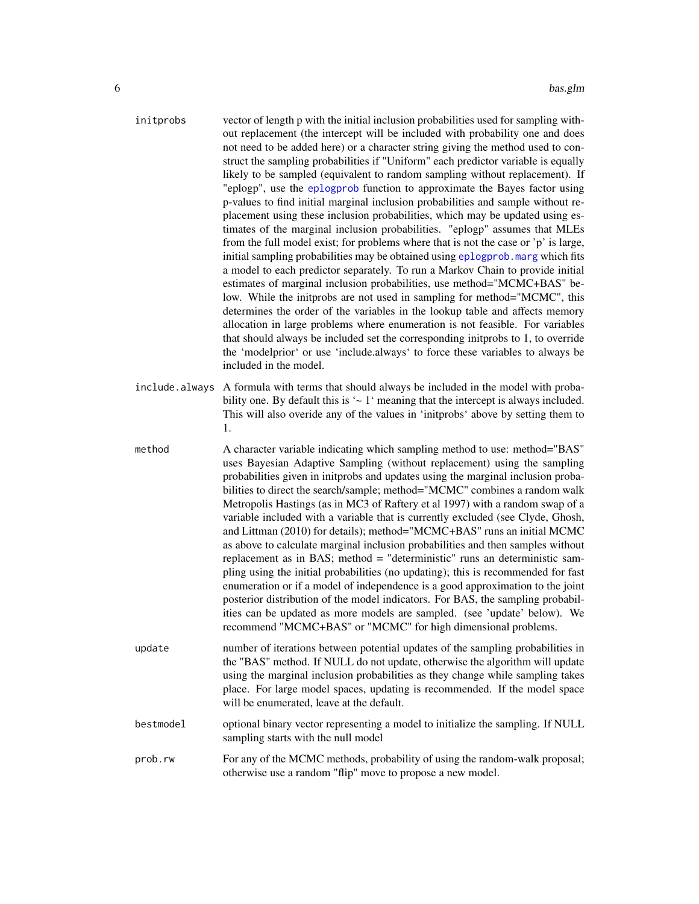initprobs
: vector of length p with the initial inclusion probabilities used for sampling without replacement (the intercept will be included with probability one and does not need to be added here) or a character string giving the method used to construct the sampling probabilities if "Uniform" each predictor variable is equally likely to be sampled (equivalent to random sampling without replacement). If "eplogp", use the `eplogprob` function to approximate the Bayes factor using p-values to find initial marginal inclusion probabilities and sample without replacement using these inclusion probabilities, which may be updated using estimates of the marginal inclusion probabilities. "eplogp" assumes that MLEs from the full model exist; for problems where that is not the case or 'p' is large, initial sampling probabilities may be obtained using `eplogprob.marg` which fits a model to each predictor separately. To run a Markov Chain to provide initial estimates of marginal inclusion probabilities, use method="MCMC+BAS" below. While the initprobs are not used in sampling for method="MCMC", this determines the order of the variables in the lookup table and affects memory allocation in large problems where enumeration is not feasible. For variables that should always be included set the corresponding initprobs to 1, to override the 'modelprior' or use 'include.always' to force these variables to always be included in the model.

include.always
: A formula with terms that should always be included in the model with probability one. By default this is '~ 1' meaning that the intercept is always included. This will also overide any of the values in 'initprobs' above by setting them to 1.

method
: A character variable indicating which sampling method to use: method="BAS" uses Bayesian Adaptive Sampling (without replacement) using the sampling probabilities given in initprobs and updates using the marginal inclusion probabilities to direct the search/sample; method="MCMC" combines a random walk Metropolis Hastings (as in MC3 of Raftery et al 1997) with a random swap of a variable included with a variable that is currently excluded (see Clyde, Ghosh, and Littman (2010) for details); method="MCMC+BAS" runs an initial MCMC as above to calculate marginal inclusion probabilities and then samples without replacement as in BAS; method = "deterministic" runs an deterministic sampling using the initial probabilities (no updating); this is recommended for fast enumeration or if a model of independence is a good approximation to the joint posterior distribution of the model indicators. For BAS, the sampling probabilities can be updated as more models are sampled. (see 'update' below). We recommend "MCMC+BAS" or "MCMC" for high dimensional problems.

update
: number of iterations between potential updates of the sampling probabilities in the "BAS" method. If NULL do not update, otherwise the algorithm will update using the marginal inclusion probabilities as they change while sampling takes place. For large model spaces, updating is recommended. If the model space will be enumerated, leave at the default.

bestmodel
: optional binary vector representing a model to initialize the sampling. If NULL sampling starts with the null model

prob.rw
: For any of the MCMC methods, probability of using the random-walk proposal; otherwise use a random "flip" move to propose a new model.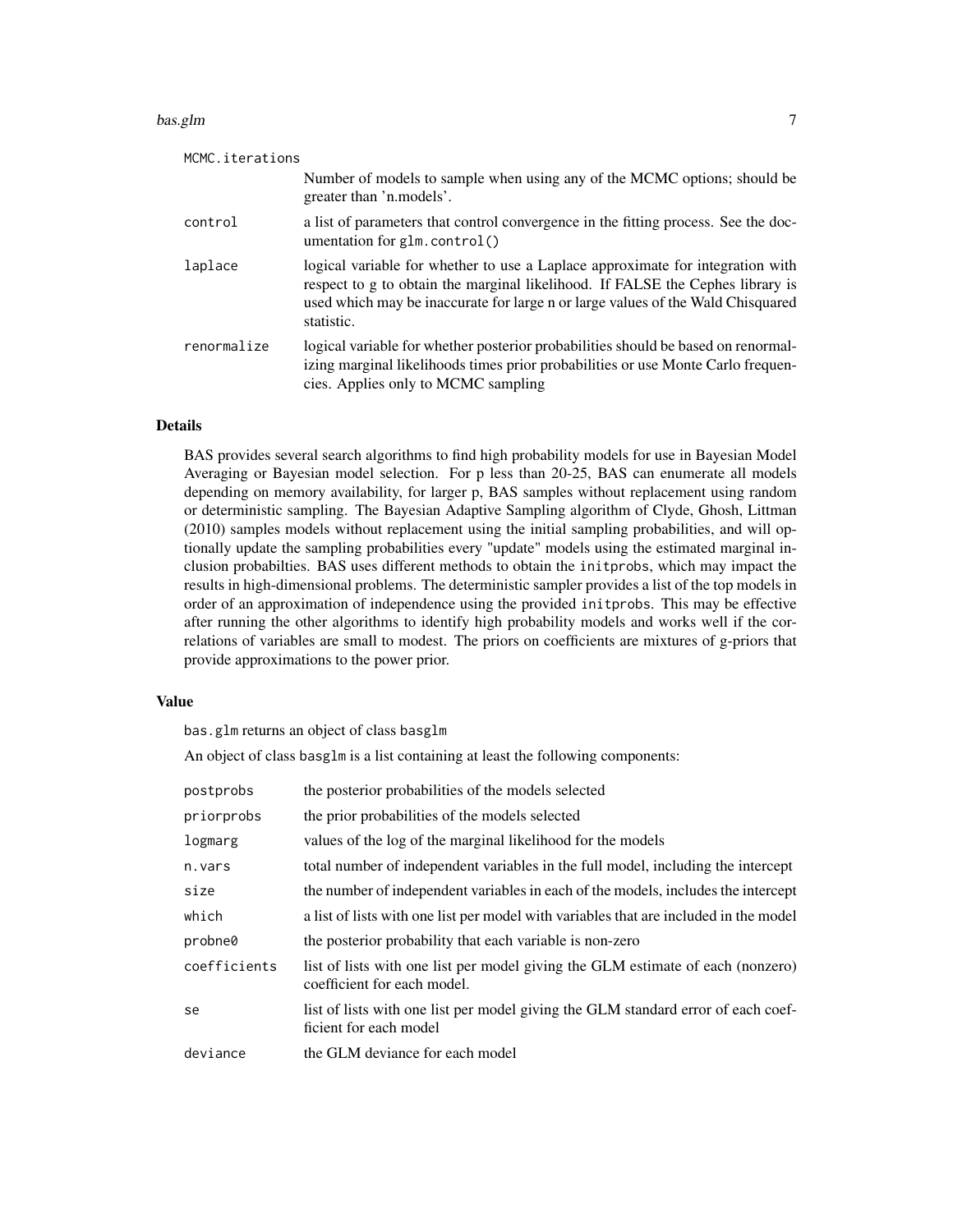| | |
|---|---|
| MCMC.iterations | Number of models to sample when using any of the MCMC options; should be greater than 'n.models'. |
| control | a list of parameters that control convergence in the fitting process. See the documentation for `glm.control()` |
| laplace | logical variable for whether to use a Laplace approximate for integration with respect to g to obtain the marginal likelihood. If FALSE the Cephes library is used which may be inaccurate for large n or large values of the Wald Chisquared statistic. |
| renormalize | logical variable for whether posterior probabilities should be based on renormalizing marginal likelihoods times prior probabilities or use Monte Carlo frequencies. Applies only to MCMC sampling |

## Details

BAS provides several search algorithms to find high probability models for use in Bayesian Model Averaging or Bayesian model selection. For p less than 20-25, BAS can enumerate all models depending on memory availability, for larger p, BAS samples without replacement using random or deterministic sampling. The Bayesian Adaptive Sampling algorithm of Clyde, Ghosh, Littman (2010) samples models without replacement using the initial sampling probabilities, and will optionally update the sampling probabilities every "update" models using the estimated marginal inclusion probabilties. BAS uses different methods to obtain the `initprobs`, which may impact the results in high-dimensional problems. The deterministic sampler provides a list of the top models in order of an approximation of independence using the provided `initprobs`. This may be effective after running the other algorithms to identify high probability models and works well if the correlations of variables are small to modest. The priors on coefficients are mixtures of g-priors that provide approximations to the power prior.

## Value

`bas.glm` returns an object of class `basglm`

An object of class `basglm` is a list containing at least the following components:

| | |
|---|---|
| postprobs | the posterior probabilities of the models selected |
| priorprobs | the prior probabilities of the models selected |
| logmarg | values of the log of the marginal likelihood for the models |
| n.vars | total number of independent variables in the full model, including the intercept |
| size | the number of independent variables in each of the models, includes the intercept |
| which | a list of lists with one list per model with variables that are included in the model |
| probne0 | the posterior probability that each variable is non-zero |
| coefficients | list of lists with one list per model giving the GLM estimate of each (nonzero) coefficient for each model. |
| se | list of lists with one list per model giving the GLM standard error of each coefficient for each model |
| deviance | the GLM deviance for each model |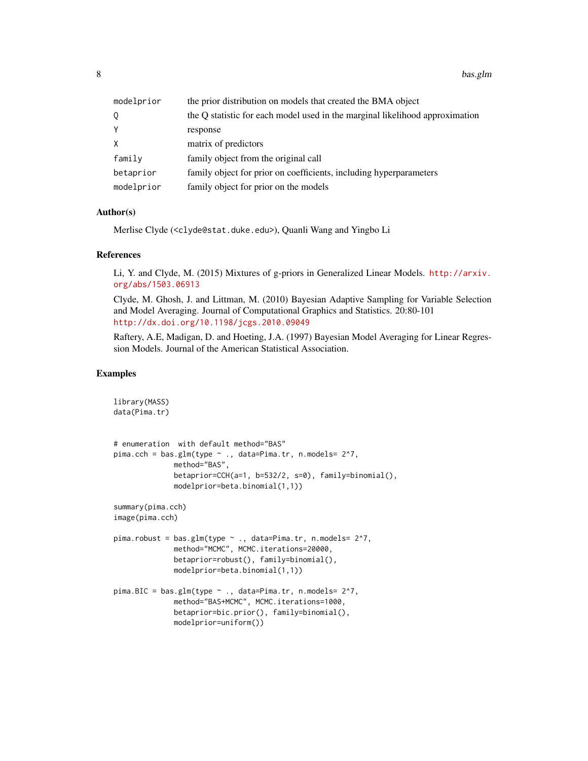| | |
|---|---|
| modelprior | the prior distribution on models that created the BMA object |
| Q | the Q statistic for each model used in the marginal likelihood approximation |
| Y | response |
| X | matrix of predictors |
| family | family object from the original call |
| betaprior | family object for prior on coefficients, including hyperparameters |
| modelprior | family object for prior on the models |

## Author(s)

Merlise Clyde (<clyde@stat.duke.edu>), Quanli Wang and Yingbo Li

## References

Li, Y. and Clyde, M. (2015) Mixtures of g-priors in Generalized Linear Models. http://arxiv.org/abs/1503.06913

Clyde, M. Ghosh, J. and Littman, M. (2010) Bayesian Adaptive Sampling for Variable Selection and Model Averaging. Journal of Computational Graphics and Statistics. 20:80-101 http://dx.doi.org/10.1198/jcgs.2010.09049

Raftery, A.E, Madigan, D. and Hoeting, J.A. (1997) Bayesian Model Averaging for Linear Regression Models. Journal of the American Statistical Association.

## Examples

```
library(MASS)
data(Pima.tr)


# enumeration  with default method="BAS"
pima.cch = bas.glm(type ~ ., data=Pima.tr, n.models= 2^7,
              method="BAS",
              betaprior=CCH(a=1, b=532/2, s=0), family=binomial(),
              modelprior=beta.binomial(1,1))

summary(pima.cch)
image(pima.cch)

pima.robust = bas.glm(type ~ ., data=Pima.tr, n.models= 2^7,
              method="MCMC", MCMC.iterations=20000,
              betaprior=robust(), family=binomial(),
              modelprior=beta.binomial(1,1))

pima.BIC = bas.glm(type ~ ., data=Pima.tr, n.models= 2^7,
              method="BAS+MCMC", MCMC.iterations=1000,
              betaprior=bic.prior(), family=binomial(),
              modelprior=uniform())
```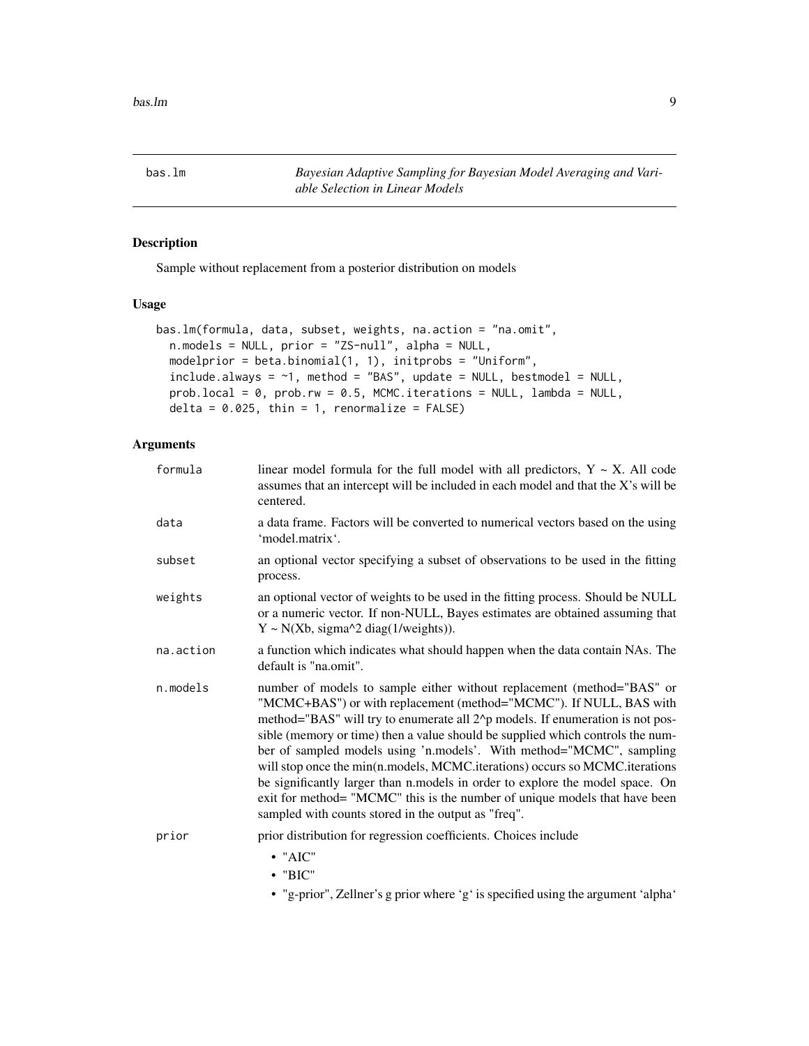## bas.lm

*Bayesian Adaptive Sampling for Bayesian Model Averaging and Variable Selection in Linear Models*

### Description

Sample without replacement from a posterior distribution on models

### Usage

```
bas.lm(formula, data, subset, weights, na.action = "na.omit",
  n.models = NULL, prior = "ZS-null", alpha = NULL,
  modelprior = beta.binomial(1, 1), initprobs = "Uniform",
  include.always = ~1, method = "BAS", update = NULL, bestmodel = NULL,
  prob.local = 0, prob.rw = 0.5, MCMC.iterations = NULL, lambda = NULL,
  delta = 0.025, thin = 1, renormalize = FALSE)
```

### Arguments

| Argument | Description |
|---|---|
| `formula` | linear model formula for the full model with all predictors, Y ~ X. All code assumes that an intercept will be included in each model and that the X's will be centered. |
| `data` | a data frame. Factors will be converted to numerical vectors based on the using 'model.matrix'. |
| `subset` | an optional vector specifying a subset of observations to be used in the fitting process. |
| `weights` | an optional vector of weights to be used in the fitting process. Should be NULL or a numeric vector. If non-NULL, Bayes estimates are obtained assuming that Y ~ N(Xb, sigma^2 diag(1/weights)). |
| `na.action` | a function which indicates what should happen when the data contain NAs. The default is "na.omit". |
| `n.models` | number of models to sample either without replacement (method="BAS" or "MCMC+BAS") or with replacement (method="MCMC"). If NULL, BAS with method="BAS" will try to enumerate all 2^p models. If enumeration is not possible (memory or time) then a value should be supplied which controls the number of sampled models using 'n.models'. With method="MCMC", sampling will stop once the min(n.models, MCMC.iterations) occurs so MCMC.iterations be significantly larger than n.models in order to explore the model space. On exit for method= "MCMC" this is the number of unique models that have been sampled with counts stored in the output as "freq". |
| `prior` | prior distribution for regression coefficients. Choices include<br>• "AIC"<br>• "BIC"<br>• "g-prior", Zellner's g prior where 'g' is specified using the argument 'alpha' |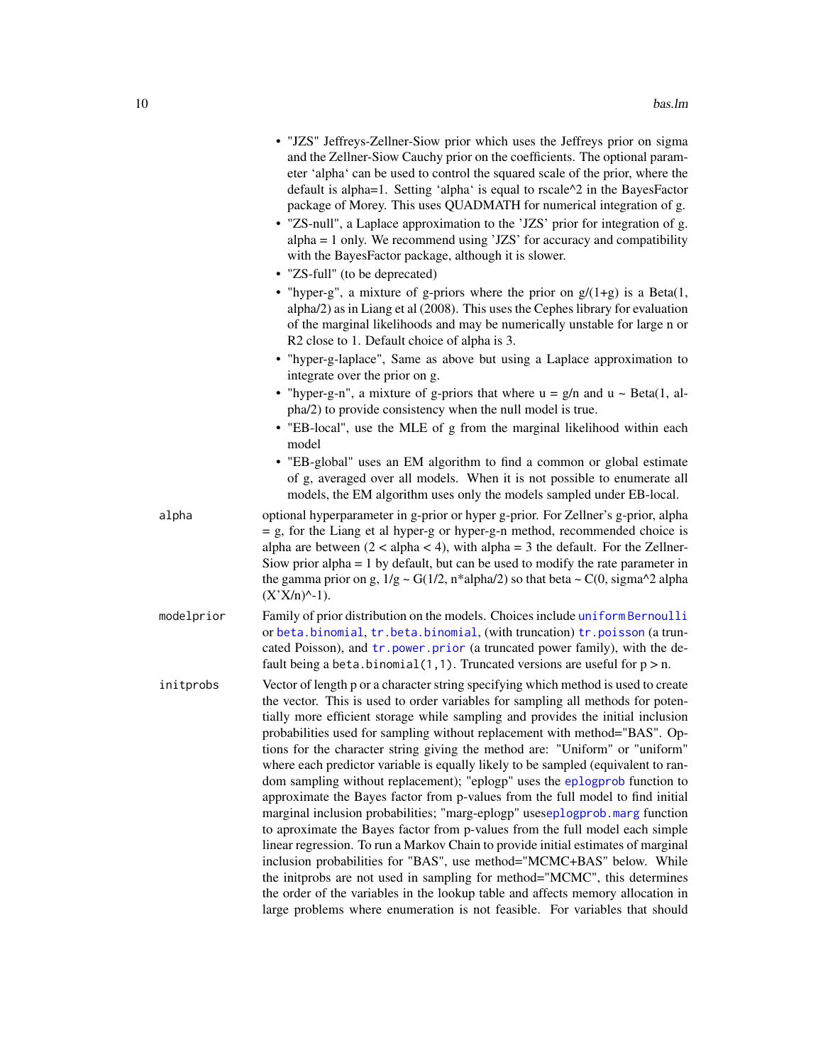- "JZS" Jeffreys-Zellner-Siow prior which uses the Jeffreys prior on sigma and the Zellner-Siow Cauchy prior on the coefficients. The optional parameter 'alpha' can be used to control the squared scale of the prior, where the default is alpha=1. Setting 'alpha' is equal to rscale^2 in the BayesFactor package of Morey. This uses QUADMATH for numerical integration of g.
- "ZS-null", a Laplace approximation to the 'JZS' prior for integration of g. alpha = 1 only. We recommend using 'JZS' for accuracy and compatibility with the BayesFactor package, although it is slower.
- "ZS-full" (to be deprecated)
- "hyper-g", a mixture of g-priors where the prior on g/(1+g) is a Beta(1, alpha/2) as in Liang et al (2008). This uses the Cephes library for evaluation of the marginal likelihoods and may be numerically unstable for large n or R2 close to 1. Default choice of alpha is 3.
- "hyper-g-laplace", Same as above but using a Laplace approximation to integrate over the prior on g.
- "hyper-g-n", a mixture of g-priors that where u = g/n and u ~ Beta(1, alpha/2) to provide consistency when the null model is true.
- "EB-local", use the MLE of g from the marginal likelihood within each model
- "EB-global" uses an EM algorithm to find a common or global estimate of g, averaged over all models. When it is not possible to enumerate all models, the EM algorithm uses only the models sampled under EB-local.

`alpha`
: optional hyperparameter in g-prior or hyper g-prior. For Zellner's g-prior, alpha = g, for the Liang et al hyper-g or hyper-g-n method, recommended choice is alpha are between (2 < alpha < 4), with alpha = 3 the default. For the Zellner-Siow prior alpha = 1 by default, but can be used to modify the rate parameter in the gamma prior on g, 1/g ~ G(1/2, n*alpha/2) so that beta ~ C(0, sigma^2 alpha (X'X/n)^-1).

`modelprior`
: Family of prior distribution on the models. Choices include `uniform` `Bernoulli` or `beta.binomial`, `tr.beta.binomial`, (with truncation) `tr.poisson` (a truncated Poisson), and `tr.power.prior` (a truncated power family), with the default being a `beta.binomial(1,1)`. Truncated versions are useful for p > n.

`initprobs`
: Vector of length p or a character string specifying which method is used to create the vector. This is used to order variables for sampling all methods for potentially more efficient storage while sampling and provides the initial inclusion probabilities used for sampling without replacement with method="BAS". Options for the character string giving the method are: "Uniform" or "uniform" where each predictor variable is equally likely to be sampled (equivalent to random sampling without replacement); "eplogp" uses the `eplogprob` function to approximate the Bayes factor from p-values from the full model to find initial marginal inclusion probabilities; "marg-eplogp" uses`eplogprob.marg` function to aproximate the Bayes factor from p-values from the full model each simple linear regression. To run a Markov Chain to provide initial estimates of marginal inclusion probabilities for "BAS", use method="MCMC+BAS" below. While the initprobs are not used in sampling for method="MCMC", this determines the order of the variables in the lookup table and affects memory allocation in large problems where enumeration is not feasible. For variables that should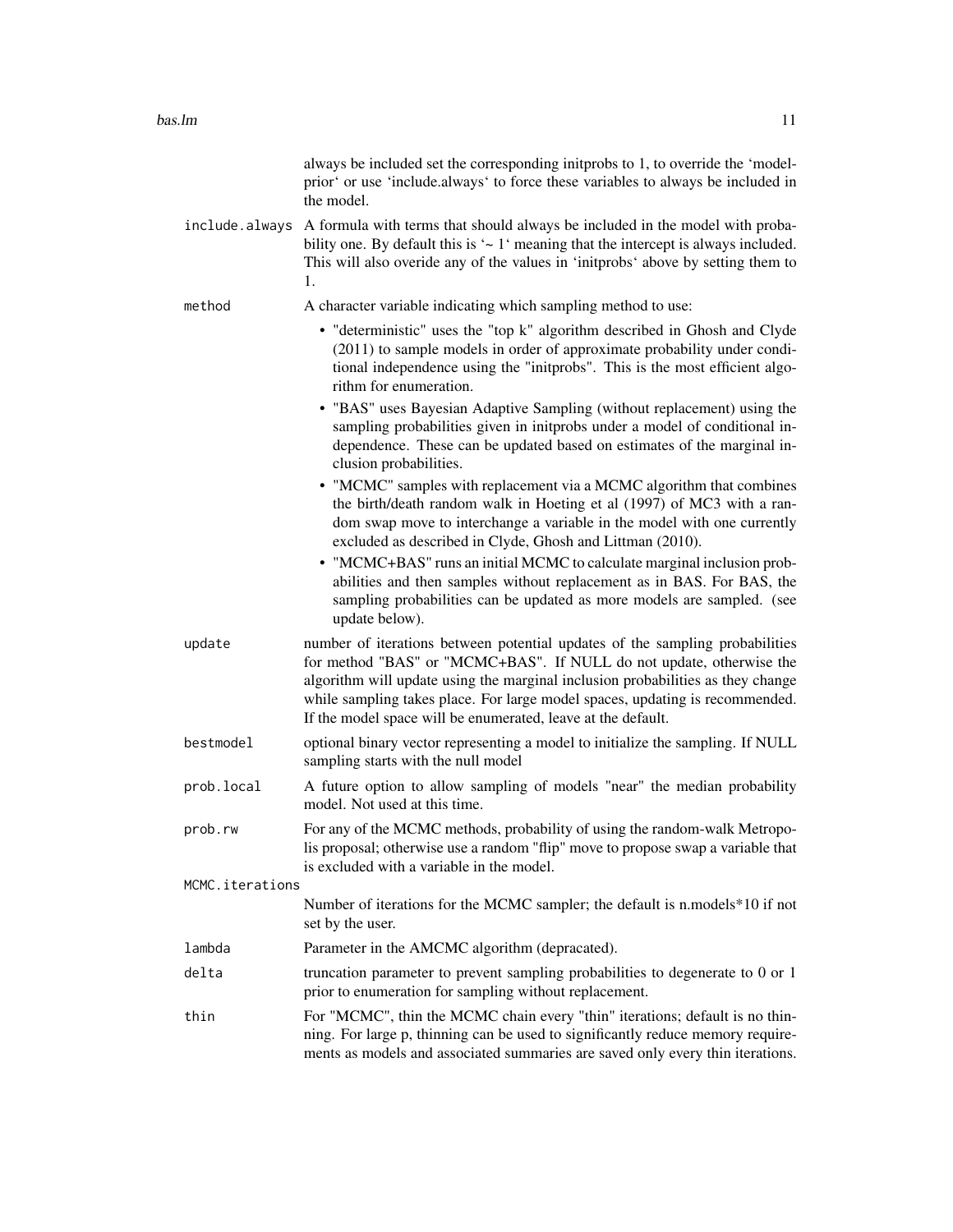always be included set the corresponding initprobs to 1, to override the 'modelprior' or use 'include.always' to force these variables to always be included in the model.

include.always
: A formula with terms that should always be included in the model with probability one. By default this is '~ 1' meaning that the intercept is always included. This will also overide any of the values in 'initprobs' above by setting them to 1.

method
: A character variable indicating which sampling method to use:

  - "deterministic" uses the "top k" algorithm described in Ghosh and Clyde (2011) to sample models in order of approximate probability under conditional independence using the "initprobs". This is the most efficient algorithm for enumeration.
  - "BAS" uses Bayesian Adaptive Sampling (without replacement) using the sampling probabilities given in initprobs under a model of conditional independence. These can be updated based on estimates of the marginal inclusion probabilities.
  - "MCMC" samples with replacement via a MCMC algorithm that combines the birth/death random walk in Hoeting et al (1997) of MC3 with a random swap move to interchange a variable in the model with one currently excluded as described in Clyde, Ghosh and Littman (2010).
  - "MCMC+BAS" runs an initial MCMC to calculate marginal inclusion probabilities and then samples without replacement as in BAS. For BAS, the sampling probabilities can be updated as more models are sampled. (see update below).

update
: number of iterations between potential updates of the sampling probabilities for method "BAS" or "MCMC+BAS". If NULL do not update, otherwise the algorithm will update using the marginal inclusion probabilities as they change while sampling takes place. For large model spaces, updating is recommended. If the model space will be enumerated, leave at the default.

bestmodel
: optional binary vector representing a model to initialize the sampling. If NULL sampling starts with the null model

prob.local
: A future option to allow sampling of models "near" the median probability model. Not used at this time.

prob.rw
: For any of the MCMC methods, probability of using the random-walk Metropolis proposal; otherwise use a random "flip" move to propose swap a variable that is excluded with a variable in the model.

MCMC.iterations
: Number of iterations for the MCMC sampler; the default is n.models*10 if not set by the user.

lambda
: Parameter in the AMCMC algorithm (depracated).

delta
: truncation parameter to prevent sampling probabilities to degenerate to 0 or 1 prior to enumeration for sampling without replacement.

thin
: For "MCMC", thin the MCMC chain every "thin" iterations; default is no thinning. For large p, thinning can be used to significantly reduce memory requirements as models and associated summaries are saved only every thin iterations.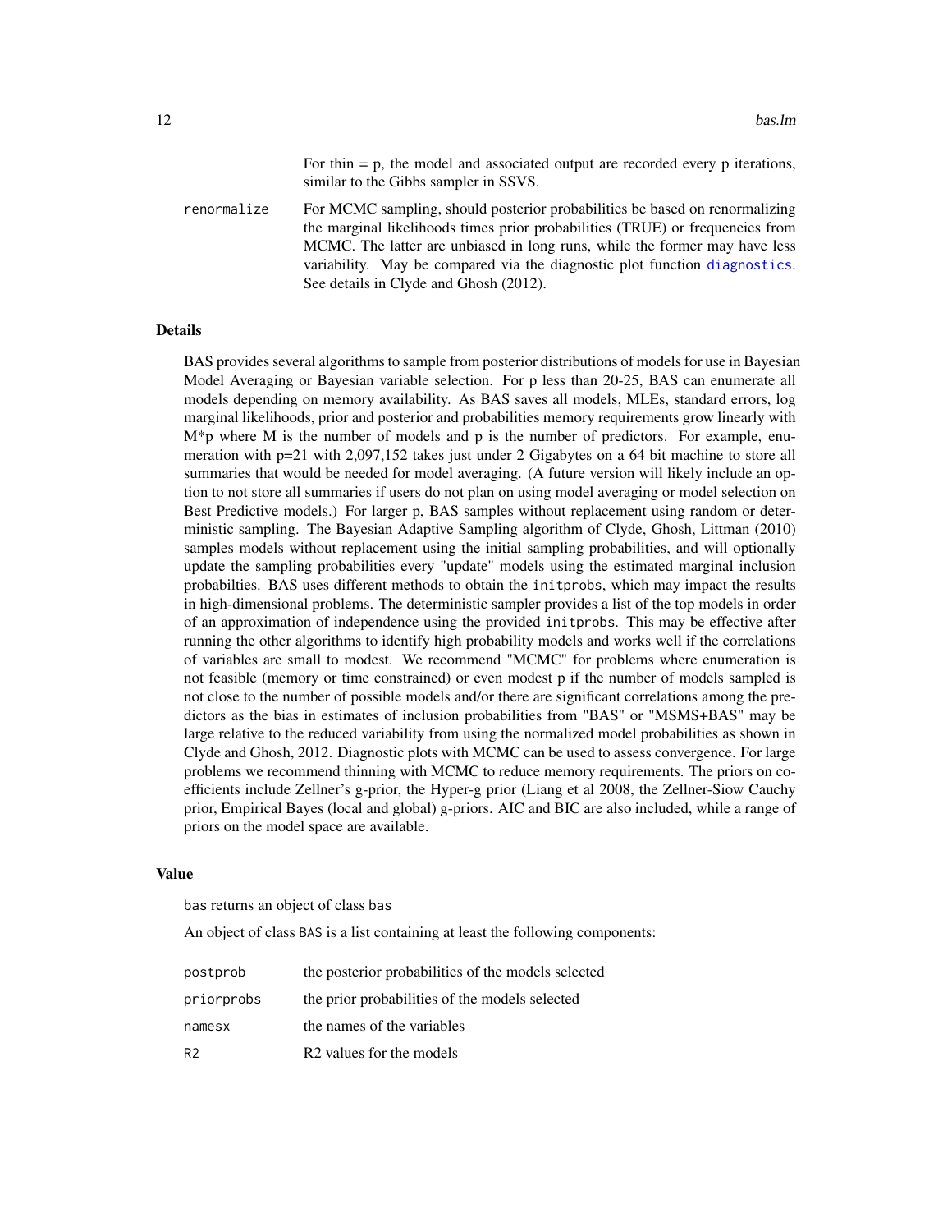For thin = p, the model and associated output are recorded every p iterations, similar to the Gibbs sampler in SSVS.

renormalize
: For MCMC sampling, should posterior probabilities be based on renormalizing the marginal likelihoods times prior probabilities (TRUE) or frequencies from MCMC. The latter are unbiased in long runs, while the former may have less variability. May be compared via the diagnostic plot function `diagnostics`. See details in Clyde and Ghosh (2012).

## Details

BAS provides several algorithms to sample from posterior distributions of models for use in Bayesian Model Averaging or Bayesian variable selection. For p less than 20-25, BAS can enumerate all models depending on memory availability. As BAS saves all models, MLEs, standard errors, log marginal likelihoods, prior and posterior and probabilities memory requirements grow linearly with M*p where M is the number of models and p is the number of predictors. For example, enumeration with p=21 with 2,097,152 takes just under 2 Gigabytes on a 64 bit machine to store all summaries that would be needed for model averaging. (A future version will likely include an option to not store all summaries if users do not plan on using model averaging or model selection on Best Predictive models.) For larger p, BAS samples without replacement using random or deterministic sampling. The Bayesian Adaptive Sampling algorithm of Clyde, Ghosh, Littman (2010) samples models without replacement using the initial sampling probabilities, and will optionally update the sampling probabilities every "update" models using the estimated marginal inclusion probabilties. BAS uses different methods to obtain the `initprobs`, which may impact the results in high-dimensional problems. The deterministic sampler provides a list of the top models in order of an approximation of independence using the provided `initprobs`. This may be effective after running the other algorithms to identify high probability models and works well if the correlations of variables are small to modest. We recommend "MCMC" for problems where enumeration is not feasible (memory or time constrained) or even modest p if the number of models sampled is not close to the number of possible models and/or there are significant correlations among the predictors as the bias in estimates of inclusion probabilities from "BAS" or "MSMS+BAS" may be large relative to the reduced variability from using the normalized model probabilities as shown in Clyde and Ghosh, 2012. Diagnostic plots with MCMC can be used to assess convergence. For large problems we recommend thinning with MCMC to reduce memory requirements. The priors on coefficients include Zellner's g-prior, the Hyper-g prior (Liang et al 2008, the Zellner-Siow Cauchy prior, Empirical Bayes (local and global) g-priors. AIC and BIC are also included, while a range of priors on the model space are available.

## Value

`bas` returns an object of class `bas`

An object of class `BAS` is a list containing at least the following components:

postprob
: the posterior probabilities of the models selected

priorprobs
: the prior probabilities of the models selected

namesx
: the names of the variables

R2
: R2 values for the models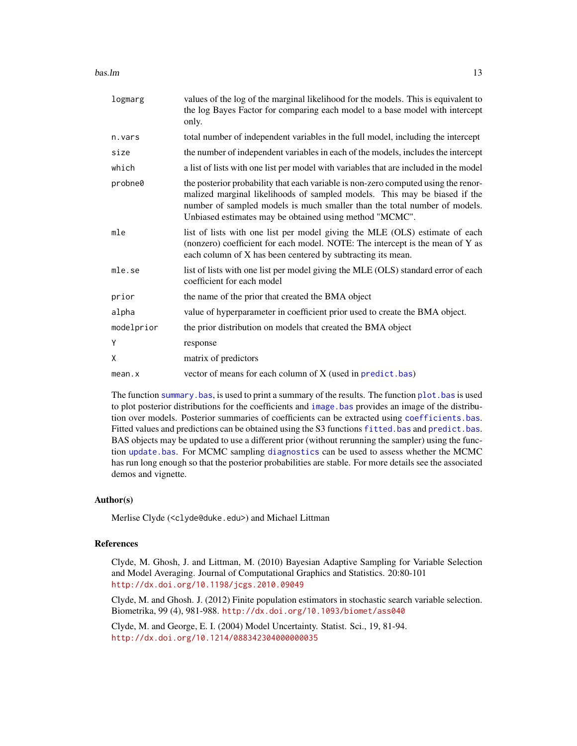| | |
|---|---|
| logmarg | values of the log of the marginal likelihood for the models. This is equivalent to the log Bayes Factor for comparing each model to a base model with intercept only. |
| n.vars | total number of independent variables in the full model, including the intercept |
| size | the number of independent variables in each of the models, includes the intercept |
| which | a list of lists with one list per model with variables that are included in the model |
| probne0 | the posterior probability that each variable is non-zero computed using the renormalized marginal likelihoods of sampled models. This may be biased if the number of sampled models is much smaller than the total number of models. Unbiased estimates may be obtained using method "MCMC". |
| mle | list of lists with one list per model giving the MLE (OLS) estimate of each (nonzero) coefficient for each model. NOTE: The intercept is the mean of Y as each column of X has been centered by subtracting its mean. |
| mle.se | list of lists with one list per model giving the MLE (OLS) standard error of each coefficient for each model |
| prior | the name of the prior that created the BMA object |
| alpha | value of hyperparameter in coefficient prior used to create the BMA object. |
| modelprior | the prior distribution on models that created the BMA object |
| Y | response |
| X | matrix of predictors |
| mean.x | vector of means for each column of X (used in `predict.bas`) |

The function `summary.bas`, is used to print a summary of the results. The function `plot.bas` is used to plot posterior distributions for the coefficients and `image.bas` provides an image of the distribution over models. Posterior summaries of coefficients can be extracted using `coefficients.bas`. Fitted values and predictions can be obtained using the S3 functions `fitted.bas` and `predict.bas`. BAS objects may be updated to use a different prior (without rerunning the sampler) using the function `update.bas`. For MCMC sampling `diagnostics` can be used to assess whether the MCMC has run long enough so that the posterior probabilities are stable. For more details see the associated demos and vignette.

## Author(s)

Merlise Clyde (<clyde@duke.edu>) and Michael Littman

## References

Clyde, M. Ghosh, J. and Littman, M. (2010) Bayesian Adaptive Sampling for Variable Selection and Model Averaging. Journal of Computational Graphics and Statistics. 20:80-101 http://dx.doi.org/10.1198/jcgs.2010.09049

Clyde, M. and Ghosh. J. (2012) Finite population estimators in stochastic search variable selection. Biometrika, 99 (4), 981-988. http://dx.doi.org/10.1093/biomet/ass040

Clyde, M. and George, E. I. (2004) Model Uncertainty. Statist. Sci., 19, 81-94. http://dx.doi.org/10.1214/088342304000000035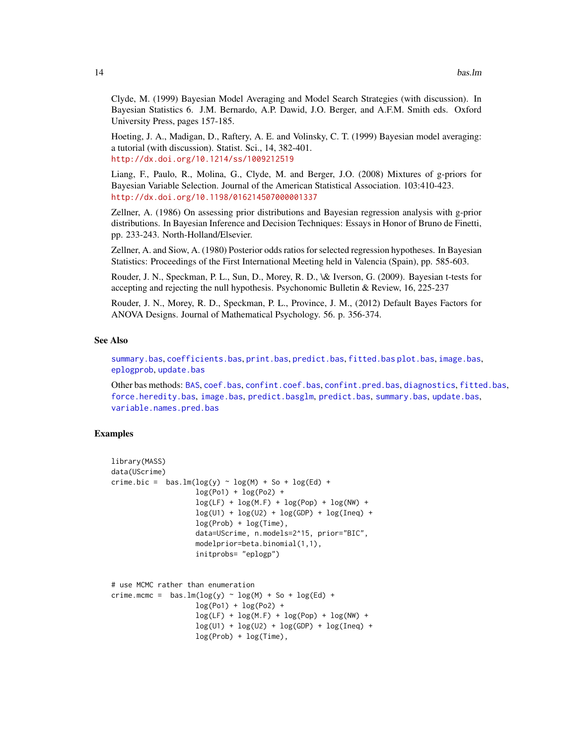Clyde, M. (1999) Bayesian Model Averaging and Model Search Strategies (with discussion). In Bayesian Statistics 6. J.M. Bernardo, A.P. Dawid, J.O. Berger, and A.F.M. Smith eds. Oxford University Press, pages 157-185.

Hoeting, J. A., Madigan, D., Raftery, A. E. and Volinsky, C. T. (1999) Bayesian model averaging: a tutorial (with discussion). Statist. Sci., 14, 382-401.
http://dx.doi.org/10.1214/ss/1009212519

Liang, F., Paulo, R., Molina, G., Clyde, M. and Berger, J.O. (2008) Mixtures of g-priors for Bayesian Variable Selection. Journal of the American Statistical Association. 103:410-423.
http://dx.doi.org/10.1198/016214507000001337

Zellner, A. (1986) On assessing prior distributions and Bayesian regression analysis with g-prior distributions. In Bayesian Inference and Decision Techniques: Essays in Honor of Bruno de Finetti, pp. 233-243. North-Holland/Elsevier.

Zellner, A. and Siow, A. (1980) Posterior odds ratios for selected regression hypotheses. In Bayesian Statistics: Proceedings of the First International Meeting held in Valencia (Spain), pp. 585-603.

Rouder, J. N., Speckman, P. L., Sun, D., Morey, R. D., \& Iverson, G. (2009). Bayesian t-tests for accepting and rejecting the null hypothesis. Psychonomic Bulletin & Review, 16, 225-237

Rouder, J. N., Morey, R. D., Speckman, P. L., Province, J. M., (2012) Default Bayes Factors for ANOVA Designs. Journal of Mathematical Psychology. 56. p. 356-374.

## See Also

summary.bas, coefficients.bas, print.bas, predict.bas, fitted.bas plot.bas, image.bas, eplogprob, update.bas

Other bas methods: BAS, coef.bas, confint.coef.bas, confint.pred.bas, diagnostics, fitted.bas, force.heredity.bas, image.bas, predict.basglm, predict.bas, summary.bas, update.bas, variable.names.pred.bas

## Examples

```
library(MASS)
data(UScrime)
crime.bic =  bas.lm(log(y) ~ log(M) + So + log(Ed) +
                   log(Po1) + log(Po2) +
                   log(LF) + log(M.F) + log(Pop) + log(NW) +
                   log(U1) + log(U2) + log(GDP) + log(Ineq) +
                   log(Prob) + log(Time),
                   data=UScrime, n.models=2^15, prior="BIC",
                   modelprior=beta.binomial(1,1),
                   initprobs= "eplogp")


# use MCMC rather than enumeration
crime.mcmc =  bas.lm(log(y) ~ log(M) + So + log(Ed) +
                   log(Po1) + log(Po2) +
                   log(LF) + log(M.F) + log(Pop) + log(NW) +
                   log(U1) + log(U2) + log(GDP) + log(Ineq) +
                   log(Prob) + log(Time),
```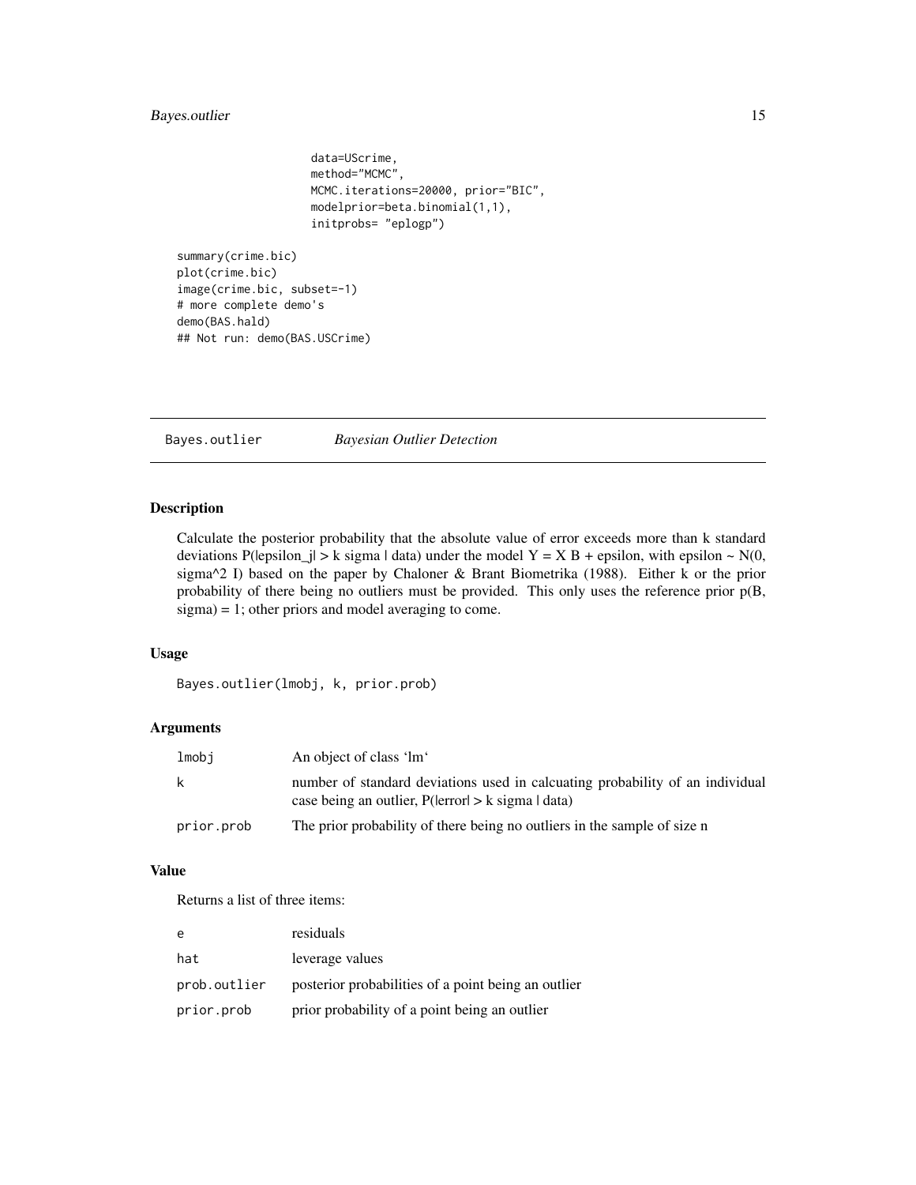```
                    data=UScrime,
                    method="MCMC",
                    MCMC.iterations=20000, prior="BIC",
                    modelprior=beta.binomial(1,1),
                    initprobs= "eplogp")

summary(crime.bic)
plot(crime.bic)
image(crime.bic, subset=-1)
# more complete demo's
demo(BAS.hald)
## Not run: demo(BAS.USCrime)
```

---

## Bayes.outlier *Bayesian Outlier Detection*

---

### Description

Calculate the posterior probability that the absolute value of error exceeds more than k standard deviations P(|epsilon_j| > k sigma | data) under the model Y = X B + epsilon, with epsilon ~ N(0, sigma^2 I) based on the paper by Chaloner & Brant Biometrika (1988). Either k or the prior probability of there being no outliers must be provided. This only uses the reference prior p(B, sigma) = 1; other priors and model averaging to come.

### Usage

```
Bayes.outlier(lmobj, k, prior.prob)
```

### Arguments

| | |
|---|---|
| `lmobj` | An object of class 'lm' |
| `k` | number of standard deviations used in calcuating probability of an individual case being an outlier, P(\|error\| > k sigma \| data) |
| `prior.prob` | The prior probability of there being no outliers in the sample of size n |

### Value

Returns a list of three items:

| | |
|---|---|
| `e` | residuals |
| `hat` | leverage values |
| `prob.outlier` | posterior probabilities of a point being an outlier |
| `prior.prob` | prior probability of a point being an outlier |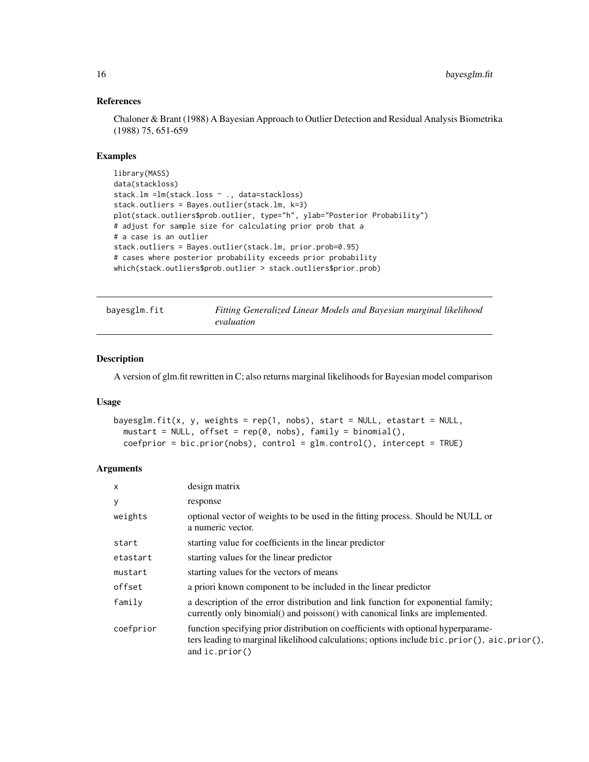## References

Chaloner & Brant (1988) A Bayesian Approach to Outlier Detection and Residual Analysis Biometrika (1988) 75, 651-659

## Examples

```
library(MASS)
data(stackloss)
stack.lm =lm(stack.loss ~ ., data=stackloss)
stack.outliers = Bayes.outlier(stack.lm, k=3)
plot(stack.outliers$prob.outlier, type="h", ylab="Posterior Probability")
# adjust for sample size for calculating prior prob that a
# a case is an outlier
stack.outliers = Bayes.outlier(stack.lm, prior.prob=0.95)
# cases where posterior probability exceeds prior probability
which(stack.outliers$prob.outlier > stack.outliers$prior.prob)
```

---

# bayesglm.fit — *Fitting Generalized Linear Models and Bayesian marginal likelihood evaluation*

## Description

A version of glm.fit rewritten in C; also returns marginal likelihoods for Bayesian model comparison

## Usage

```
bayesglm.fit(x, y, weights = rep(1, nobs), start = NULL, etastart = NULL,
  mustart = NULL, offset = rep(0, nobs), family = binomial(),
  coefprior = bic.prior(nobs), control = glm.control(), intercept = TRUE)
```

## Arguments

| | |
|---|---|
| x | design matrix |
| y | response |
| weights | optional vector of weights to be used in the fitting process. Should be NULL or a numeric vector. |
| start | starting value for coefficients in the linear predictor |
| etastart | starting values for the linear predictor |
| mustart | starting values for the vectors of means |
| offset | a priori known component to be included in the linear predictor |
| family | a description of the error distribution and link function for exponential family; currently only binomial() and poisson() with canonical links are implemented. |
| coefprior | function specifying prior distribution on coefficients with optional hyperparameters leading to marginal likelihood calculations; options include bic.prior(), aic.prior(), and ic.prior() |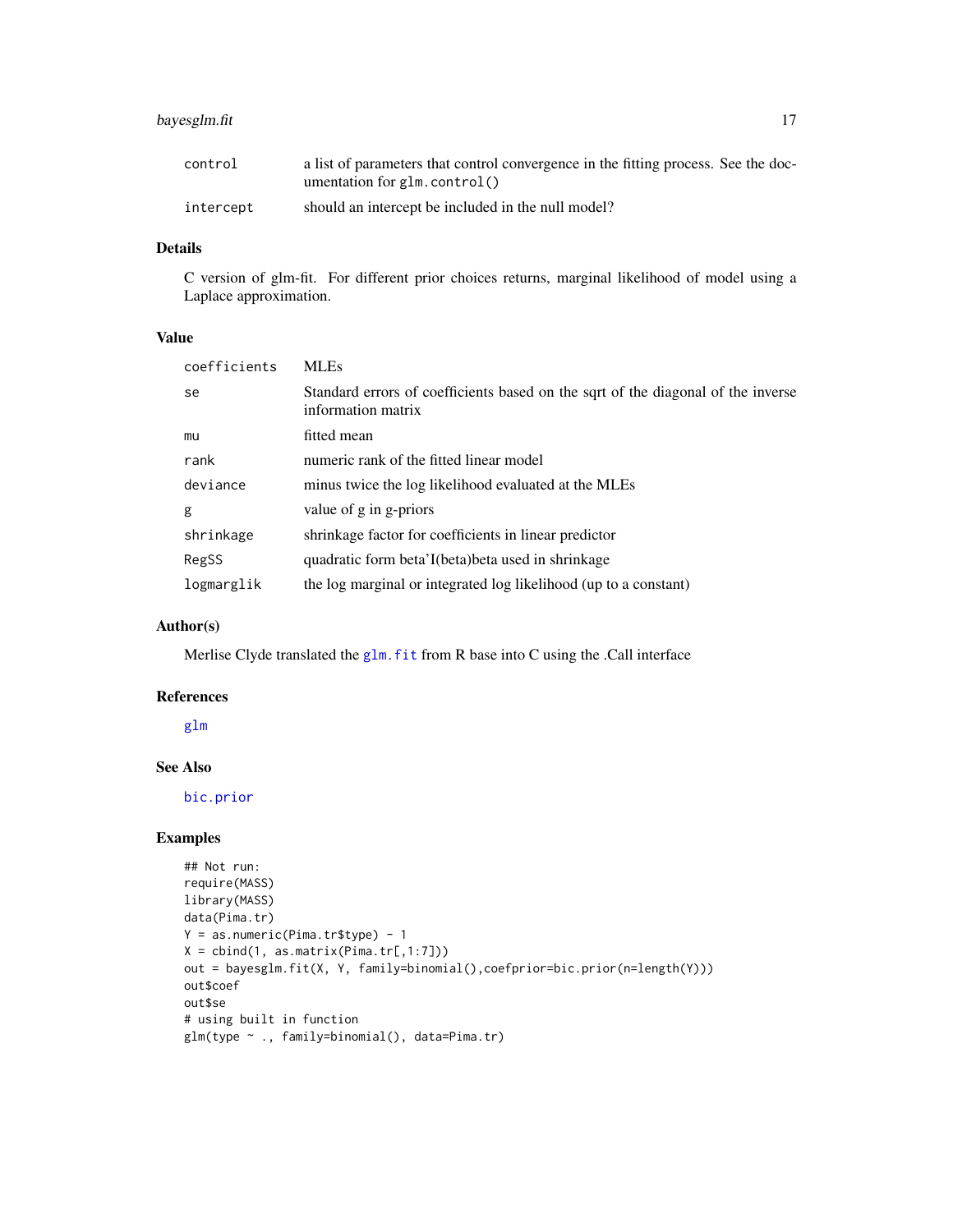| | |
|---|---|
| control | a list of parameters that control convergence in the fitting process. See the documentation for glm.control() |
| intercept | should an intercept be included in the null model? |

### Details

C version of glm-fit. For different prior choices returns, marginal likelihood of model using a Laplace approximation.

### Value

| | |
|---|---|
| coefficients | MLEs |
| se | Standard errors of coefficients based on the sqrt of the diagonal of the inverse information matrix |
| mu | fitted mean |
| rank | numeric rank of the fitted linear model |
| deviance | minus twice the log likelihood evaluated at the MLEs |
| g | value of g in g-priors |
| shrinkage | shrinkage factor for coefficients in linear predictor |
| RegSS | quadratic form beta'I(beta)beta used in shrinkage |
| logmarglik | the log marginal or integrated log likelihood (up to a constant) |

### Author(s)

Merlise Clyde translated the glm.fit from R base into C using the .Call interface

### References

glm

### See Also

bic.prior

### Examples

```
## Not run:
require(MASS)
library(MASS)
data(Pima.tr)
Y = as.numeric(Pima.tr$type) - 1
X = cbind(1, as.matrix(Pima.tr[,1:7]))
out = bayesglm.fit(X, Y, family=binomial(),coefprior=bic.prior(n=length(Y)))
out$coef
out$se
# using built in function
glm(type ~ ., family=binomial(), data=Pima.tr)
```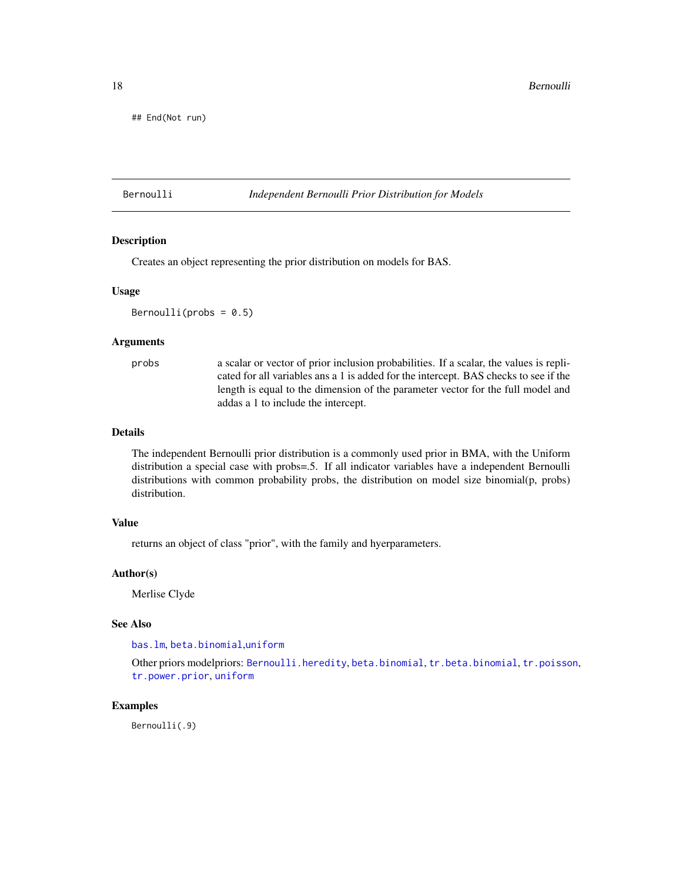```
## End(Not run)
```

---

Bernoulli — *Independent Bernoulli Prior Distribution for Models*

---

### Description

Creates an object representing the prior distribution on models for BAS.

### Usage

```
Bernoulli(probs = 0.5)
```

### Arguments

| | |
|---|---|
| `probs` | a scalar or vector of prior inclusion probabilities. If a scalar, the values is replicated for all variables ans a 1 is added for the intercept. BAS checks to see if the length is equal to the dimension of the parameter vector for the full model and addas a 1 to include the intercept. |

### Details

The independent Bernoulli prior distribution is a commonly used prior in BMA, with the Uniform distribution a special case with probs=.5. If all indicator variables have a independent Bernoulli distributions with common probability probs, the distribution on model size binomial(p, probs) distribution.

### Value

returns an object of class "prior", with the family and hyerparameters.

### Author(s)

Merlise Clyde

### See Also

`bas.lm`, `beta.binomial`,`uniform`

Other priors modelpriors: `Bernoulli.heredity`, `beta.binomial`, `tr.beta.binomial`, `tr.poisson`, `tr.power.prior`, `uniform`

### Examples

```
Bernoulli(.9)
```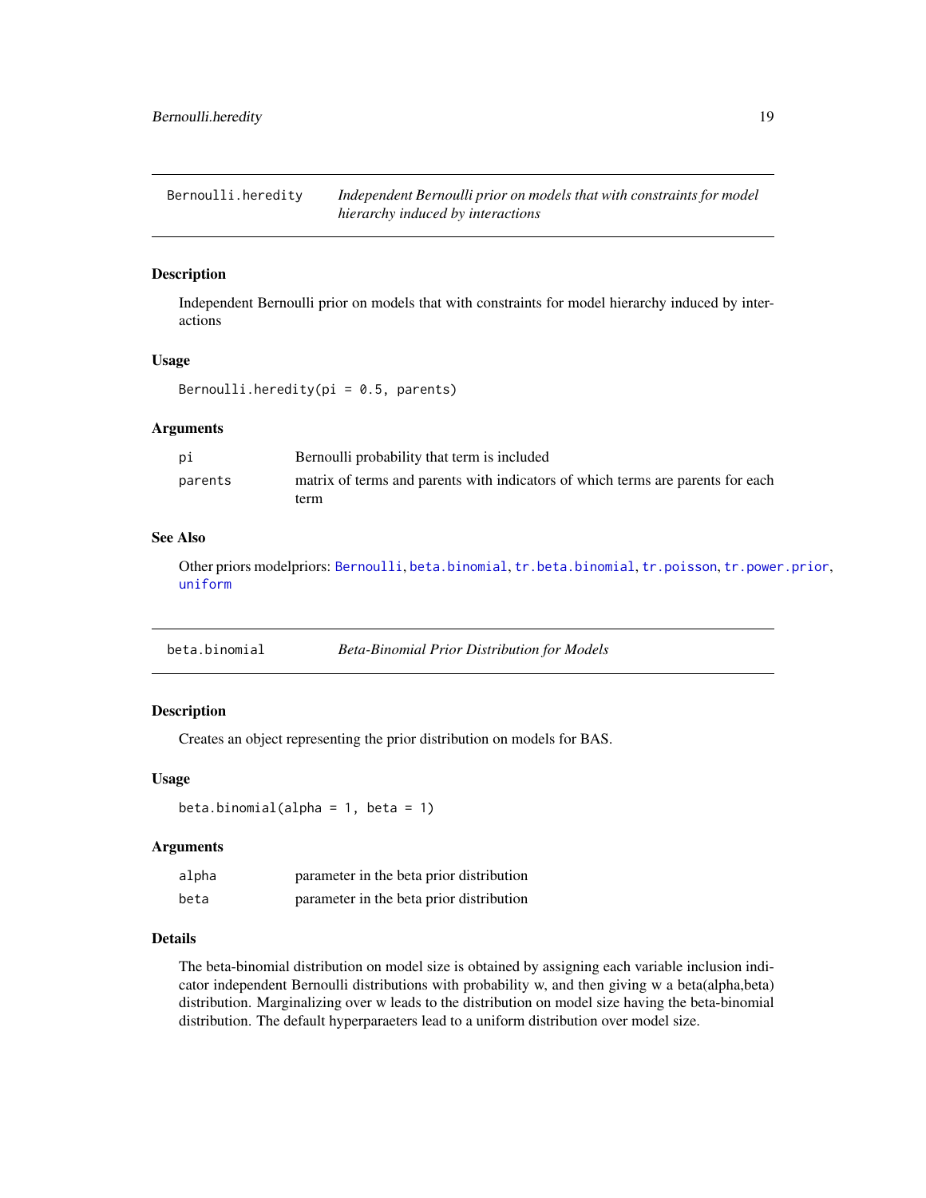## Bernoulli.heredity — *Independent Bernoulli prior on models that with constraints for model hierarchy induced by interactions*

### Description

Independent Bernoulli prior on models that with constraints for model hierarchy induced by interactions

### Usage

```
Bernoulli.heredity(pi = 0.5, parents)
```

### Arguments

| | |
|---|---|
| pi | Bernoulli probability that term is included |
| parents | matrix of terms and parents with indicators of which terms are parents for each term |

### See Also

Other priors modelpriors: Bernoulli, beta.binomial, tr.beta.binomial, tr.poisson, tr.power.prior, uniform

## beta.binomial — *Beta-Binomial Prior Distribution for Models*

### Description

Creates an object representing the prior distribution on models for BAS.

### Usage

```
beta.binomial(alpha = 1, beta = 1)
```

### Arguments

| | |
|---|---|
| alpha | parameter in the beta prior distribution |
| beta | parameter in the beta prior distribution |

### Details

The beta-binomial distribution on model size is obtained by assigning each variable inclusion indicator independent Bernoulli distributions with probability w, and then giving w a beta(alpha,beta) distribution. Marginalizing over w leads to the distribution on model size having the beta-binomial distribution. The default hyperparaeters lead to a uniform distribution over model size.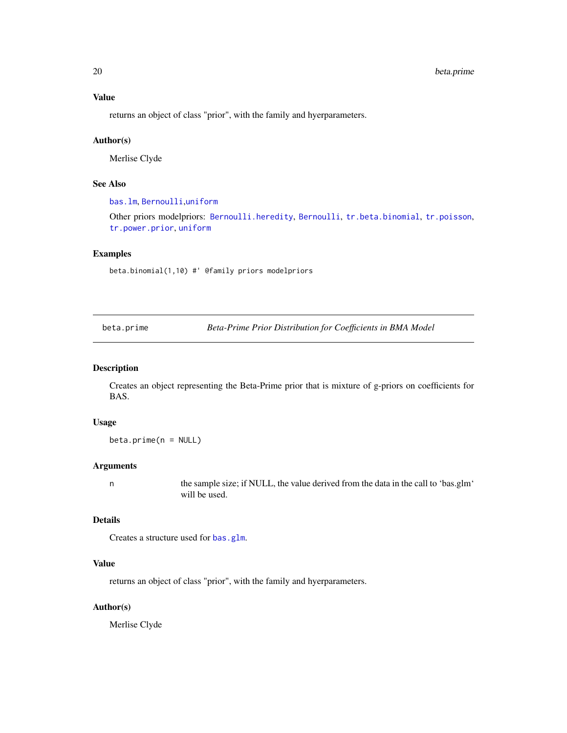## Value

returns an object of class "prior", with the family and hyerparameters.

## Author(s)

Merlise Clyde

## See Also

`bas.lm`, `Bernoulli`,`uniform`

Other priors modelpriors: `Bernoulli.heredity`, `Bernoulli`, `tr.beta.binomial`, `tr.poisson`, `tr.power.prior`, `uniform`

## Examples

```
beta.binomial(1,10) #' @family priors modelpriors
```

---

# beta.prime — *Beta-Prime Prior Distribution for Coefficients in BMA Model*

---

## Description

Creates an object representing the Beta-Prime prior that is mixture of g-priors on coefficients for BAS.

## Usage

```
beta.prime(n = NULL)
```

## Arguments

| | |
|---|---|
| n | the sample size; if NULL, the value derived from the data in the call to 'bas.glm' will be used. |

## Details

Creates a structure used for `bas.glm`.

## Value

returns an object of class "prior", with the family and hyerparameters.

## Author(s)

Merlise Clyde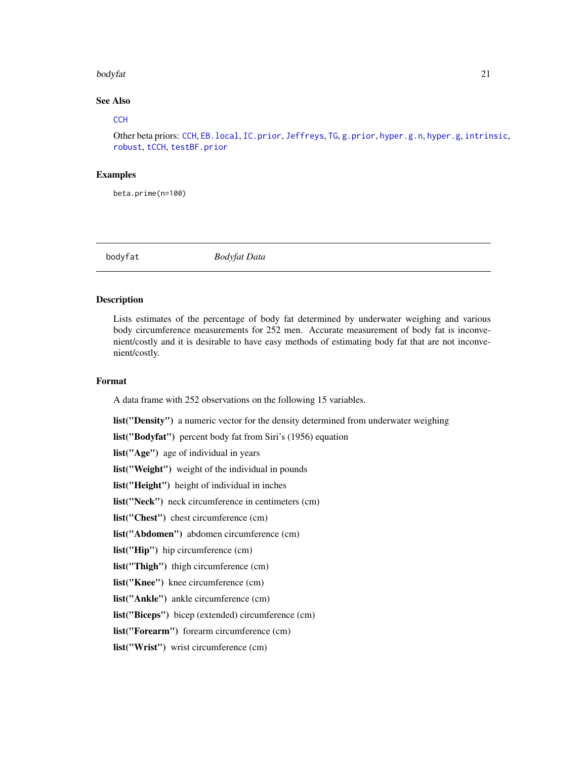### See Also

CCH

Other beta priors: CCH, EB.local, IC.prior, Jeffreys, TG, g.prior, hyper.g.n, hyper.g, intrinsic, robust, tCCH, testBF.prior

### Examples

```
beta.prime(n=100)
```

---

## bodyfat *Bodyfat Data*

---

### Description

Lists estimates of the percentage of body fat determined by underwater weighing and various body circumference measurements for 252 men. Accurate measurement of body fat is inconvenient/costly and it is desirable to have easy methods of estimating body fat that are not inconvenient/costly.

### Format

A data frame with 252 observations on the following 15 variables.

**list("Density")** a numeric vector for the density determined from underwater weighing

**list("Bodyfat")** percent body fat from Siri's (1956) equation

**list("Age")** age of individual in years

**list("Weight")** weight of the individual in pounds

**list("Height")** height of individual in inches

**list("Neck")** neck circumference in centimeters (cm)

**list("Chest")** chest circumference (cm)

**list("Abdomen")** abdomen circumference (cm)

**list("Hip")** hip circumference (cm)

**list("Thigh")** thigh circumference (cm)

**list("Knee")** knee circumference (cm)

**list("Ankle")** ankle circumference (cm)

**list("Biceps")** bicep (extended) circumference (cm)

**list("Forearm")** forearm circumference (cm)

**list("Wrist")** wrist circumference (cm)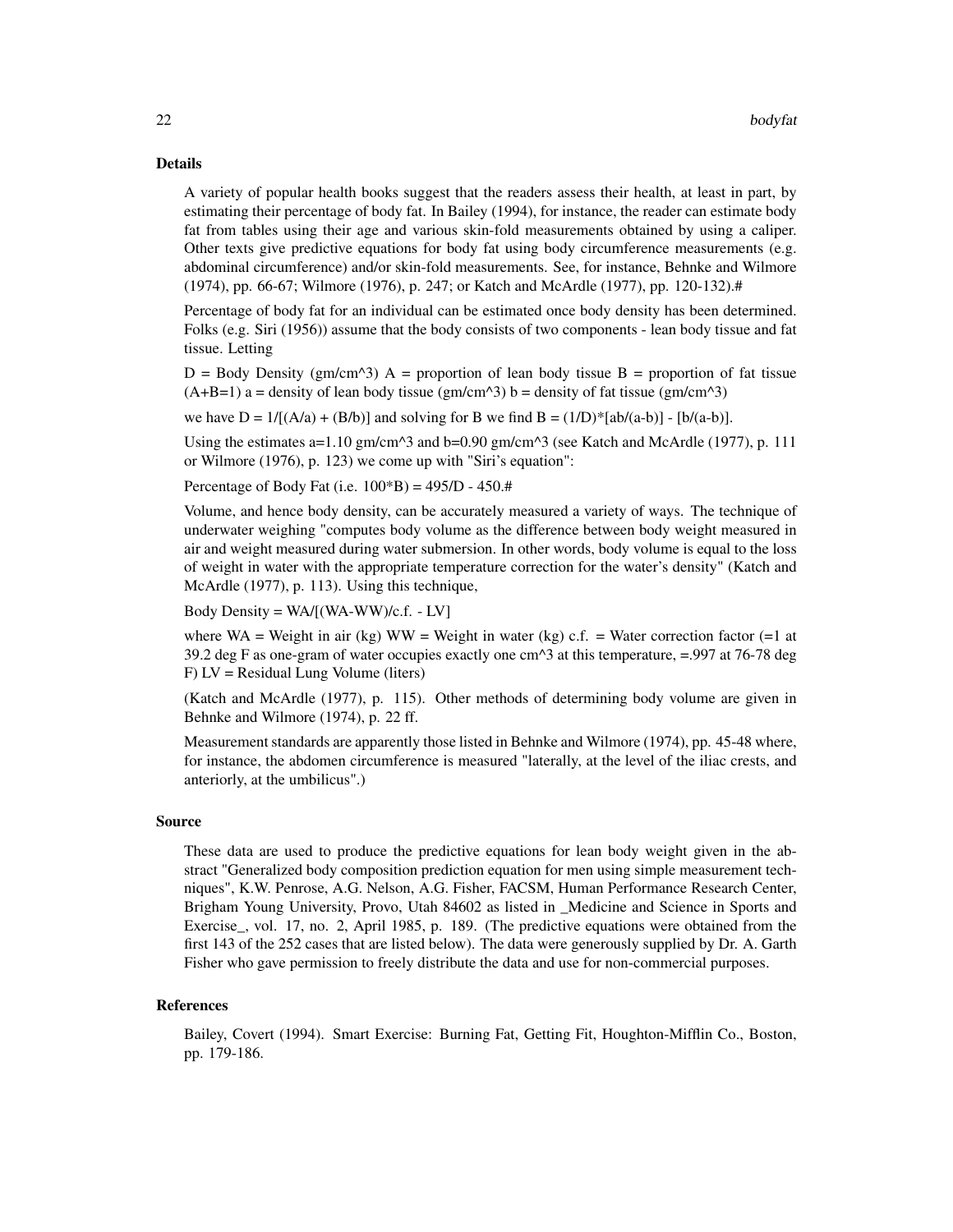### Details

A variety of popular health books suggest that the readers assess their health, at least in part, by estimating their percentage of body fat. In Bailey (1994), for instance, the reader can estimate body fat from tables using their age and various skin-fold measurements obtained by using a caliper. Other texts give predictive equations for body fat using body circumference measurements (e.g. abdominal circumference) and/or skin-fold measurements. See, for instance, Behnke and Wilmore (1974), pp. 66-67; Wilmore (1976), p. 247; or Katch and McArdle (1977), pp. 120-132).#

Percentage of body fat for an individual can be estimated once body density has been determined. Folks (e.g. Siri (1956)) assume that the body consists of two components - lean body tissue and fat tissue. Letting

D = Body Density (gm/cm^3) A = proportion of lean body tissue B = proportion of fat tissue (A+B=1) a = density of lean body tissue (gm/cm^3) b = density of fat tissue (gm/cm^3)

we have D = 1/[(A/a) + (B/b)] and solving for B we find B = (1/D)*[ab/(a-b)] - [b/(a-b)].

Using the estimates a=1.10 gm/cm^3 and b=0.90 gm/cm^3 (see Katch and McArdle (1977), p. 111 or Wilmore (1976), p. 123) we come up with "Siri's equation":

Percentage of Body Fat (i.e. 100*B) = 495/D - 450.#

Volume, and hence body density, can be accurately measured a variety of ways. The technique of underwater weighing "computes body volume as the difference between body weight measured in air and weight measured during water submersion. In other words, body volume is equal to the loss of weight in water with the appropriate temperature correction for the water's density" (Katch and McArdle (1977), p. 113). Using this technique,

Body Density = WA/[(WA-WW)/c.f. - LV]

where WA = Weight in air (kg) WW = Weight in water (kg) c.f. = Water correction factor (=1 at 39.2 deg F as one-gram of water occupies exactly one cm^3 at this temperature, =.997 at 76-78 deg F) LV = Residual Lung Volume (liters)

(Katch and McArdle (1977), p. 115). Other methods of determining body volume are given in Behnke and Wilmore (1974), p. 22 ff.

Measurement standards are apparently those listed in Behnke and Wilmore (1974), pp. 45-48 where, for instance, the abdomen circumference is measured "laterally, at the level of the iliac crests, and anteriorly, at the umbilicus".)

### Source

These data are used to produce the predictive equations for lean body weight given in the abstract "Generalized body composition prediction equation for men using simple measurement techniques", K.W. Penrose, A.G. Nelson, A.G. Fisher, FACSM, Human Performance Research Center, Brigham Young University, Provo, Utah 84602 as listed in _Medicine and Science in Sports and Exercise_, vol. 17, no. 2, April 1985, p. 189. (The predictive equations were obtained from the first 143 of the 252 cases that are listed below). The data were generously supplied by Dr. A. Garth Fisher who gave permission to freely distribute the data and use for non-commercial purposes.

### References

Bailey, Covert (1994). Smart Exercise: Burning Fat, Getting Fit, Houghton-Mifflin Co., Boston, pp. 179-186.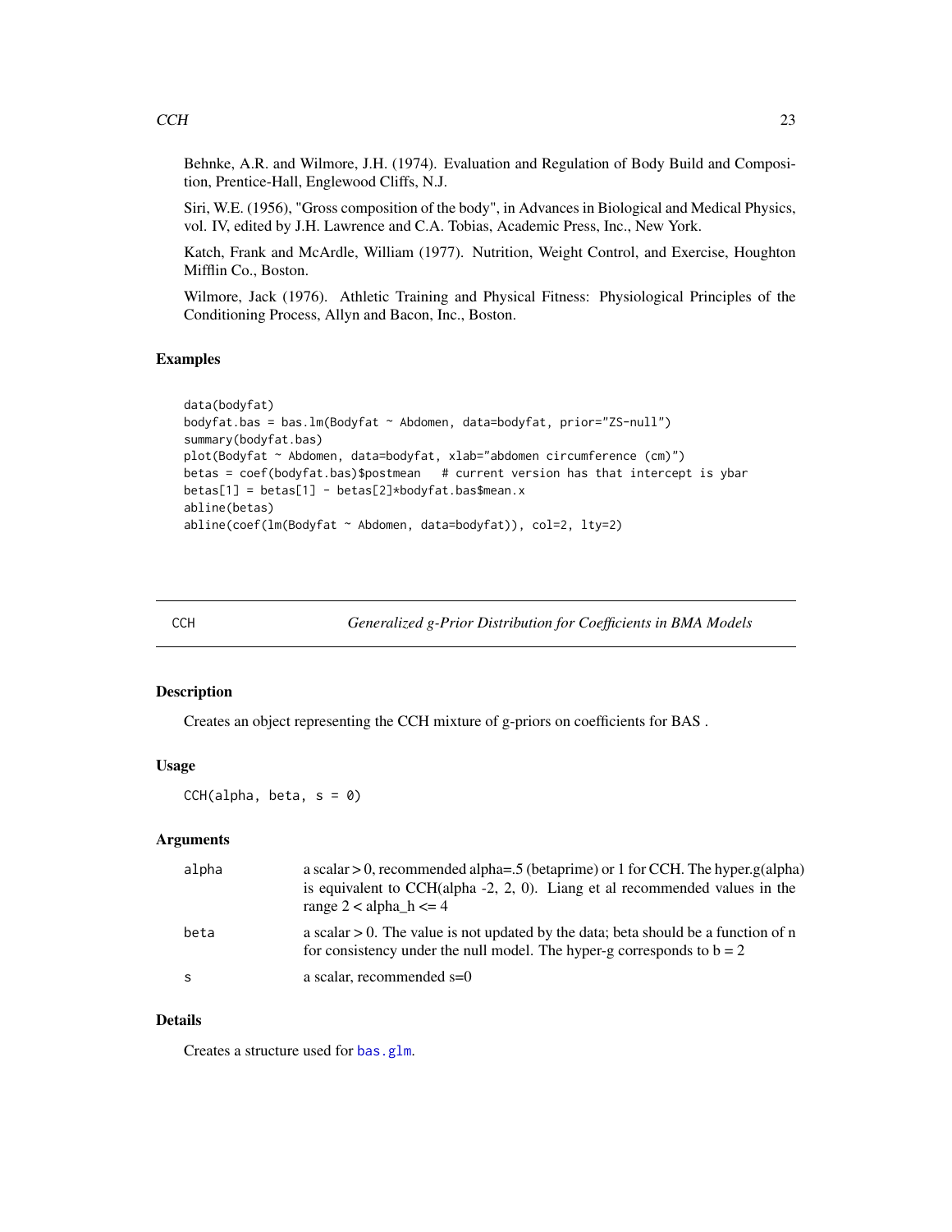Behnke, A.R. and Wilmore, J.H. (1974). Evaluation and Regulation of Body Build and Composition, Prentice-Hall, Englewood Cliffs, N.J.

Siri, W.E. (1956), "Gross composition of the body", in Advances in Biological and Medical Physics, vol. IV, edited by J.H. Lawrence and C.A. Tobias, Academic Press, Inc., New York.

Katch, Frank and McArdle, William (1977). Nutrition, Weight Control, and Exercise, Houghton Mifflin Co., Boston.

Wilmore, Jack (1976). Athletic Training and Physical Fitness: Physiological Principles of the Conditioning Process, Allyn and Bacon, Inc., Boston.

### Examples

```
data(bodyfat)
bodyfat.bas = bas.lm(Bodyfat ~ Abdomen, data=bodyfat, prior="ZS-null")
summary(bodyfat.bas)
plot(Bodyfat ~ Abdomen, data=bodyfat, xlab="abdomen circumference (cm)")
betas = coef(bodyfat.bas)$postmean   # current version has that intercept is ybar
betas[1] = betas[1] - betas[2]*bodyfat.bas$mean.x
abline(betas)
abline(coef(lm(Bodyfat ~ Abdomen, data=bodyfat)), col=2, lty=2)
```

---

## CCH — *Generalized g-Prior Distribution for Coefficients in BMA Models*

### Description

Creates an object representing the CCH mixture of g-priors on coefficients for BAS .

### Usage

```
CCH(alpha, beta, s = 0)
```

### Arguments

| | |
|---|---|
| `alpha` | a scalar > 0, recommended alpha=.5 (betaprime) or 1 for CCH. The hyper.g(alpha) is equivalent to CCH(alpha -2, 2, 0). Liang et al recommended values in the range 2 < alpha_h <= 4 |
| `beta` | a scalar > 0. The value is not updated by the data; beta should be a function of n for consistency under the null model. The hyper-g corresponds to b = 2 |
| `s` | a scalar, recommended s=0 |

### Details

Creates a structure used for `bas.glm`.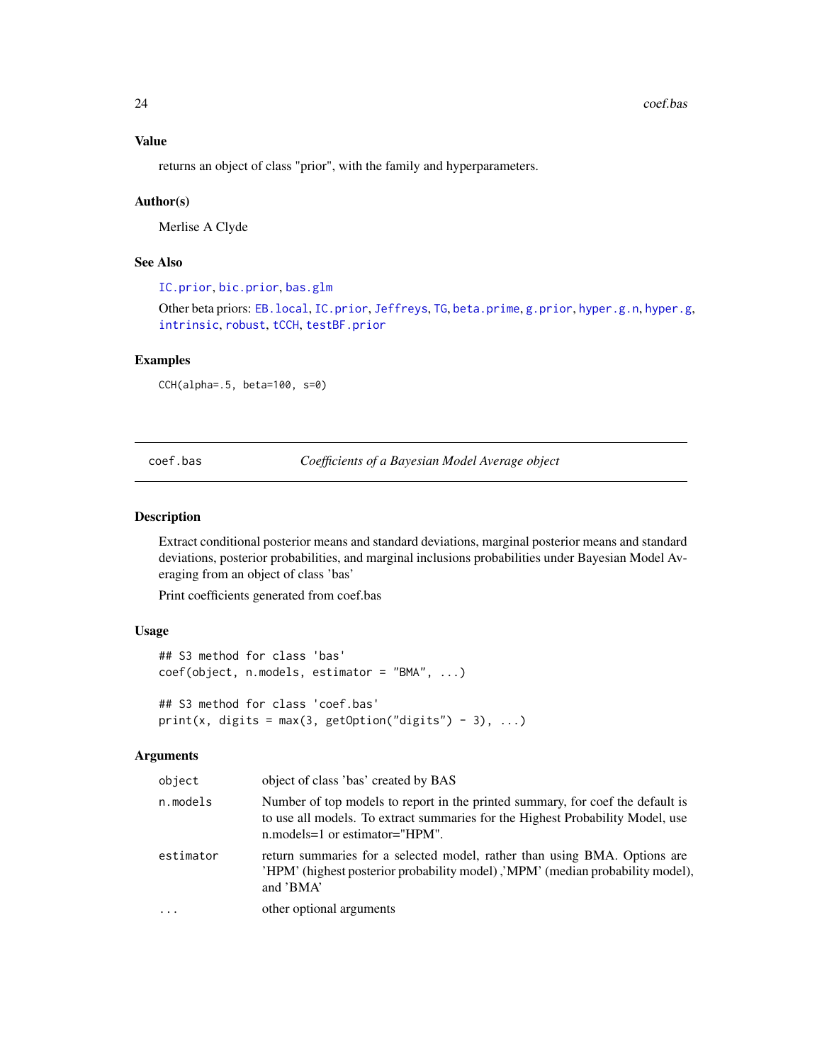### Value

returns an object of class "prior", with the family and hyperparameters.

### Author(s)

Merlise A Clyde

### See Also

IC.prior, bic.prior, bas.glm

Other beta priors: EB.local, IC.prior, Jeffreys, TG, beta.prime, g.prior, hyper.g.n, hyper.g, intrinsic, robust, tCCH, testBF.prior

### Examples

```
CCH(alpha=.5, beta=100, s=0)
```

---

## coef.bas — *Coefficients of a Bayesian Model Average object*

---

### Description

Extract conditional posterior means and standard deviations, marginal posterior means and standard deviations, posterior probabilities, and marginal inclusions probabilities under Bayesian Model Averaging from an object of class 'bas'

Print coefficients generated from coef.bas

### Usage

```
## S3 method for class 'bas'
coef(object, n.models, estimator = "BMA", ...)

## S3 method for class 'coef.bas'
print(x, digits = max(3, getOption("digits") - 3), ...)
```

### Arguments

| | |
|---|---|
| object | object of class 'bas' created by BAS |
| n.models | Number of top models to report in the printed summary, for coef the default is to use all models. To extract summaries for the Highest Probability Model, use n.models=1 or estimator="HPM". |
| estimator | return summaries for a selected model, rather than using BMA. Options are 'HPM' (highest posterior probability model) ,'MPM' (median probability model), and 'BMA' |
| ... | other optional arguments |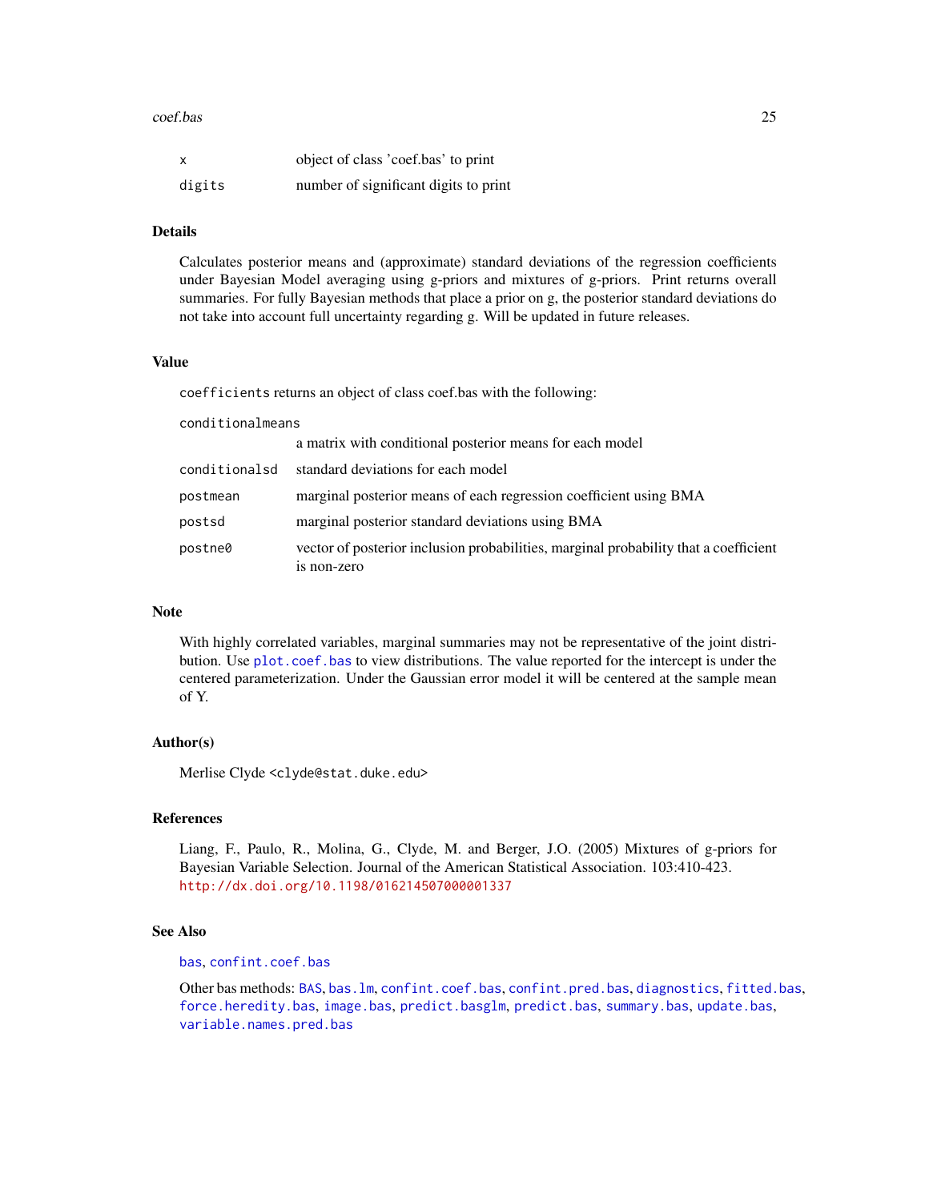| | |
|---|---|
| x | object of class 'coef.bas' to print |
| digits | number of significant digits to print |

### Details

Calculates posterior means and (approximate) standard deviations of the regression coefficients under Bayesian Model averaging using g-priors and mixtures of g-priors. Print returns overall summaries. For fully Bayesian methods that place a prior on g, the posterior standard deviations do not take into account full uncertainty regarding g. Will be updated in future releases.

### Value

`coefficients` returns an object of class coef.bas with the following:

| | |
|---|---|
| conditionalmeans | a matrix with conditional posterior means for each model |
| conditionalsd | standard deviations for each model |
| postmean | marginal posterior means of each regression coefficient using BMA |
| postsd | marginal posterior standard deviations using BMA |
| postne0 | vector of posterior inclusion probabilities, marginal probability that a coefficient is non-zero |

### Note

With highly correlated variables, marginal summaries may not be representative of the joint distribution. Use `plot.coef.bas` to view distributions. The value reported for the intercept is under the centered parameterization. Under the Gaussian error model it will be centered at the sample mean of Y.

### Author(s)

Merlise Clyde <clyde@stat.duke.edu>

### References

Liang, F., Paulo, R., Molina, G., Clyde, M. and Berger, J.O. (2005) Mixtures of g-priors for Bayesian Variable Selection. Journal of the American Statistical Association. 103:410-423.
http://dx.doi.org/10.1198/016214507000001337

### See Also

`bas`, `confint.coef.bas`

Other bas methods: `BAS`, `bas.lm`, `confint.coef.bas`, `confint.pred.bas`, `diagnostics`, `fitted.bas`, `force.heredity.bas`, `image.bas`, `predict.basglm`, `predict.bas`, `summary.bas`, `update.bas`, `variable.names.pred.bas`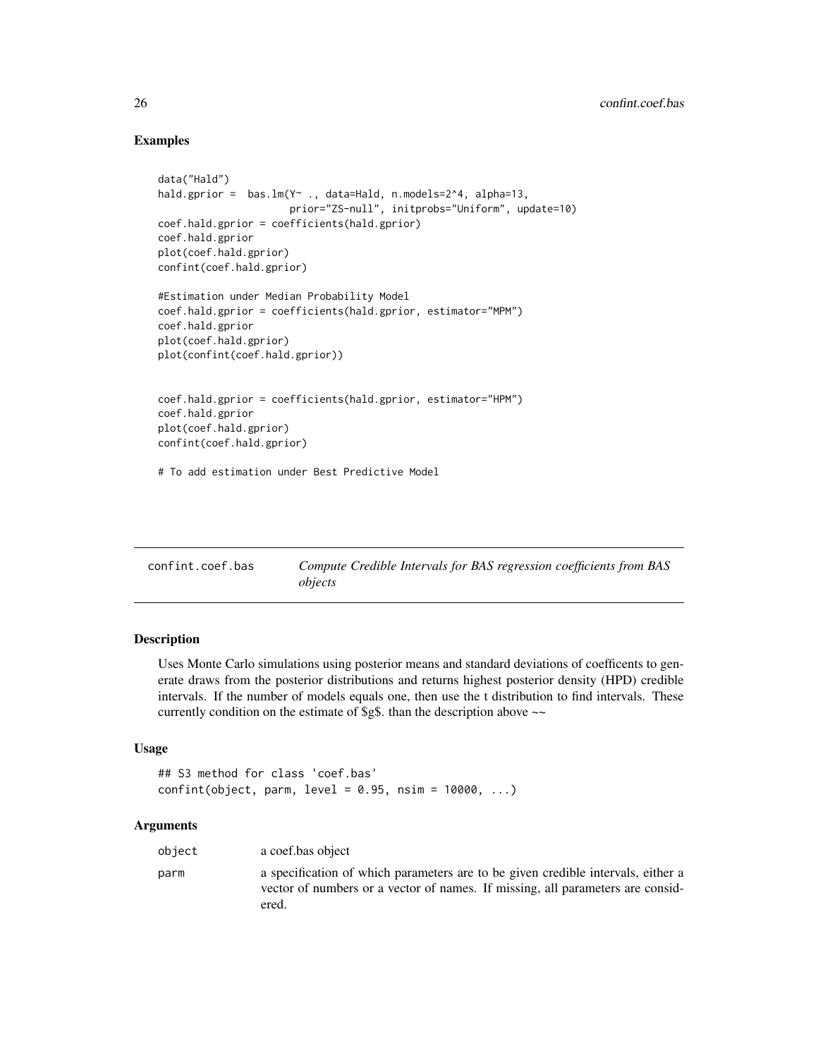## Examples

```
data("Hald")
hald.gprior =  bas.lm(Y~ ., data=Hald, n.models=2^4, alpha=13,
                      prior="ZS-null", initprobs="Uniform", update=10)
coef.hald.gprior = coefficients(hald.gprior)
coef.hald.gprior
plot(coef.hald.gprior)
confint(coef.hald.gprior)

#Estimation under Median Probability Model
coef.hald.gprior = coefficients(hald.gprior, estimator="MPM")
coef.hald.gprior
plot(coef.hald.gprior)
plot(confint(coef.hald.gprior))


coef.hald.gprior = coefficients(hald.gprior, estimator="HPM")
coef.hald.gprior
plot(coef.hald.gprior)
confint(coef.hald.gprior)

# To add estimation under Best Predictive Model
```

---

# confint.coef.bas — *Compute Credible Intervals for BAS regression coefficients from BAS objects*

## Description

Uses Monte Carlo simulations using posterior means and standard deviations of coefficents to generate draws from the posterior distributions and returns highest posterior density (HPD) credible intervals. If the number of models equals one, then use the t distribution to find intervals. These currently condition on the estimate of $g$. than the description above ~~

## Usage

```
## S3 method for class 'coef.bas'
confint(object, parm, level = 0.95, nsim = 10000, ...)
```

## Arguments

| | |
|---|---|
| object | a coef.bas object |
| parm | a specification of which parameters are to be given credible intervals, either a vector of numbers or a vector of names. If missing, all parameters are considered. |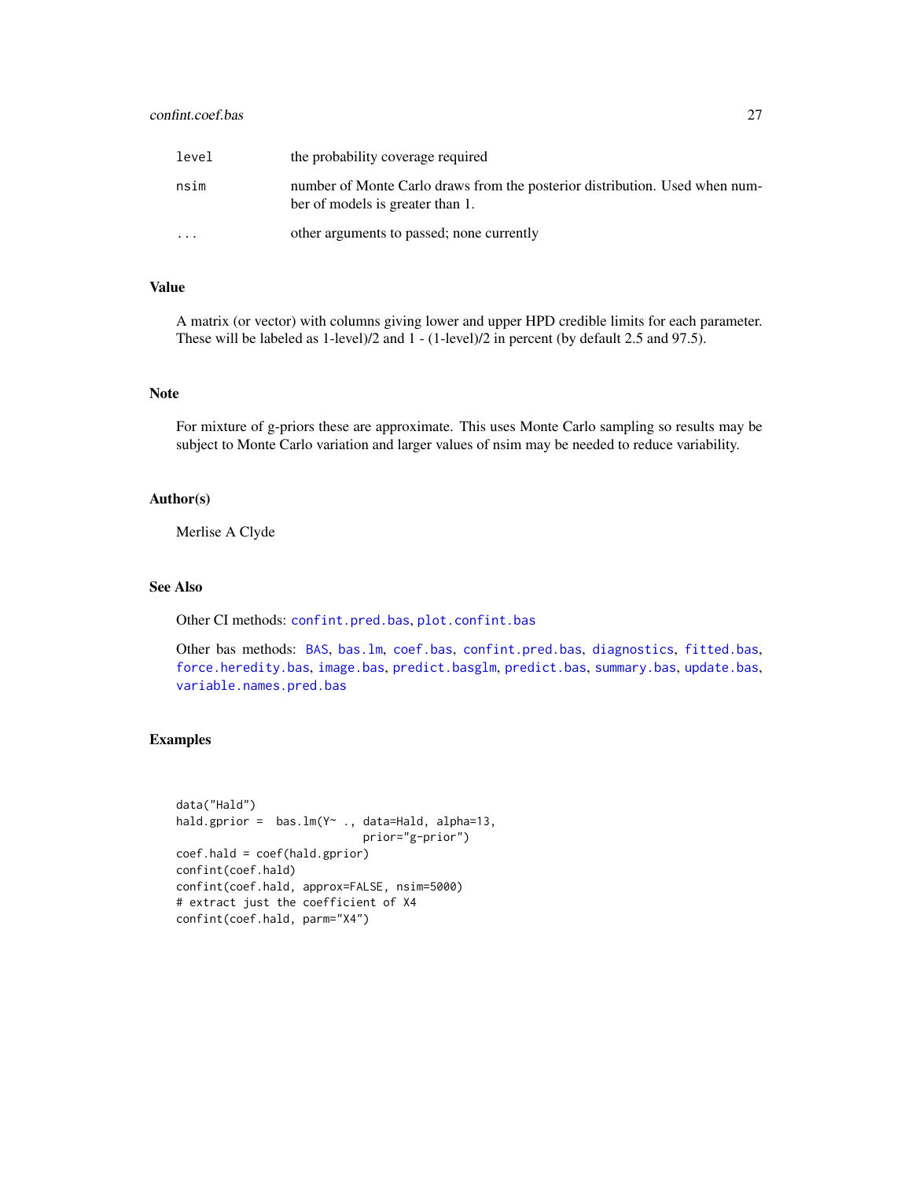| | |
|---|---|
| level | the probability coverage required |
| nsim | number of Monte Carlo draws from the posterior distribution. Used when number of models is greater than 1. |
| ... | other arguments to passed; none currently |

## Value

A matrix (or vector) with columns giving lower and upper HPD credible limits for each parameter. These will be labeled as 1-level)/2 and 1 - (1-level)/2 in percent (by default 2.5 and 97.5).

## Note

For mixture of g-priors these are approximate. This uses Monte Carlo sampling so results may be subject to Monte Carlo variation and larger values of nsim may be needed to reduce variability.

## Author(s)

Merlise A Clyde

## See Also

Other CI methods: `confint.pred.bas`, `plot.confint.bas`

Other bas methods: `BAS`, `bas.lm`, `coef.bas`, `confint.pred.bas`, `diagnostics`, `fitted.bas`, `force.heredity.bas`, `image.bas`, `predict.basglm`, `predict.bas`, `summary.bas`, `update.bas`, `variable.names.pred.bas`

## Examples

```
data("Hald")
hald.gprior =  bas.lm(Y~ ., data=Hald, alpha=13,
                      prior="g-prior")
coef.hald = coef(hald.gprior)
confint(coef.hald)
confint(coef.hald, approx=FALSE, nsim=5000)
# extract just the coefficient of X4
confint(coef.hald, parm="X4")
```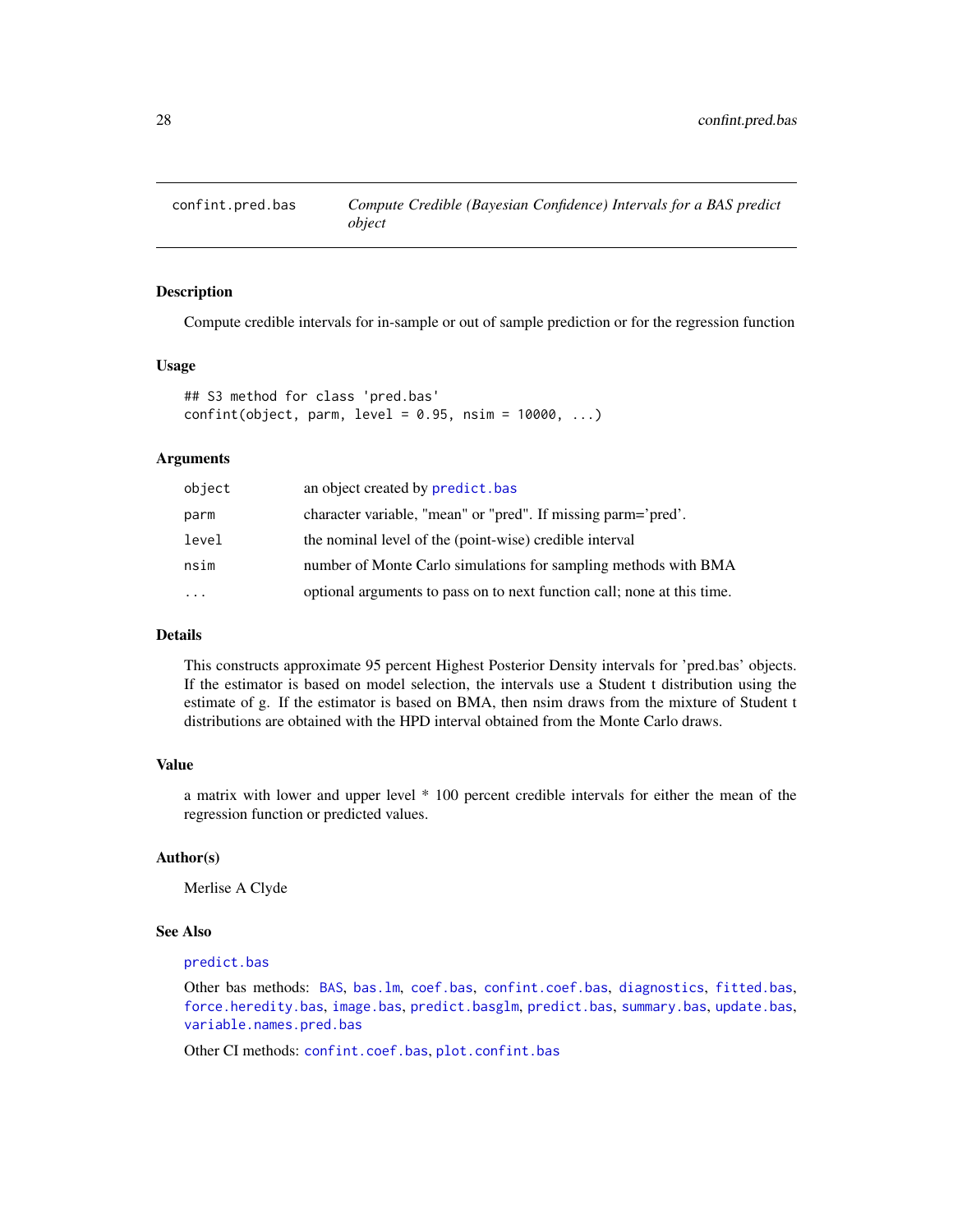# confint.pred.bas — *Compute Credible (Bayesian Confidence) Intervals for a BAS predict object*

## Description

Compute credible intervals for in-sample or out of sample prediction or for the regression function

## Usage

```
## S3 method for class 'pred.bas'
confint(object, parm, level = 0.95, nsim = 10000, ...)
```

## Arguments

| | |
|---|---|
| `object` | an object created by `predict.bas` |
| `parm` | character variable, "mean" or "pred". If missing parm='pred'. |
| `level` | the nominal level of the (point-wise) credible interval |
| `nsim` | number of Monte Carlo simulations for sampling methods with BMA |
| `...` | optional arguments to pass on to next function call; none at this time. |

## Details

This constructs approximate 95 percent Highest Posterior Density intervals for 'pred.bas' objects. If the estimator is based on model selection, the intervals use a Student t distribution using the estimate of g. If the estimator is based on BMA, then nsim draws from the mixture of Student t distributions are obtained with the HPD interval obtained from the Monte Carlo draws.

## Value

a matrix with lower and upper level * 100 percent credible intervals for either the mean of the regression function or predicted values.

## Author(s)

Merlise A Clyde

## See Also

`predict.bas`

Other bas methods: `BAS`, `bas.lm`, `coef.bas`, `confint.coef.bas`, `diagnostics`, `fitted.bas`, `force.heredity.bas`, `image.bas`, `predict.basglm`, `predict.bas`, `summary.bas`, `update.bas`, `variable.names.pred.bas`

Other CI methods: `confint.coef.bas`, `plot.confint.bas`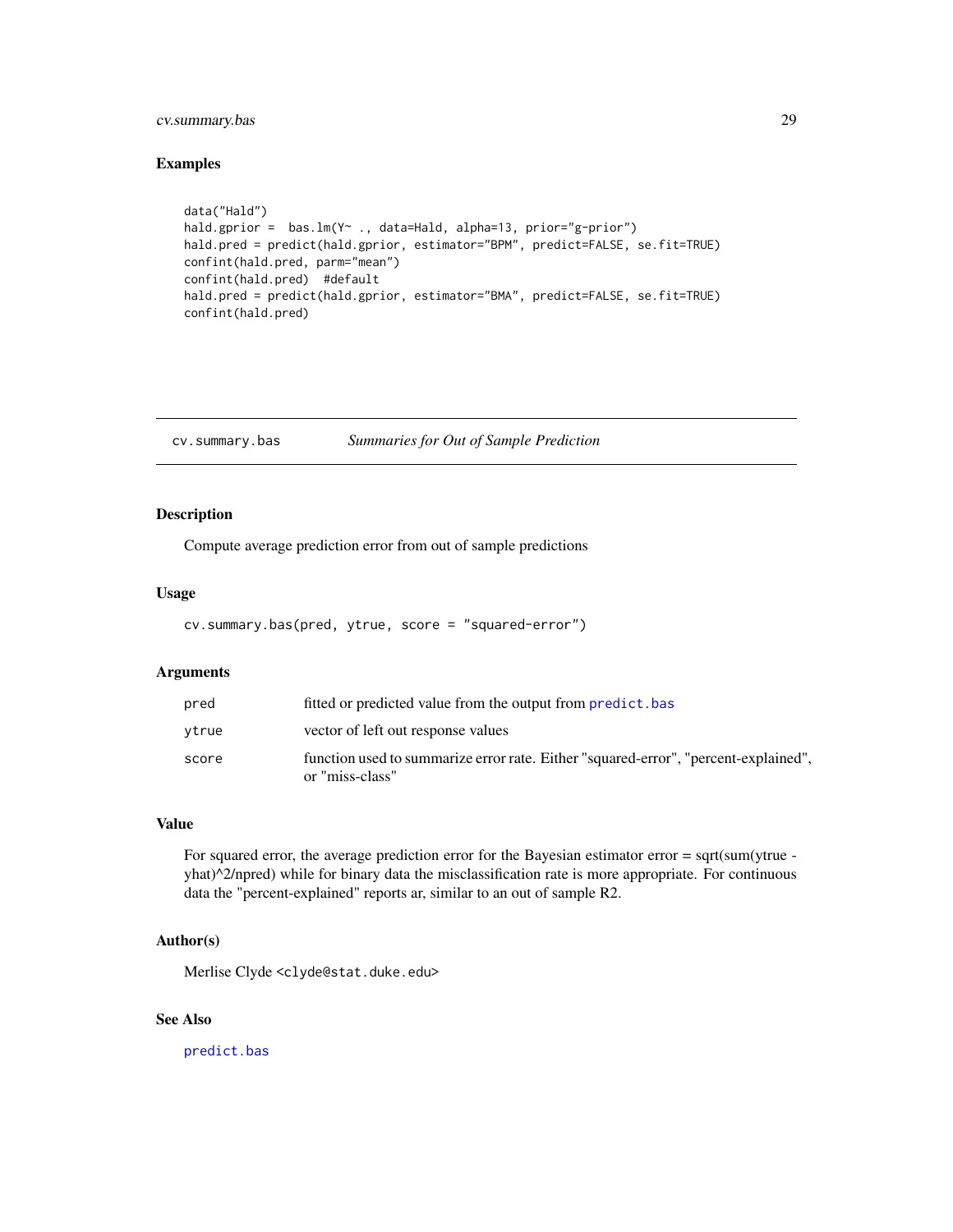## Examples

```
data("Hald")
hald.gprior =  bas.lm(Y~ ., data=Hald, alpha=13, prior="g-prior")
hald.pred = predict(hald.gprior, estimator="BPM", predict=FALSE, se.fit=TRUE)
confint(hald.pred, parm="mean")
confint(hald.pred)  #default
hald.pred = predict(hald.gprior, estimator="BMA", predict=FALSE, se.fit=TRUE)
confint(hald.pred)
```

---

# cv.summary.bas *Summaries for Out of Sample Prediction*

## Description

Compute average prediction error from out of sample predictions

## Usage

```
cv.summary.bas(pred, ytrue, score = "squared-error")
```

## Arguments

| | |
|---|---|
| pred | fitted or predicted value from the output from predict.bas |
| ytrue | vector of left out response values |
| score | function used to summarize error rate. Either "squared-error", "percent-explained", or "miss-class" |

## Value

For squared error, the average prediction error for the Bayesian estimator error = sqrt(sum(ytrue - yhat)^2/npred) while for binary data the misclassification rate is more appropriate. For continuous data the "percent-explained" reports ar, similar to an out of sample R2.

## Author(s)

Merlise Clyde <clyde@stat.duke.edu>

## See Also

predict.bas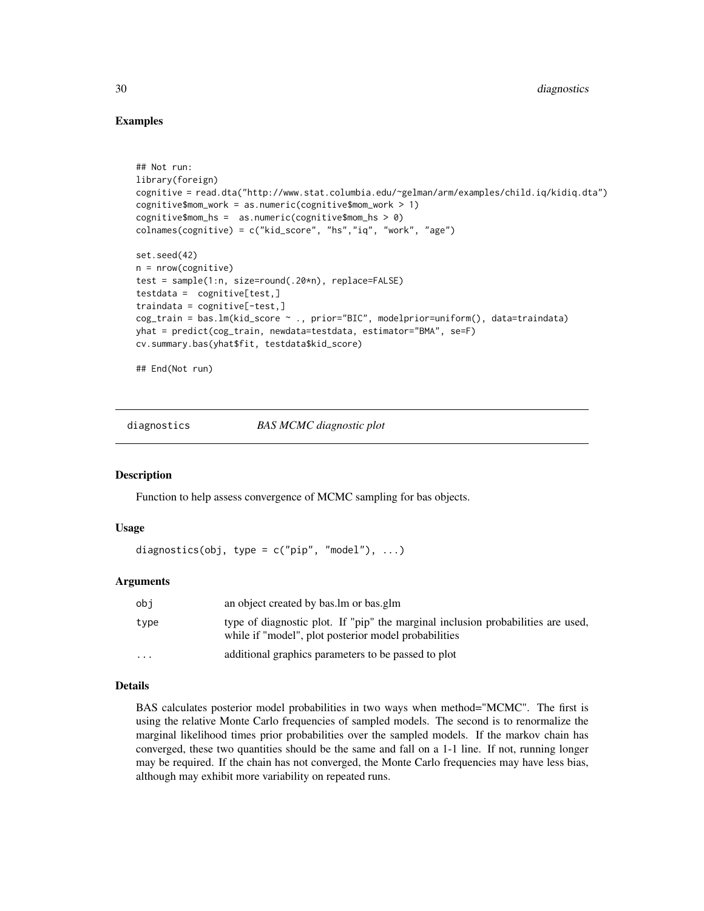### Examples

```
## Not run:
library(foreign)
cognitive = read.dta("http://www.stat.columbia.edu/~gelman/arm/examples/child.iq/kidiq.dta")
cognitive$mom_work = as.numeric(cognitive$mom_work > 1)
cognitive$mom_hs =  as.numeric(cognitive$mom_hs > 0)
colnames(cognitive) = c("kid_score", "hs","iq", "work", "age")

set.seed(42)
n = nrow(cognitive)
test = sample(1:n, size=round(.20*n), replace=FALSE)
testdata =  cognitive[test,]
traindata = cognitive[-test,]
cog_train = bas.lm(kid_score ~ ., prior="BIC", modelprior=uniform(), data=traindata)
yhat = predict(cog_train, newdata=testdata, estimator="BMA", se=F)
cv.summary.bas(yhat$fit, testdata$kid_score)

## End(Not run)
```

---

## diagnostics *BAS MCMC diagnostic plot*

---

### Description

Function to help assess convergence of MCMC sampling for bas objects.

### Usage

```
diagnostics(obj, type = c("pip", "model"), ...)
```

### Arguments

| | |
|---|---|
| obj | an object created by bas.lm or bas.glm |
| type | type of diagnostic plot. If "pip" the marginal inclusion probabilities are used, while if "model", plot posterior model probabilities |
| ... | additional graphics parameters to be passed to plot |

### Details

BAS calculates posterior model probabilities in two ways when method="MCMC". The first is using the relative Monte Carlo frequencies of sampled models. The second is to renormalize the marginal likelihood times prior probabilities over the sampled models. If the markov chain has converged, these two quantities should be the same and fall on a 1-1 line. If not, running longer may be required. If the chain has not converged, the Monte Carlo frequencies may have less bias, although may exhibit more variability on repeated runs.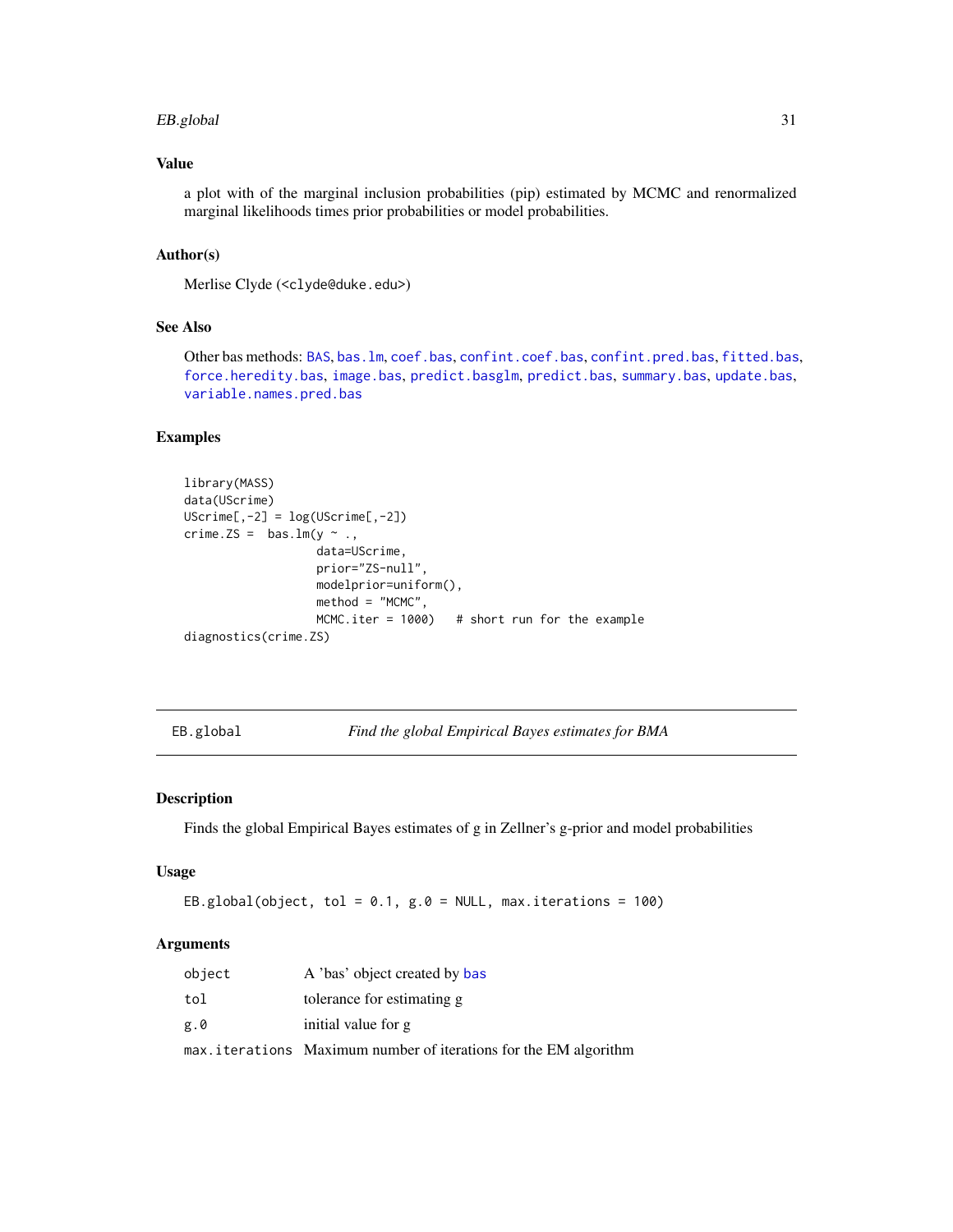### Value

a plot with of the marginal inclusion probabilities (pip) estimated by MCMC and renormalized marginal likelihoods times prior probabilities or model probabilities.

### Author(s)

Merlise Clyde (<clyde@duke.edu>)

### See Also

Other bas methods: BAS, bas.lm, coef.bas, confint.coef.bas, confint.pred.bas, fitted.bas, force.heredity.bas, image.bas, predict.basglm, predict.bas, summary.bas, update.bas, variable.names.pred.bas

### Examples

```
library(MASS)
data(UScrime)
UScrime[,-2] = log(UScrime[,-2])
crime.ZS =  bas.lm(y ~ .,
                   data=UScrime,
                   prior="ZS-null",
                   modelprior=uniform(),
                   method = "MCMC",
                   MCMC.iter = 1000)   # short run for the example
diagnostics(crime.ZS)
```

---

## EB.global — *Find the global Empirical Bayes estimates for BMA*

### Description

Finds the global Empirical Bayes estimates of g in Zellner's g-prior and model probabilities

### Usage

```
EB.global(object, tol = 0.1, g.0 = NULL, max.iterations = 100)
```

### Arguments

| | |
|---|---|
| object | A 'bas' object created by bas |
| tol | tolerance for estimating g |
| g.0 | initial value for g |
| max.iterations | Maximum number of iterations for the EM algorithm |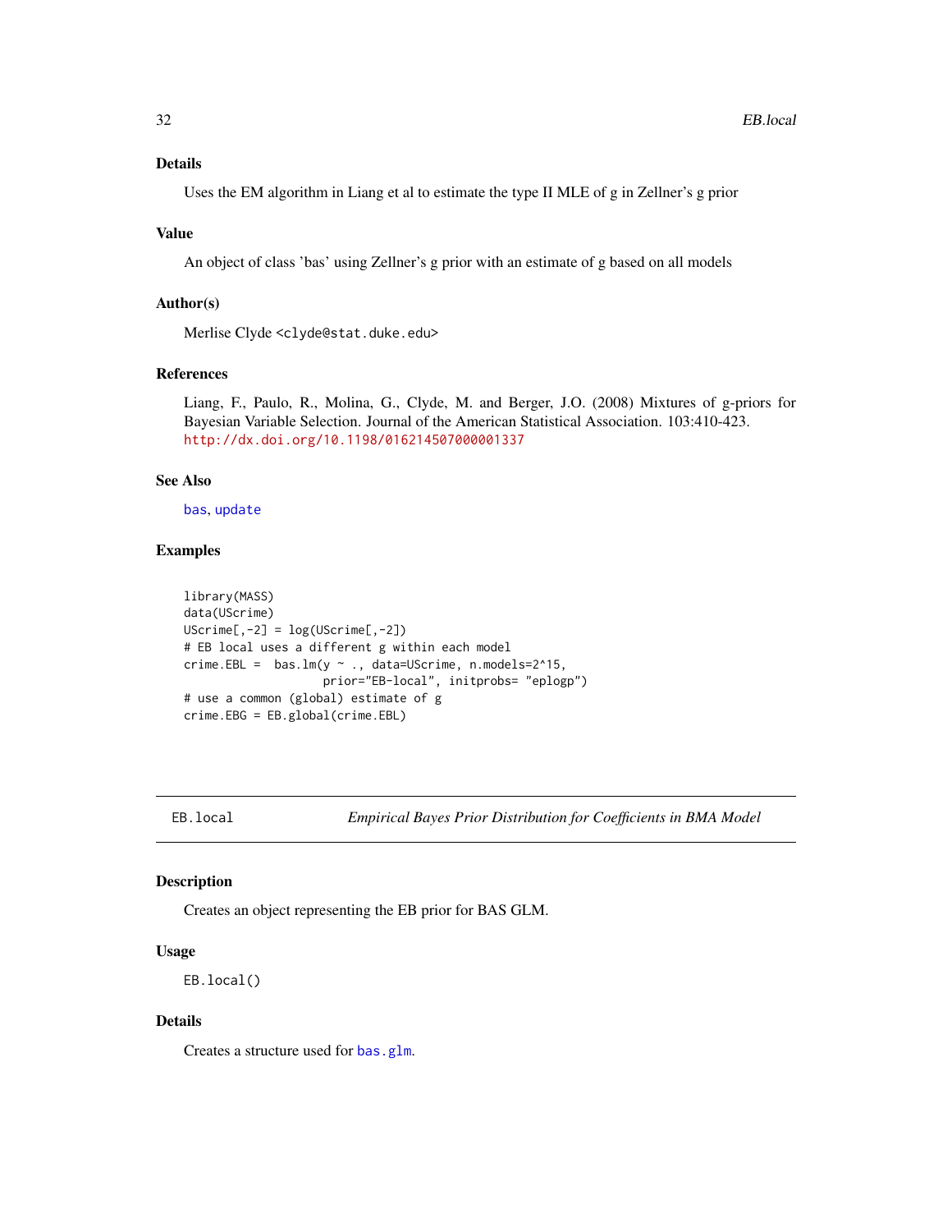### Details

Uses the EM algorithm in Liang et al to estimate the type II MLE of g in Zellner's g prior

### Value

An object of class 'bas' using Zellner's g prior with an estimate of g based on all models

### Author(s)

Merlise Clyde <clyde@stat.duke.edu>

### References

Liang, F., Paulo, R., Molina, G., Clyde, M. and Berger, J.O. (2008) Mixtures of g-priors for Bayesian Variable Selection. Journal of the American Statistical Association. 103:410-423.
http://dx.doi.org/10.1198/016214507000001337

### See Also

bas, update

### Examples

```
library(MASS)
data(UScrime)
UScrime[,-2] = log(UScrime[,-2])
# EB local uses a different g within each model
crime.EBL =  bas.lm(y ~ ., data=UScrime, n.models=2^15,
                    prior="EB-local", initprobs= "eplogp")
# use a common (global) estimate of g
crime.EBG = EB.global(crime.EBL)
```

---

## EB.local — *Empirical Bayes Prior Distribution for Coefficients in BMA Model*

### Description

Creates an object representing the EB prior for BAS GLM.

### Usage

```
EB.local()
```

### Details

Creates a structure used for bas.glm.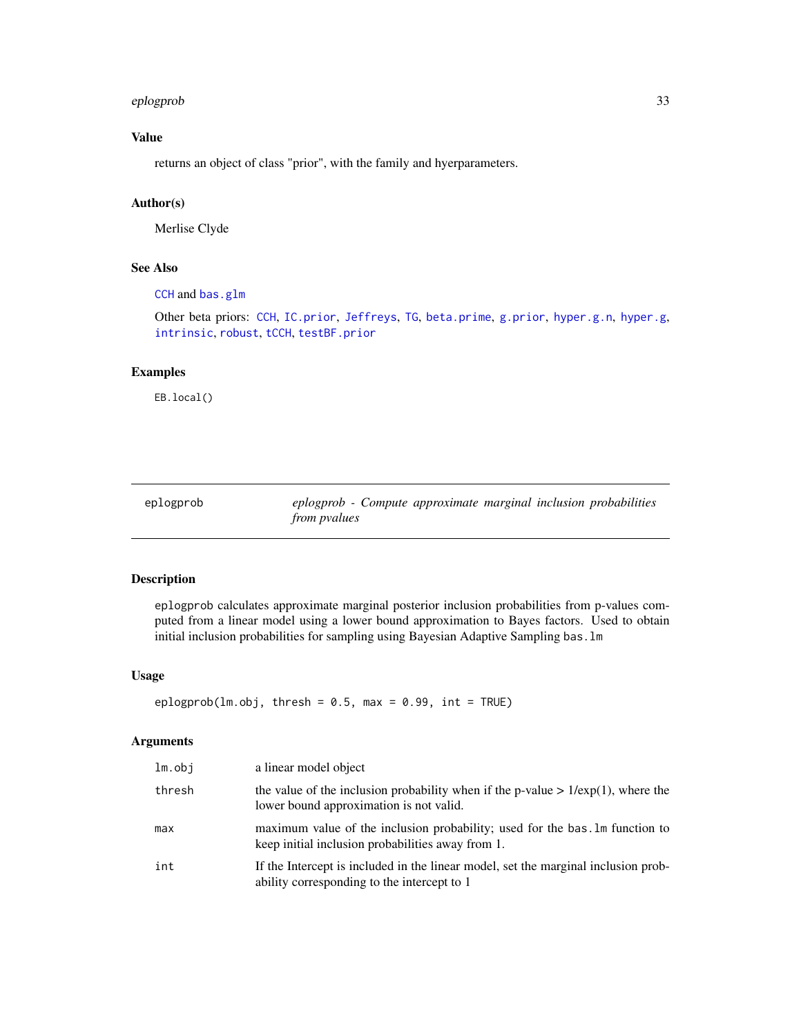## Value

returns an object of class "prior", with the family and hyerparameters.

## Author(s)

Merlise Clyde

## See Also

CCH and bas.glm

Other beta priors: CCH, IC.prior, Jeffreys, TG, beta.prime, g.prior, hyper.g.n, hyper.g, intrinsic, robust, tCCH, testBF.prior

## Examples

```
EB.local()
```

---

# eplogprob — *eplogprob - Compute approximate marginal inclusion probabilities from pvalues*

## Description

eplogprob calculates approximate marginal posterior inclusion probabilities from p-values computed from a linear model using a lower bound approximation to Bayes factors. Used to obtain initial inclusion probabilities for sampling using Bayesian Adaptive Sampling `bas.lm`

## Usage

```
eplogprob(lm.obj, thresh = 0.5, max = 0.99, int = TRUE)
```

## Arguments

| | |
|---|---|
| `lm.obj` | a linear model object |
| `thresh` | the value of the inclusion probability when if the p-value > 1/exp(1), where the lower bound approximation is not valid. |
| `max` | maximum value of the inclusion probability; used for the `bas.lm` function to keep initial inclusion probabilities away from 1. |
| `int` | If the Intercept is included in the linear model, set the marginal inclusion probability corresponding to the intercept to 1 |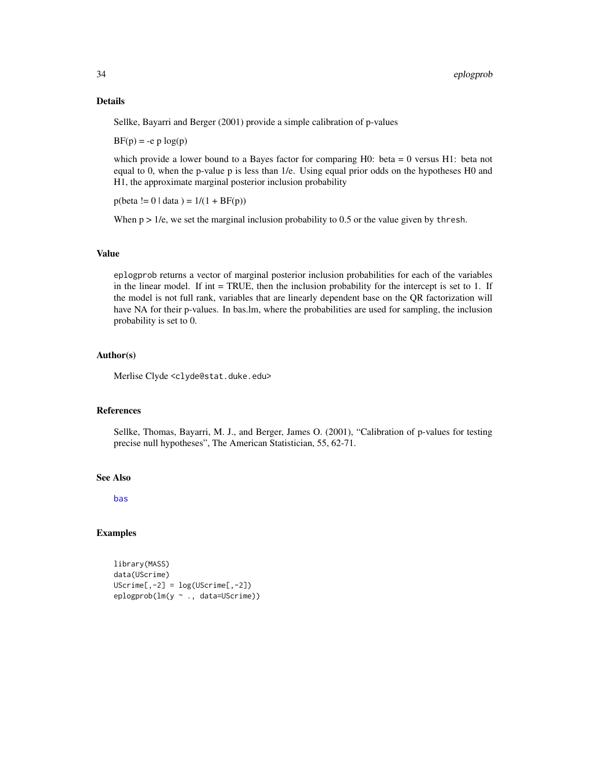## Details

Sellke, Bayarri and Berger (2001) provide a simple calibration of p-values

$BF(p) = -e\, p \log(p)$

which provide a lower bound to a Bayes factor for comparing H0: beta = 0 versus H1: beta not equal to 0, when the p-value p is less than 1/e. Using equal prior odds on the hypotheses H0 and H1, the approximate marginal posterior inclusion probability

$p(\beta \neq 0 \mid \text{data}) = 1/(1 + BF(p))$

When $p > 1/e$, we set the marginal inclusion probability to 0.5 or the value given by `thresh`.

## Value

`eplogprob` returns a vector of marginal posterior inclusion probabilities for each of the variables in the linear model. If int = TRUE, then the inclusion probability for the intercept is set to 1. If the model is not full rank, variables that are linearly dependent base on the QR factorization will have NA for their p-values. In bas.lm, where the probabilities are used for sampling, the inclusion probability is set to 0.

## Author(s)

Merlise Clyde <clyde@stat.duke.edu>

## References

Sellke, Thomas, Bayarri, M. J., and Berger, James O. (2001), "Calibration of p-values for testing precise null hypotheses", The American Statistician, 55, 62-71.

## See Also

bas

## Examples

```
library(MASS)
data(UScrime)
UScrime[,-2] = log(UScrime[,-2])
eplogprob(lm(y ~ ., data=UScrime))
```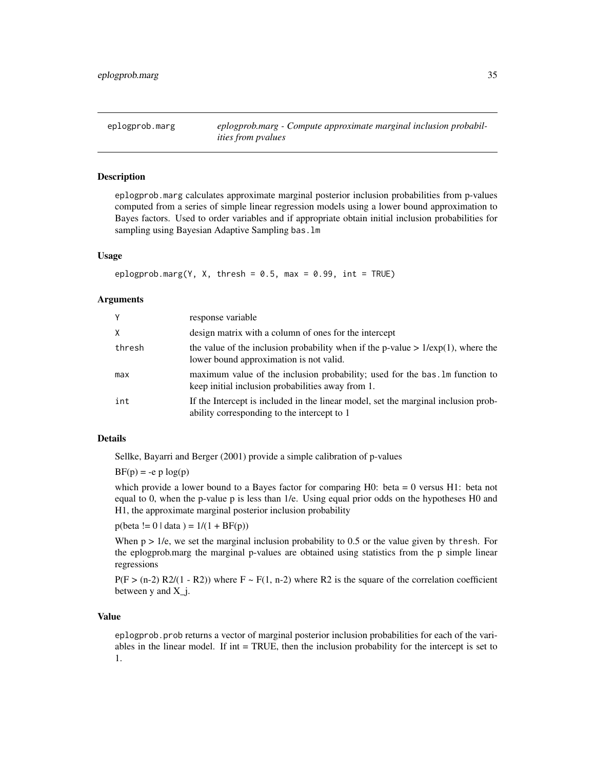## eplogprob.marg

*eplogprob.marg - Compute approximate marginal inclusion probabilities from pvalues*

### Description

`eplogprob.marg` calculates approximate marginal posterior inclusion probabilities from p-values computed from a series of simple linear regression models using a lower bound approximation to Bayes factors. Used to order variables and if appropriate obtain initial inclusion probabilities for sampling using Bayesian Adaptive Sampling `bas.lm`

### Usage

```
eplogprob.marg(Y, X, thresh = 0.5, max = 0.99, int = TRUE)
```

### Arguments

| | |
|---|---|
| `Y` | response variable |
| `X` | design matrix with a column of ones for the intercept |
| `thresh` | the value of the inclusion probability when if the p-value > 1/exp(1), where the lower bound approximation is not valid. |
| `max` | maximum value of the inclusion probability; used for the `bas.lm` function to keep initial inclusion probabilities away from 1. |
| `int` | If the Intercept is included in the linear model, set the marginal inclusion probability corresponding to the intercept to 1 |

### Details

Sellke, Bayarri and Berger (2001) provide a simple calibration of p-values

$BF(p) = -e\ p \log(p)$

which provide a lower bound to a Bayes factor for comparing H0: beta = 0 versus H1: beta not equal to 0, when the p-value p is less than 1/e. Using equal prior odds on the hypotheses H0 and H1, the approximate marginal posterior inclusion probability

p(beta != 0 | data ) = 1/(1 + BF(p))

When p > 1/e, we set the marginal inclusion probability to 0.5 or the value given by `thresh`. For the eplogprob.marg the marginal p-values are obtained using statistics from the p simple linear regressions

P(F > (n-2) R2/(1 - R2)) where F ~ F(1, n-2) where R2 is the square of the correlation coefficient between y and X_j.

### Value

`eplogprob.prob` returns a vector of marginal posterior inclusion probabilities for each of the variables in the linear model. If int = TRUE, then the inclusion probability for the intercept is set to 1.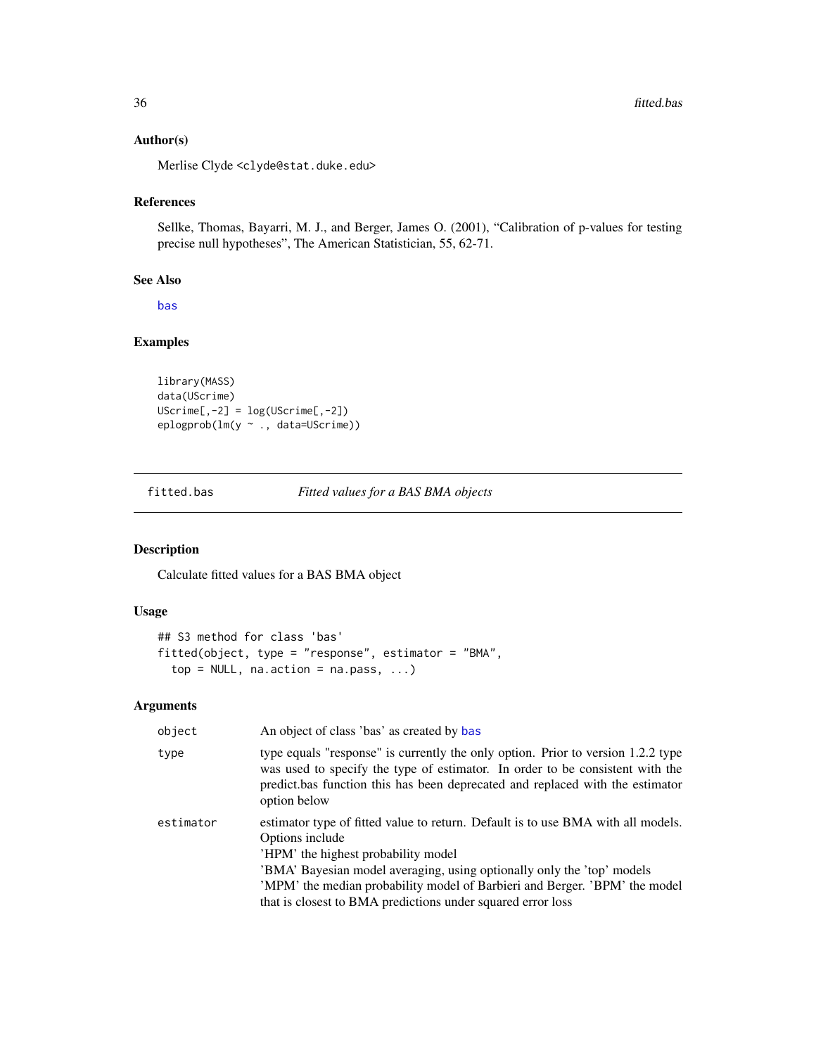### Author(s)

Merlise Clyde <clyde@stat.duke.edu>

### References

Sellke, Thomas, Bayarri, M. J., and Berger, James O. (2001), "Calibration of p-values for testing precise null hypotheses", The American Statistician, 55, 62-71.

### See Also

bas

### Examples

```
library(MASS)
data(UScrime)
UScrime[,-2] = log(UScrime[,-2])
eplogprob(lm(y ~ ., data=UScrime))
```

---

## fitted.bas — *Fitted values for a BAS BMA objects*

### Description

Calculate fitted values for a BAS BMA object

### Usage

```
## S3 method for class 'bas'
fitted(object, type = "response", estimator = "BMA",
  top = NULL, na.action = na.pass, ...)
```

### Arguments

| | |
|---|---|
| `object` | An object of class 'bas' as created by bas |
| `type` | type equals "response" is currently the only option. Prior to version 1.2.2 type was used to specify the type of estimator. In order to be consistent with the predict.bas function this has been deprecated and replaced with the estimator option below |
| `estimator` | estimator type of fitted value to return. Default is to use BMA with all models. Options include<br>'HPM' the highest probability model<br>'BMA' Bayesian model averaging, using optionally only the 'top' models<br>'MPM' the median probability model of Barbieri and Berger. 'BPM' the model that is closest to BMA predictions under squared error loss |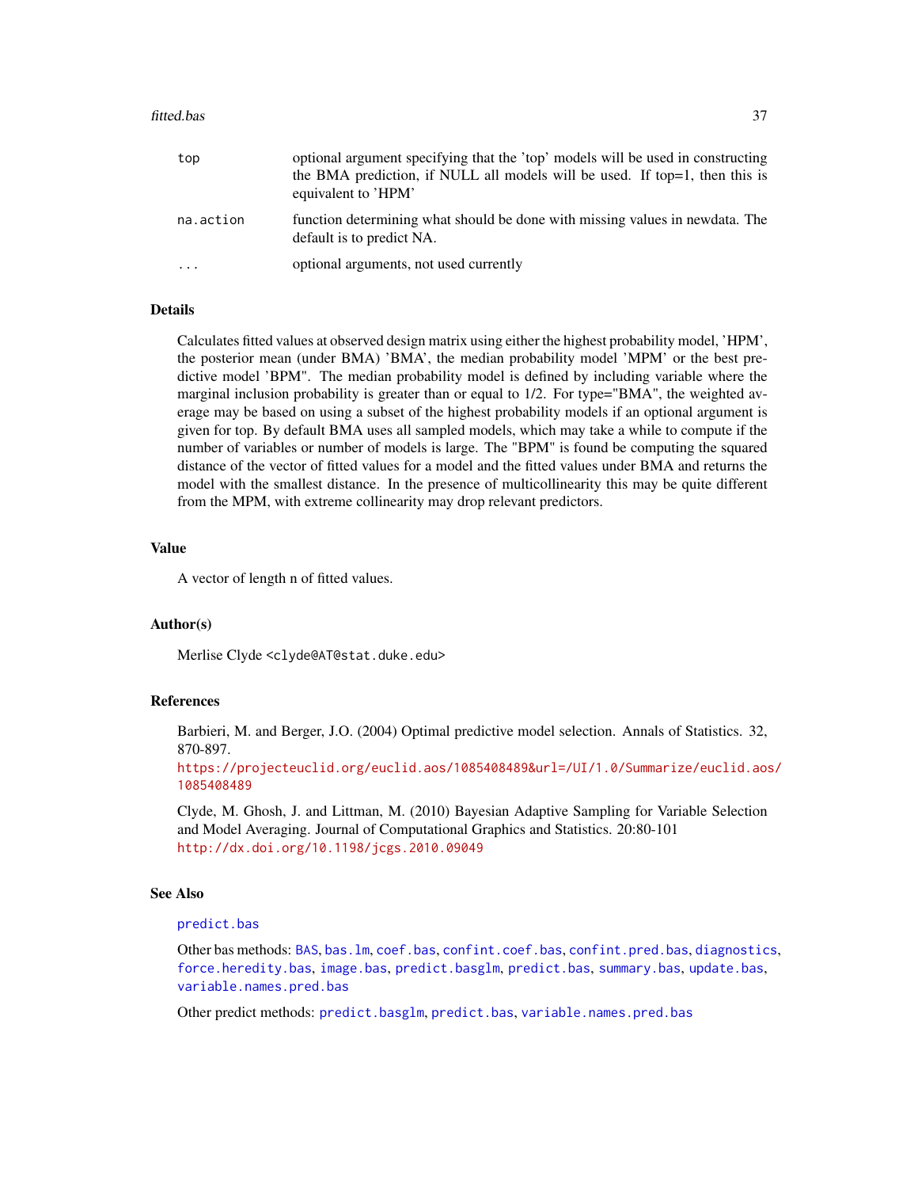| | |
|---|---|
| top | optional argument specifying that the 'top' models will be used in constructing the BMA prediction, if NULL all models will be used. If top=1, then this is equivalent to 'HPM' |
| na.action | function determining what should be done with missing values in newdata. The default is to predict NA. |
| ... | optional arguments, not used currently |

## Details

Calculates fitted values at observed design matrix using either the highest probability model, 'HPM', the posterior mean (under BMA) 'BMA', the median probability model 'MPM' or the best predictive model 'BPM". The median probability model is defined by including variable where the marginal inclusion probability is greater than or equal to 1/2. For type="BMA", the weighted average may be based on using a subset of the highest probability models if an optional argument is given for top. By default BMA uses all sampled models, which may take a while to compute if the number of variables or number of models is large. The "BPM" is found be computing the squared distance of the vector of fitted values for a model and the fitted values under BMA and returns the model with the smallest distance. In the presence of multicollinearity this may be quite different from the MPM, with extreme collinearity may drop relevant predictors.

## Value

A vector of length n of fitted values.

## Author(s)

Merlise Clyde <clyde@AT@stat.duke.edu>

## References

Barbieri, M. and Berger, J.O. (2004) Optimal predictive model selection. Annals of Statistics. 32, 870-897.
https://projecteuclid.org/euclid.aos/1085408489&url=/UI/1.0/Summarize/euclid.aos/1085408489

Clyde, M. Ghosh, J. and Littman, M. (2010) Bayesian Adaptive Sampling for Variable Selection and Model Averaging. Journal of Computational Graphics and Statistics. 20:80-101
http://dx.doi.org/10.1198/jcgs.2010.09049

## See Also

predict.bas

Other bas methods: BAS, bas.lm, coef.bas, confint.coef.bas, confint.pred.bas, diagnostics, force.heredity.bas, image.bas, predict.basglm, predict.bas, summary.bas, update.bas, variable.names.pred.bas

Other predict methods: predict.basglm, predict.bas, variable.names.pred.bas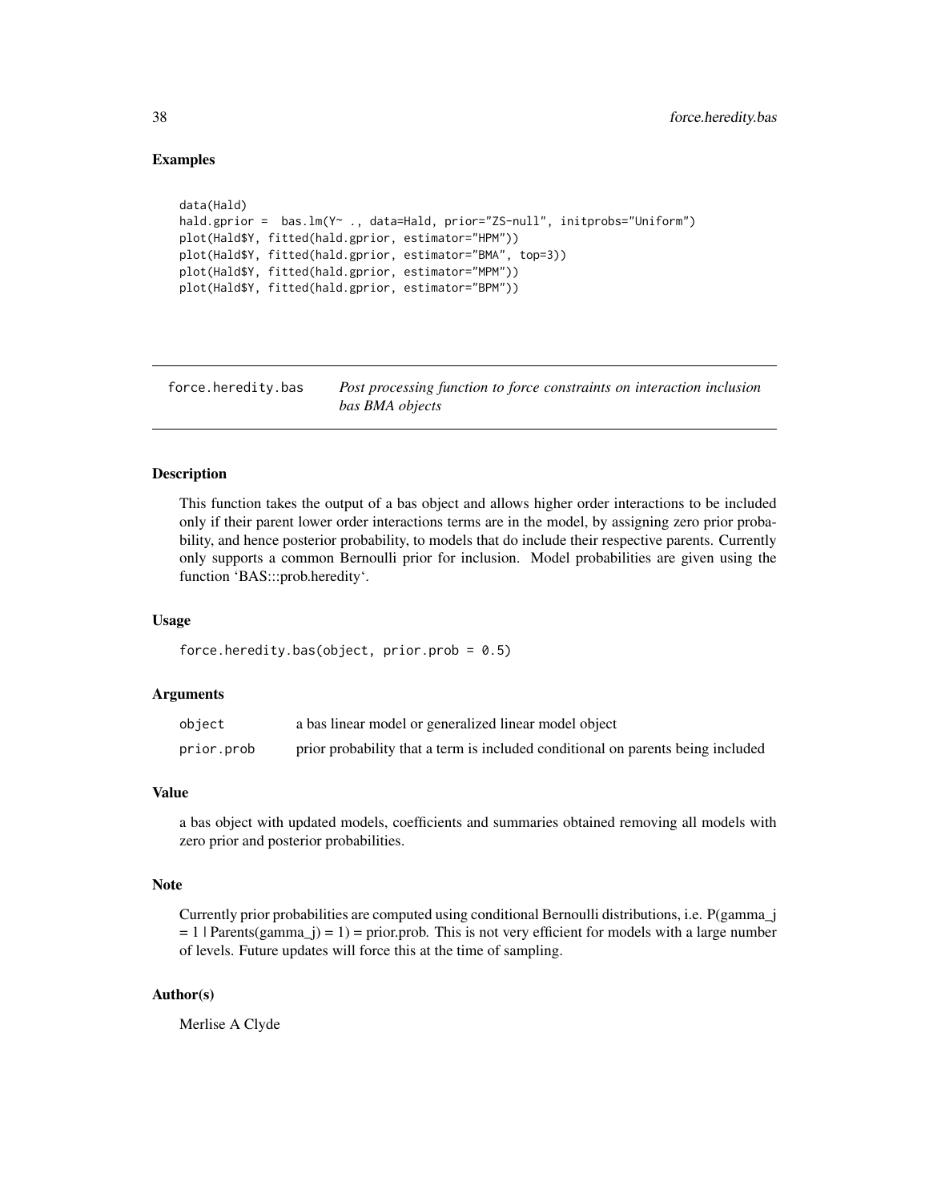## Examples

```
data(Hald)
hald.gprior =  bas.lm(Y~ ., data=Hald, prior="ZS-null", initprobs="Uniform")
plot(Hald$Y, fitted(hald.gprior, estimator="HPM"))
plot(Hald$Y, fitted(hald.gprior, estimator="BMA", top=3))
plot(Hald$Y, fitted(hald.gprior, estimator="MPM"))
plot(Hald$Y, fitted(hald.gprior, estimator="BPM"))
```

---

# force.heredity.bas

*Post processing function to force constraints on interaction inclusion bas BMA objects*

## Description

This function takes the output of a bas object and allows higher order interactions to be included only if their parent lower order interactions terms are in the model, by assigning zero prior probability, and hence posterior probability, to models that do include their respective parents. Currently only supports a common Bernoulli prior for inclusion. Model probabilities are given using the function 'BAS:::prob.heredity'.

## Usage

```
force.heredity.bas(object, prior.prob = 0.5)
```

## Arguments

| | |
|---|---|
| `object` | a bas linear model or generalized linear model object |
| `prior.prob` | prior probability that a term is included conditional on parents being included |

## Value

a bas object with updated models, coefficients and summaries obtained removing all models with zero prior and posterior probabilities.

## Note

Currently prior probabilities are computed using conditional Bernoulli distributions, i.e. P(gamma_j = 1 | Parents(gamma_j) = 1) = prior.prob. This is not very efficient for models with a large number of levels. Future updates will force this at the time of sampling.

## Author(s)

Merlise A Clyde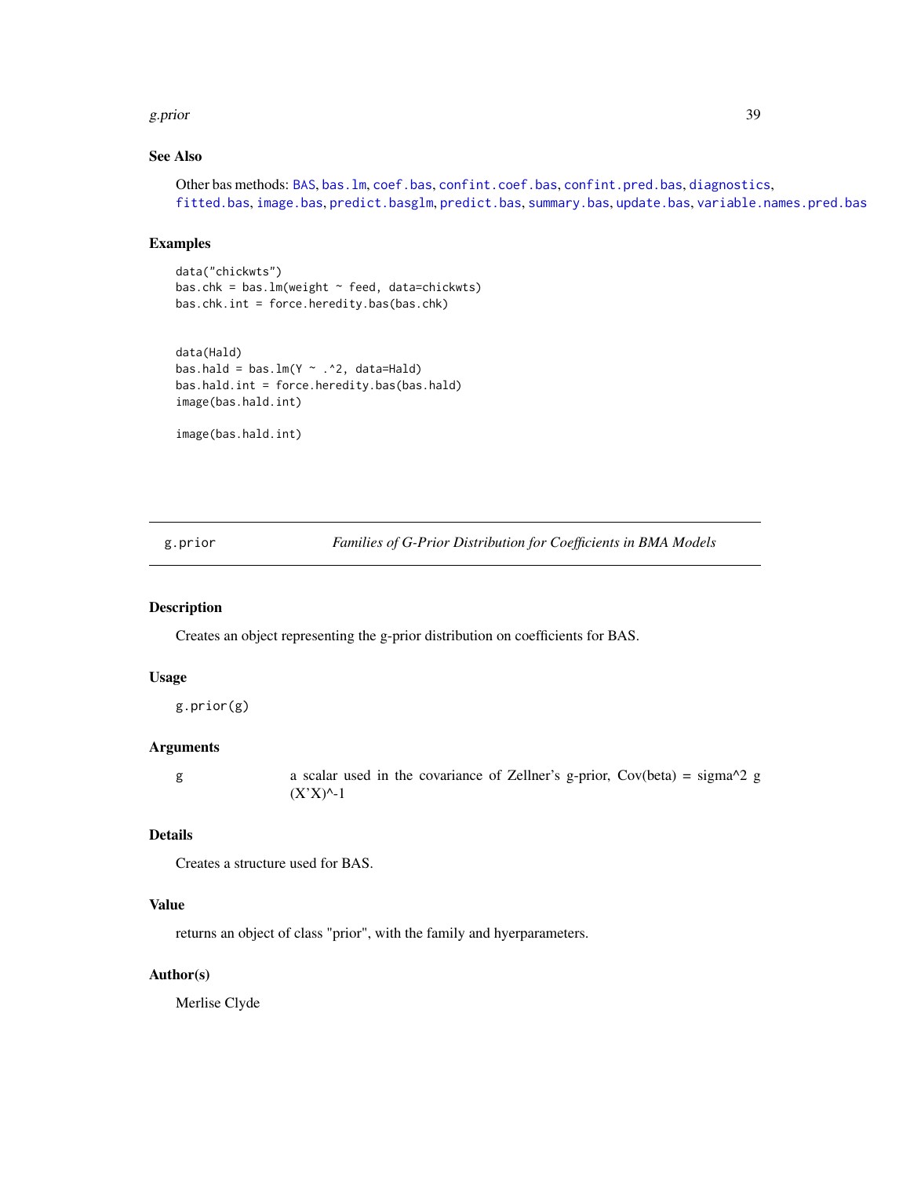### See Also

Other bas methods: BAS, bas.lm, coef.bas, confint.coef.bas, confint.pred.bas, diagnostics, fitted.bas, image.bas, predict.basglm, predict.bas, summary.bas, update.bas, variable.names.pred.bas

### Examples

```
data("chickwts")
bas.chk = bas.lm(weight ~ feed, data=chickwts)
bas.chk.int = force.heredity.bas(bas.chk)


data(Hald)
bas.hald = bas.lm(Y ~ .^2, data=Hald)
bas.hald.int = force.heredity.bas(bas.hald)
image(bas.hald.int)

image(bas.hald.int)
```

---

## g.prior — *Families of G-Prior Distribution for Coefficients in BMA Models*

### Description

Creates an object representing the g-prior distribution on coefficients for BAS.

### Usage

```
g.prior(g)
```

### Arguments

| | |
|---|---|
| g | a scalar used in the covariance of Zellner's g-prior, Cov(beta) = sigma^2 g (X'X)^-1 |

### Details

Creates a structure used for BAS.

### Value

returns an object of class "prior", with the family and hyerparameters.

### Author(s)

Merlise Clyde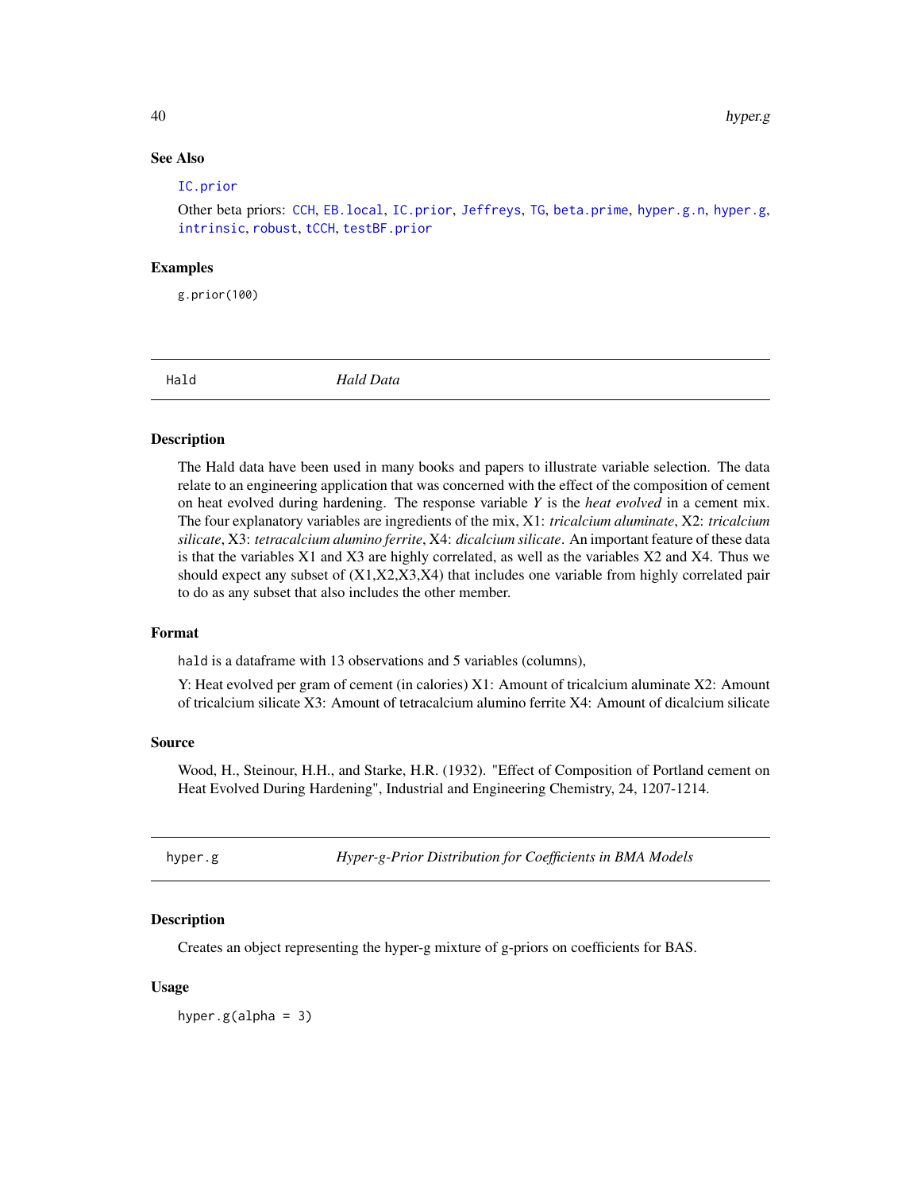### See Also

IC.prior

Other beta priors: CCH, EB.local, IC.prior, Jeffreys, TG, beta.prime, hyper.g.n, hyper.g, intrinsic, robust, tCCH, testBF.prior

### Examples

```
g.prior(100)
```

---

## Hald — *Hald Data*

### Description

The Hald data have been used in many books and papers to illustrate variable selection. The data relate to an engineering application that was concerned with the effect of the composition of cement on heat evolved during hardening. The response variable $Y$ is the *heat evolved* in a cement mix. The four explanatory variables are ingredients of the mix, X1: *tricalcium aluminate*, X2: *tricalcium silicate*, X3: *tetracalcium alumino ferrite*, X4: *dicalcium silicate*. An important feature of these data is that the variables X1 and X3 are highly correlated, as well as the variables X2 and X4. Thus we should expect any subset of (X1,X2,X3,X4) that includes one variable from highly correlated pair to do as any subset that also includes the other member.

### Format

`hald` is a dataframe with 13 observations and 5 variables (columns),

Y: Heat evolved per gram of cement (in calories) X1: Amount of tricalcium aluminate X2: Amount of tricalcium silicate X3: Amount of tetracalcium alumino ferrite X4: Amount of dicalcium silicate

### Source

Wood, H., Steinour, H.H., and Starke, H.R. (1932). "Effect of Composition of Portland cement on Heat Evolved During Hardening", Industrial and Engineering Chemistry, 24, 1207-1214.

---

## hyper.g — *Hyper-g-Prior Distribution for Coefficients in BMA Models*

### Description

Creates an object representing the hyper-g mixture of g-priors on coefficients for BAS.

### Usage

```
hyper.g(alpha = 3)
```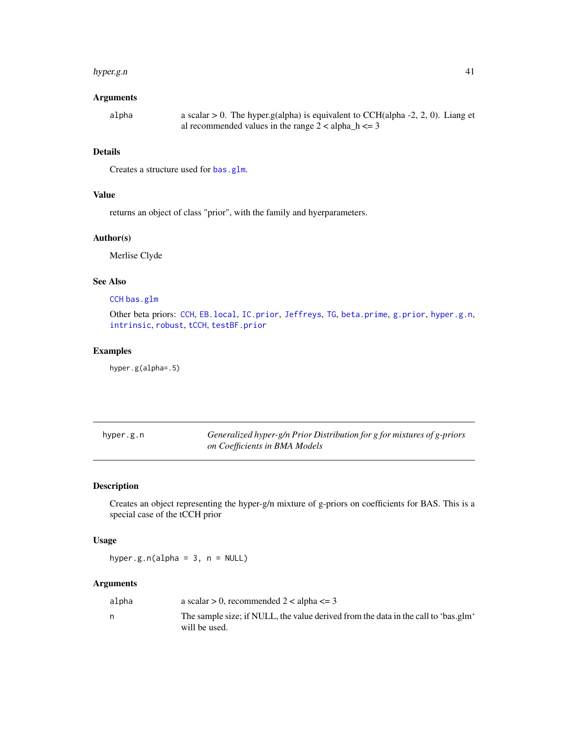### Arguments

| | |
|---|---|
| alpha | a scalar > 0. The hyper.g(alpha) is equivalent to CCH(alpha -2, 2, 0). Liang et al recommended values in the range 2 < alpha_h <= 3 |

### Details

Creates a structure used for `bas.glm`.

### Value

returns an object of class "prior", with the family and hyerparameters.

### Author(s)

Merlise Clyde

### See Also

`CCH` `bas.glm`

Other beta priors: `CCH`, `EB.local`, `IC.prior`, `Jeffreys`, `TG`, `beta.prime`, `g.prior`, `hyper.g.n`, `intrinsic`, `robust`, `tCCH`, `testBF.prior`

### Examples

```
hyper.g(alpha=.5)
```

---

## hyper.g.n — *Generalized hyper-g/n Prior Distribution for g for mixtures of g-priors on Coefficients in BMA Models*

---

### Description

Creates an object representing the hyper-g/n mixture of g-priors on coefficients for BAS. This is a special case of the tCCH prior

### Usage

```
hyper.g.n(alpha = 3, n = NULL)
```

### Arguments

| | |
|---|---|
| alpha | a scalar > 0, recommended 2 < alpha <= 3 |
| n | The sample size; if NULL, the value derived from the data in the call to 'bas.glm' will be used. |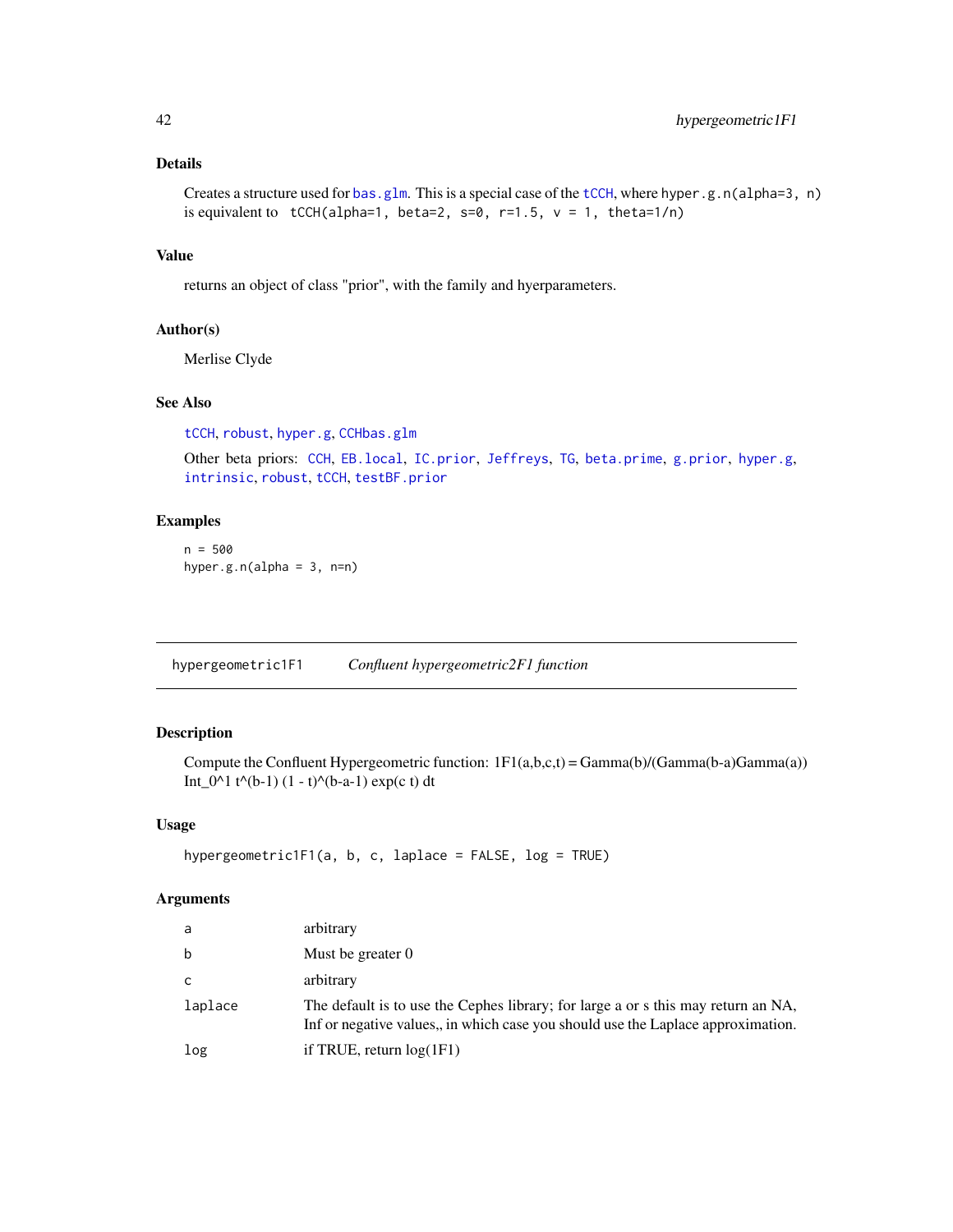## Details

Creates a structure used for `bas.glm`. This is a special case of the `tCCH`, where `hyper.g.n(alpha=3, n)` is equivalent to `tCCH(alpha=1, beta=2, s=0, r=1.5, v = 1, theta=1/n)`

## Value

returns an object of class "prior", with the family and hyerparameters.

## Author(s)

Merlise Clyde

## See Also

`tCCH`, `robust`, `hyper.g`, `CCHbas.glm`

Other beta priors: `CCH`, `EB.local`, `IC.prior`, `Jeffreys`, `TG`, `beta.prime`, `g.prior`, `hyper.g`, `intrinsic`, `robust`, `tCCH`, `testBF.prior`

## Examples

```
n = 500
hyper.g.n(alpha = 3, n=n)
```

---

# hypergeometric1F1 — *Confluent hypergeometric2F1 function*

---

## Description

Compute the Confluent Hypergeometric function: 1F1(a,b,c,t) = Gamma(b)/(Gamma(b-a)Gamma(a)) Int_0^1 t^(b-1) (1 - t)^(b-a-1) exp(c t) dt

## Usage

```
hypergeometric1F1(a, b, c, laplace = FALSE, log = TRUE)
```

## Arguments

| | |
|---|---|
| a | arbitrary |
| b | Must be greater 0 |
| c | arbitrary |
| laplace | The default is to use the Cephes library; for large a or s this may return an NA, Inf or negative values,, in which case you should use the Laplace approximation. |
| log | if TRUE, return log(1F1) |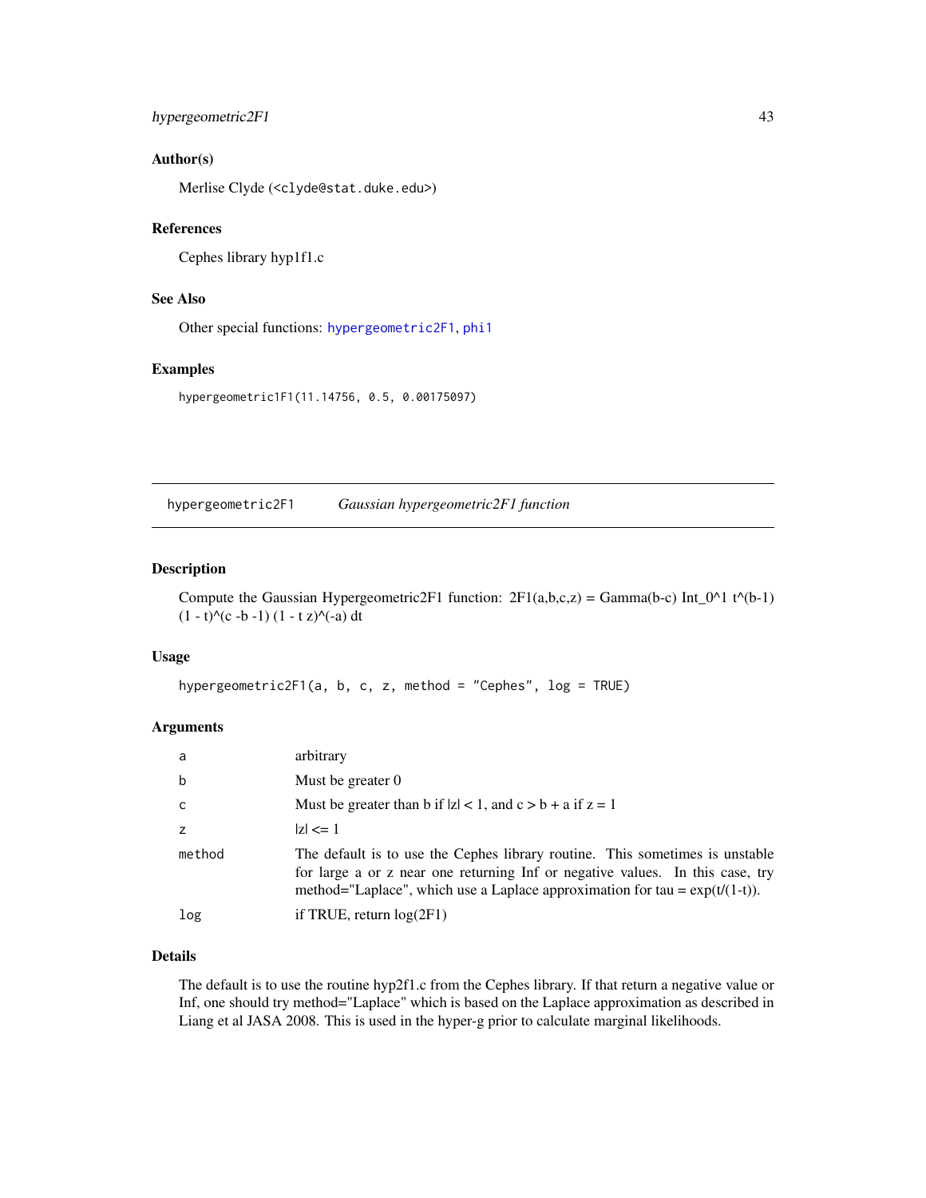### Author(s)

Merlise Clyde (<clyde@stat.duke.edu>)

### References

Cephes library hyp1f1.c

### See Also

Other special functions: hypergeometric2F1, phi1

### Examples

```
hypergeometric1F1(11.14756, 0.5, 0.00175097)
```

---

## hypergeometric2F1 *Gaussian hypergeometric2F1 function*

### Description

Compute the Gaussian Hypergeometric2F1 function: 2F1(a,b,c,z) = Gamma(b-c) Int_0^1 t^(b-1) (1 - t)^(c -b -1) (1 - t z)^(-a) dt

### Usage

```
hypergeometric2F1(a, b, c, z, method = "Cephes", log = TRUE)
```

### Arguments

| | |
|---|---|
| a | arbitrary |
| b | Must be greater 0 |
| c | Must be greater than b if \|z\| < 1, and c > b + a if z = 1 |
| z | \|z\| <= 1 |
| method | The default is to use the Cephes library routine. This sometimes is unstable for large a or z near one returning Inf or negative values. In this case, try method="Laplace", which use a Laplace approximation for tau = exp(t/(1-t)). |
| log | if TRUE, return log(2F1) |

### Details

The default is to use the routine hyp2f1.c from the Cephes library. If that return a negative value or Inf, one should try method="Laplace" which is based on the Laplace approximation as described in Liang et al JASA 2008. This is used in the hyper-g prior to calculate marginal likelihoods.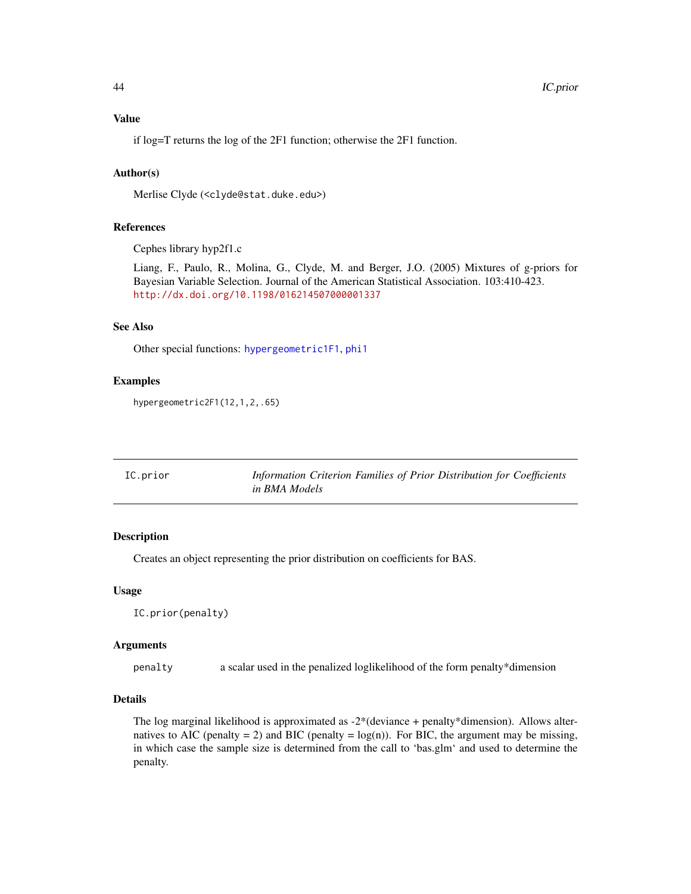### Value

if log=T returns the log of the 2F1 function; otherwise the 2F1 function.

### Author(s)

Merlise Clyde (<clyde@stat.duke.edu>)

### References

Cephes library hyp2f1.c

Liang, F., Paulo, R., Molina, G., Clyde, M. and Berger, J.O. (2005) Mixtures of g-priors for Bayesian Variable Selection. Journal of the American Statistical Association. 103:410-423. http://dx.doi.org/10.1198/016214507000001337

### See Also

Other special functions: hypergeometric1F1, phi1

### Examples

```
hypergeometric2F1(12,1,2,.65)
```

---

## IC.prior — *Information Criterion Families of Prior Distribution for Coefficients in BMA Models*

---

### Description

Creates an object representing the prior distribution on coefficients for BAS.

### Usage

```
IC.prior(penalty)
```

### Arguments

| | |
|---|---|
| penalty | a scalar used in the penalized loglikelihood of the form penalty*dimension |

### Details

The log marginal likelihood is approximated as -2*(deviance + penalty*dimension). Allows alternatives to AIC (penalty = 2) and BIC (penalty = log(n)). For BIC, the argument may be missing, in which case the sample size is determined from the call to 'bas.glm' and used to determine the penalty.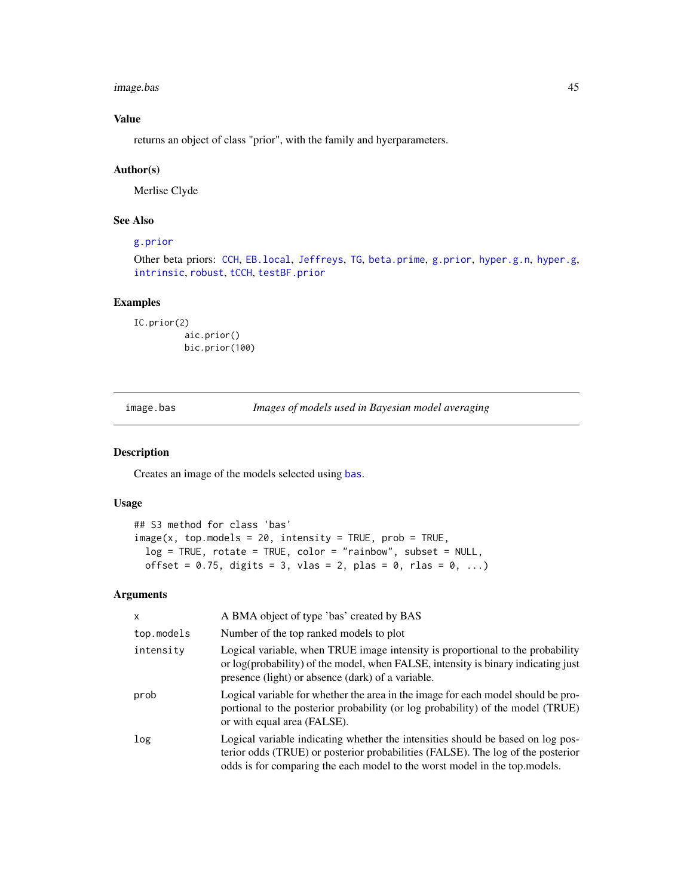### Value

returns an object of class "prior", with the family and hyerparameters.

### Author(s)

Merlise Clyde

### See Also

g.prior

Other beta priors: CCH, EB.local, Jeffreys, TG, beta.prime, g.prior, hyper.g.n, hyper.g, intrinsic, robust, tCCH, testBF.prior

### Examples

```
IC.prior(2)
          aic.prior()
          bic.prior(100)
```

---

## image.bas — *Images of models used in Bayesian model averaging*

---

### Description

Creates an image of the models selected using bas.

### Usage

```
## S3 method for class 'bas'
image(x, top.models = 20, intensity = TRUE, prob = TRUE,
  log = TRUE, rotate = TRUE, color = "rainbow", subset = NULL,
  offset = 0.75, digits = 3, vlas = 2, plas = 0, rlas = 0, ...)
```

### Arguments

| | |
|---|---|
| x | A BMA object of type 'bas' created by BAS |
| top.models | Number of the top ranked models to plot |
| intensity | Logical variable, when TRUE image intensity is proportional to the probability or log(probability) of the model, when FALSE, intensity is binary indicating just presence (light) or absence (dark) of a variable. |
| prob | Logical variable for whether the area in the image for each model should be proportional to the posterior probability (or log probability) of the model (TRUE) or with equal area (FALSE). |
| log | Logical variable indicating whether the intensities should be based on log posterior odds (TRUE) or posterior probabilities (FALSE). The log of the posterior odds is for comparing the each model to the worst model in the top.models. |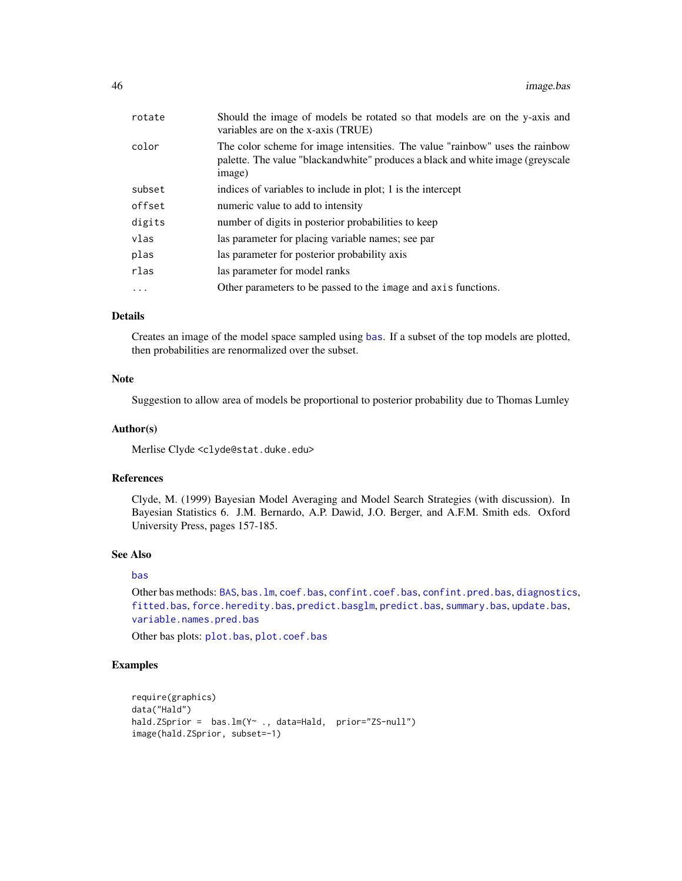| | |
|---|---|
| `rotate` | Should the image of models be rotated so that models are on the y-axis and variables are on the x-axis (TRUE) |
| `color` | The color scheme for image intensities. The value "rainbow" uses the rainbow palette. The value "blackandwhite" produces a black and white image (greyscale image) |
| `subset` | indices of variables to include in plot; 1 is the intercept |
| `offset` | numeric value to add to intensity |
| `digits` | number of digits in posterior probabilities to keep |
| `vlas` | las parameter for placing variable names; see par |
| `plas` | las parameter for posterior probability axis |
| `rlas` | las parameter for model ranks |
| `...` | Other parameters to be passed to the `image` and `axis` functions. |

## Details

Creates an image of the model space sampled using `bas`. If a subset of the top models are plotted, then probabilities are renormalized over the subset.

## Note

Suggestion to allow area of models be proportional to posterior probability due to Thomas Lumley

## Author(s)

Merlise Clyde <`clyde@stat.duke.edu`>

## References

Clyde, M. (1999) Bayesian Model Averaging and Model Search Strategies (with discussion). In Bayesian Statistics 6. J.M. Bernardo, A.P. Dawid, J.O. Berger, and A.F.M. Smith eds. Oxford University Press, pages 157-185.

## See Also

`bas`

Other bas methods: `BAS`, `bas.lm`, `coef.bas`, `confint.coef.bas`, `confint.pred.bas`, `diagnostics`, `fitted.bas`, `force.heredity.bas`, `predict.basglm`, `predict.bas`, `summary.bas`, `update.bas`, `variable.names.pred.bas`

Other bas plots: `plot.bas`, `plot.coef.bas`

## Examples

```
require(graphics)
data("Hald")
hald.ZSprior =  bas.lm(Y~ ., data=Hald,  prior="ZS-null")
image(hald.ZSprior, subset=-1)
```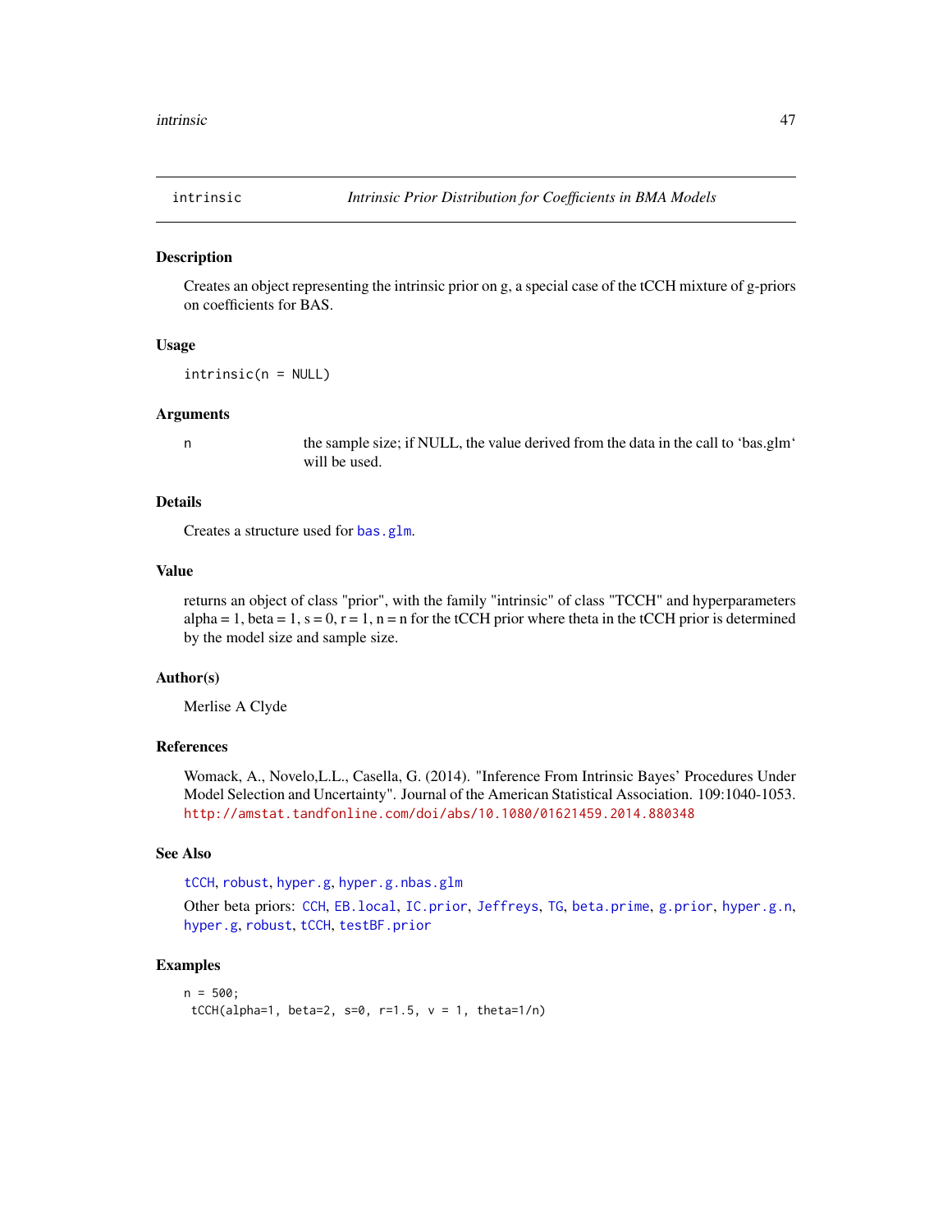intrinsic — *Intrinsic Prior Distribution for Coefficients in BMA Models*

## Description

Creates an object representing the intrinsic prior on g, a special case of the tCCH mixture of g-priors on coefficients for BAS.

## Usage

```
intrinsic(n = NULL)
```

## Arguments

| | |
|---|---|
| n | the sample size; if NULL, the value derived from the data in the call to 'bas.glm' will be used. |

## Details

Creates a structure used for `bas.glm`.

## Value

returns an object of class "prior", with the family "intrinsic" of class "TCCH" and hyperparameters alpha = 1, beta = 1, s = 0, r = 1, n = n for the tCCH prior where theta in the tCCH prior is determined by the model size and sample size.

## Author(s)

Merlise A Clyde

## References

Womack, A., Novelo,L.L., Casella, G. (2014). "Inference From Intrinsic Bayes' Procedures Under Model Selection and Uncertainty". Journal of the American Statistical Association. 109:1040-1053. http://amstat.tandfonline.com/doi/abs/10.1080/01621459.2014.880348

## See Also

`tCCH`, `robust`, `hyper.g`, `hyper.g.nbas.glm`

Other beta priors: `CCH`, `EB.local`, `IC.prior`, `Jeffreys`, `TG`, `beta.prime`, `g.prior`, `hyper.g.n`, `hyper.g`, `robust`, `tCCH`, `testBF.prior`

## Examples

```
n = 500;
 tCCH(alpha=1, beta=2, s=0, r=1.5, v = 1, theta=1/n)
```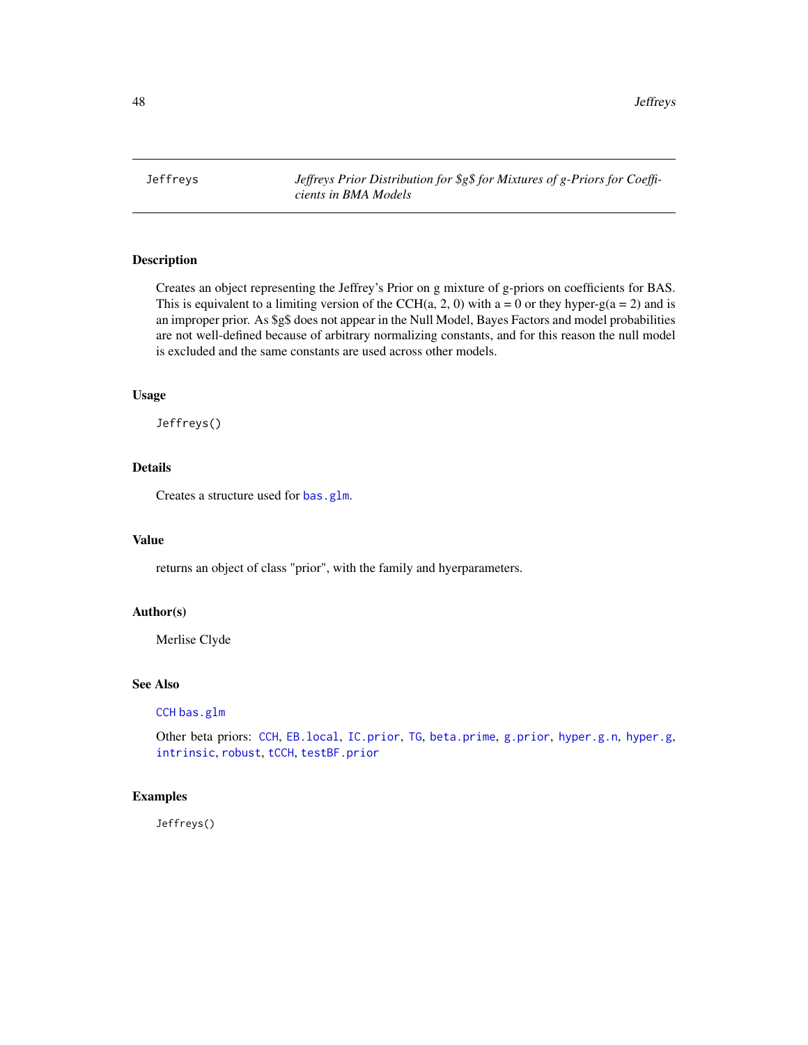# Jeffreys — *Jeffreys Prior Distribution for $g$ for Mixtures of g-Priors for Coefficients in BMA Models*

## Description

Creates an object representing the Jeffrey's Prior on g mixture of g-priors on coefficients for BAS. This is equivalent to a limiting version of the CCH(a, 2, 0) with a = 0 or they hyper-g(a = 2) and is an improper prior. As $g$ does not appear in the Null Model, Bayes Factors and model probabilities are not well-defined because of arbitrary normalizing constants, and for this reason the null model is excluded and the same constants are used across other models.

## Usage

```
Jeffreys()
```

## Details

Creates a structure used for `bas.glm`.

## Value

returns an object of class "prior", with the family and hyerparameters.

## Author(s)

Merlise Clyde

## See Also

`CCH` `bas.glm`

Other beta priors: `CCH`, `EB.local`, `IC.prior`, `TG`, `beta.prime`, `g.prior`, `hyper.g.n`, `hyper.g`, `intrinsic`, `robust`, `tCCH`, `testBF.prior`

## Examples

```
Jeffreys()
```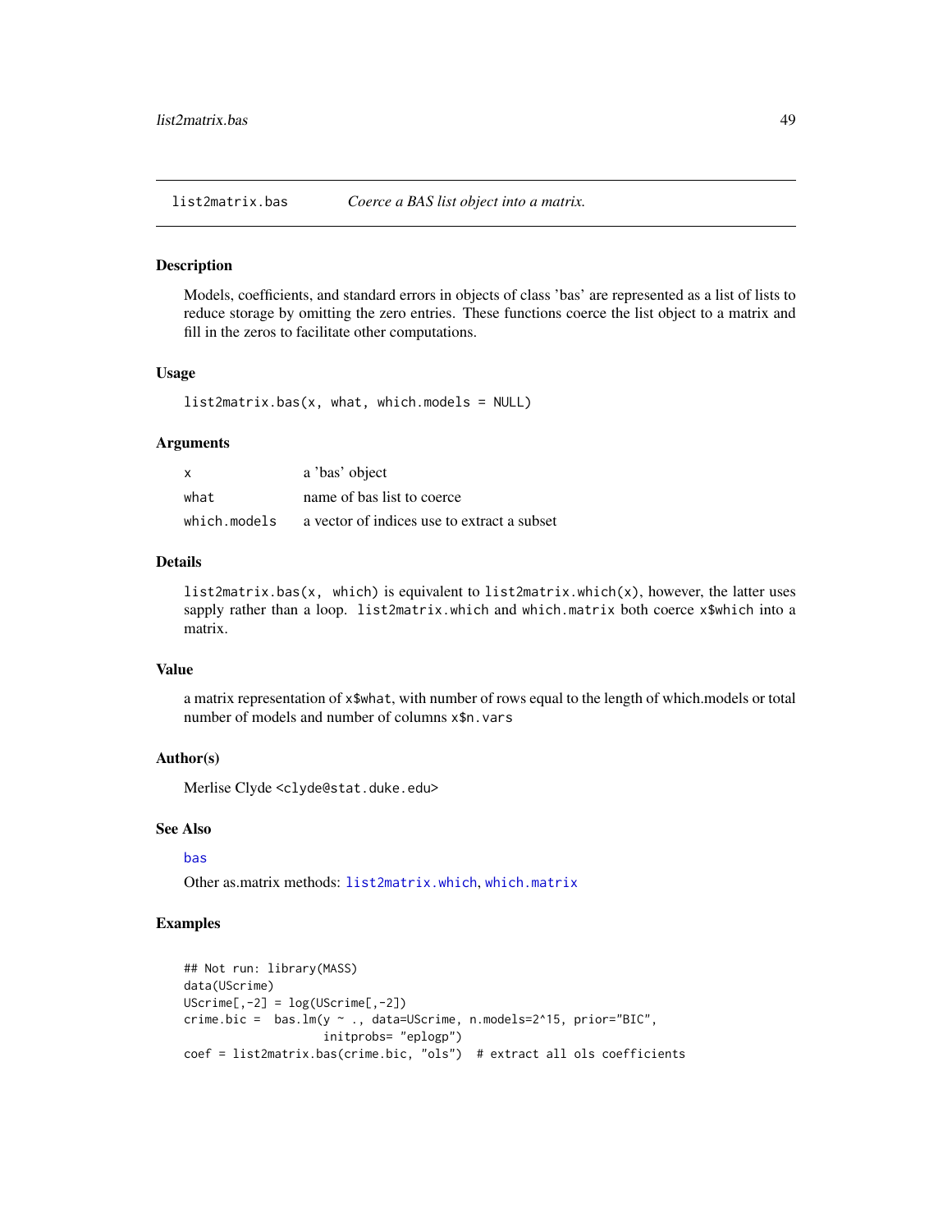## list2matrix.bas — *Coerce a BAS list object into a matrix.*

### Description

Models, coefficients, and standard errors in objects of class 'bas' are represented as a list of lists to reduce storage by omitting the zero entries. These functions coerce the list object to a matrix and fill in the zeros to facilitate other computations.

### Usage

```
list2matrix.bas(x, what, which.models = NULL)
```

### Arguments

| | |
|---|---|
| x | a 'bas' object |
| what | name of bas list to coerce |
| which.models | a vector of indices use to extract a subset |

### Details

`list2matrix.bas(x, which)` is equivalent to `list2matrix.which(x)`, however, the latter uses sapply rather than a loop. `list2matrix.which` and `which.matrix` both coerce `x$which` into a matrix.

### Value

a matrix representation of `x$what`, with number of rows equal to the length of which.models or total number of models and number of columns `x$n.vars`

### Author(s)

Merlise Clyde <clyde@stat.duke.edu>

### See Also

`bas`

Other as.matrix methods: `list2matrix.which`, `which.matrix`

### Examples

```
## Not run: library(MASS)
data(UScrime)
UScrime[,-2] = log(UScrime[,-2])
crime.bic =  bas.lm(y ~ ., data=UScrime, n.models=2^15, prior="BIC",
                    initprobs= "eplogp")
coef = list2matrix.bas(crime.bic, "ols")  # extract all ols coefficients
```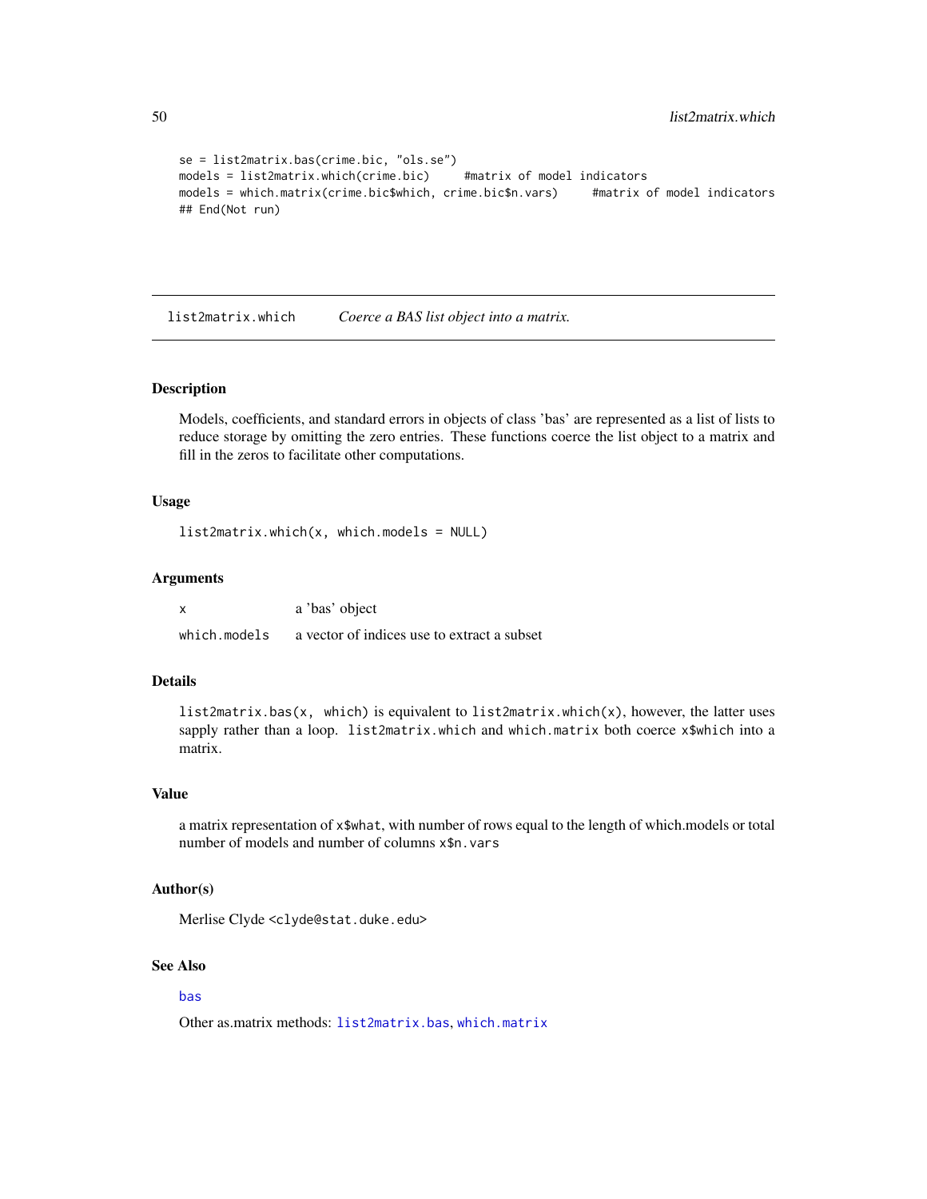```
se = list2matrix.bas(crime.bic, "ols.se")
models = list2matrix.which(crime.bic)     #matrix of model indicators
models = which.matrix(crime.bic$which, crime.bic$n.vars)     #matrix of model indicators
## End(Not run)
```

---

## list2matrix.which — *Coerce a BAS list object into a matrix.*

---

### Description

Models, coefficients, and standard errors in objects of class 'bas' are represented as a list of lists to reduce storage by omitting the zero entries. These functions coerce the list object to a matrix and fill in the zeros to facilitate other computations.

### Usage

```
list2matrix.which(x, which.models = NULL)
```

### Arguments

| | |
|---|---|
| `x` | a 'bas' object |
| `which.models` | a vector of indices use to extract a subset |

### Details

`list2matrix.bas(x, which)` is equivalent to `list2matrix.which(x)`, however, the latter uses sapply rather than a loop. `list2matrix.which` and `which.matrix` both coerce `x$which` into a matrix.

### Value

a matrix representation of `x$what`, with number of rows equal to the length of which.models or total number of models and number of columns `x$n.vars`

### Author(s)

Merlise Clyde <`clyde@stat.duke.edu`>

### See Also

`bas`

Other as.matrix methods: `list2matrix.bas`, `which.matrix`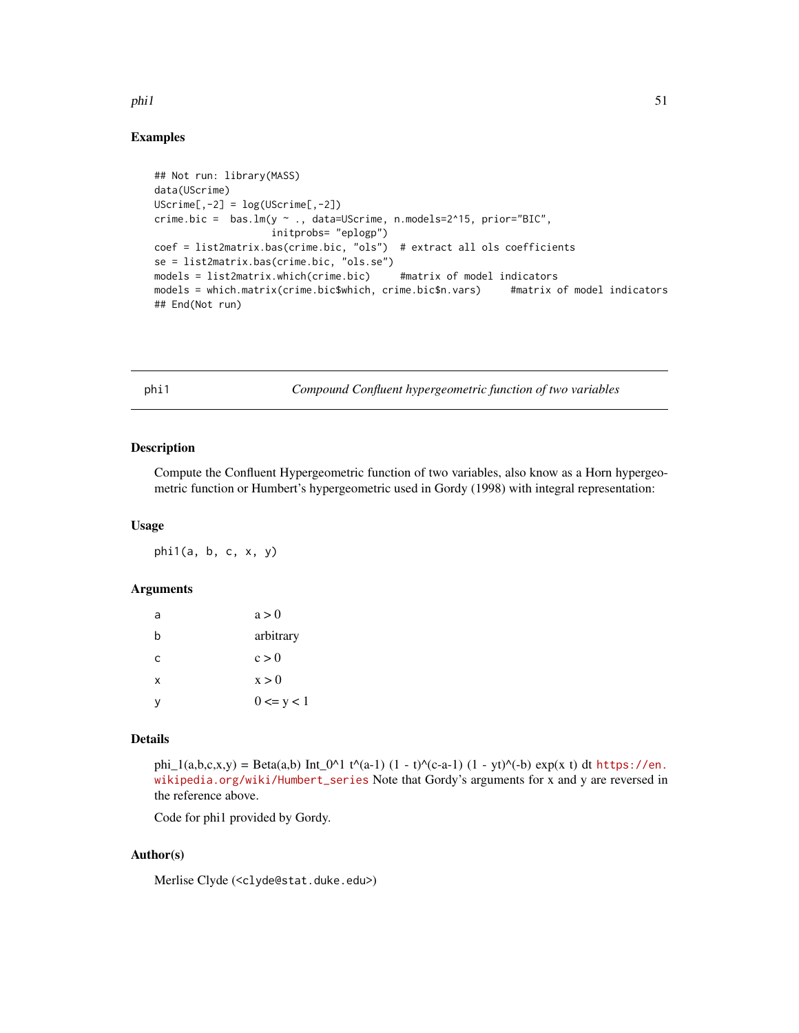## Examples

```
## Not run: library(MASS)
data(UScrime)
UScrime[,-2] = log(UScrime[,-2])
crime.bic =  bas.lm(y ~ ., data=UScrime, n.models=2^15, prior="BIC",
                    initprobs= "eplogp")
coef = list2matrix.bas(crime.bic, "ols")  # extract all ols coefficients
se = list2matrix.bas(crime.bic, "ols.se")
models = list2matrix.which(crime.bic)     #matrix of model indicators
models = which.matrix(crime.bic$which, crime.bic$n.vars)     #matrix of model indicators
## End(Not run)
```

---

# phi1 — *Compound Confluent hypergeometric function of two variables*

## Description

Compute the Confluent Hypergeometric function of two variables, also know as a Horn hypergeometric function or Humbert's hypergeometric used in Gordy (1998) with integral representation:

## Usage

```
phi1(a, b, c, x, y)
```

## Arguments

| | |
|---|---|
| a | a > 0 |
| b | arbitrary |
| c | c > 0 |
| x | x > 0 |
| y | 0 <= y < 1 |

## Details

phi_1(a,b,c,x,y) = Beta(a,b) Int_0^1 t^(a-1) (1 - t)^(c-a-1) (1 - yt)^(-b) exp(x t) dt https://en.wikipedia.org/wiki/Humbert_series Note that Gordy's arguments for x and y are reversed in the reference above.

Code for phi1 provided by Gordy.

## Author(s)

Merlise Clyde (<clyde@stat.duke.edu>)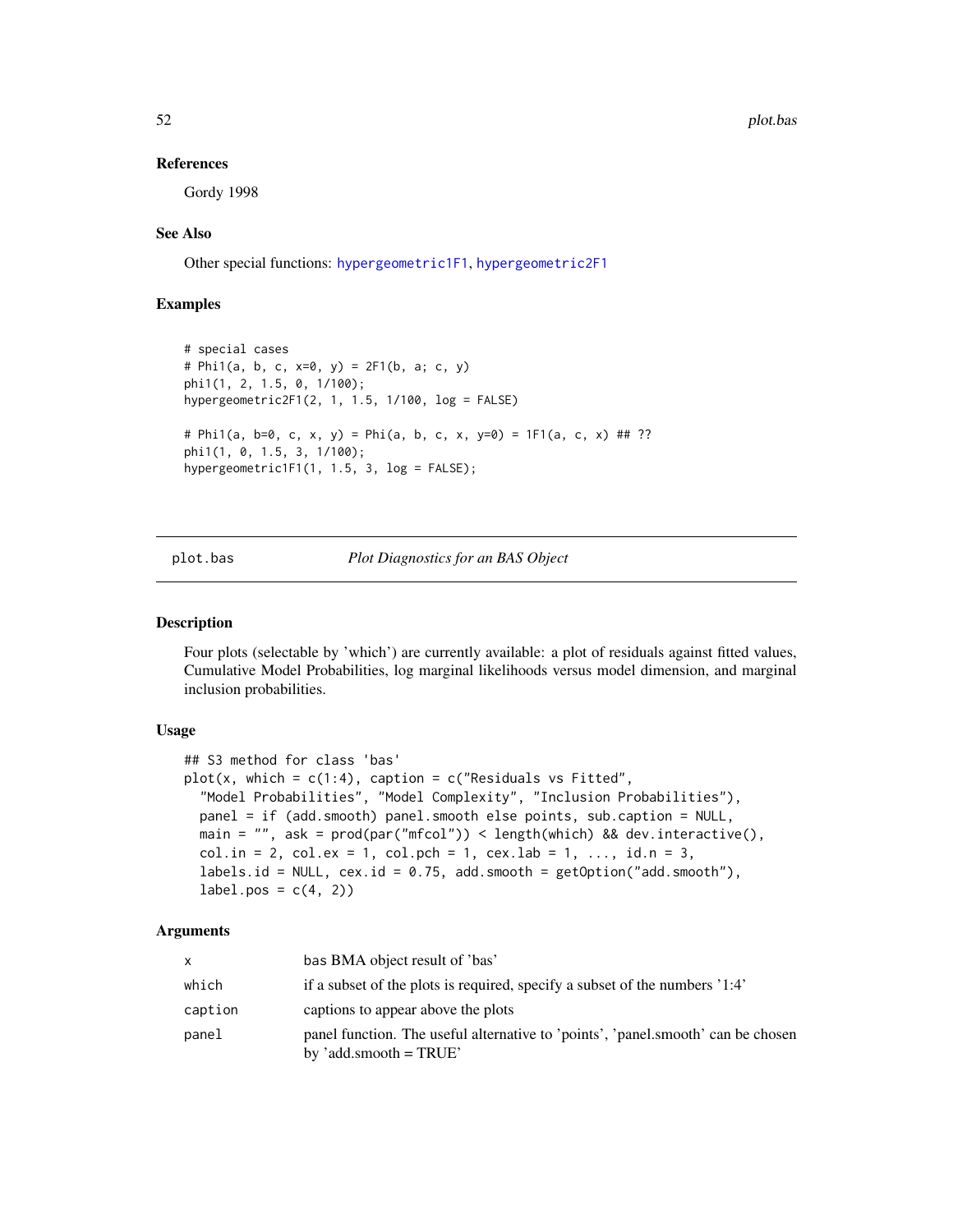### References

Gordy 1998

### See Also

Other special functions: hypergeometric1F1, hypergeometric2F1

### Examples

```
# special cases
# Phi1(a, b, c, x=0, y) = 2F1(b, a; c, y)
phi1(1, 2, 1.5, 0, 1/100);
hypergeometric2F1(2, 1, 1.5, 1/100, log = FALSE)

# Phi1(a, b=0, c, x, y) = Phi(a, b, c, x, y=0) = 1F1(a, c, x) ## ??
phi1(1, 0, 1.5, 3, 1/100);
hypergeometric1F1(1, 1.5, 3, log = FALSE);
```

---

## plot.bas — *Plot Diagnostics for an BAS Object*

---

### Description

Four plots (selectable by 'which') are currently available: a plot of residuals against fitted values, Cumulative Model Probabilities, log marginal likelihoods versus model dimension, and marginal inclusion probabilities.

### Usage

```
## S3 method for class 'bas'
plot(x, which = c(1:4), caption = c("Residuals vs Fitted",
  "Model Probabilities", "Model Complexity", "Inclusion Probabilities"),
  panel = if (add.smooth) panel.smooth else points, sub.caption = NULL,
  main = "", ask = prod(par("mfcol")) < length(which) && dev.interactive(),
  col.in = 2, col.ex = 1, col.pch = 1, cex.lab = 1, ..., id.n = 3,
  labels.id = NULL, cex.id = 0.75, add.smooth = getOption("add.smooth"),
  label.pos = c(4, 2))
```

### Arguments

| | |
|---|---|
| x | bas BMA object result of 'bas' |
| which | if a subset of the plots is required, specify a subset of the numbers '1:4' |
| caption | captions to appear above the plots |
| panel | panel function. The useful alternative to 'points', 'panel.smooth' can be chosen by 'add.smooth = TRUE' |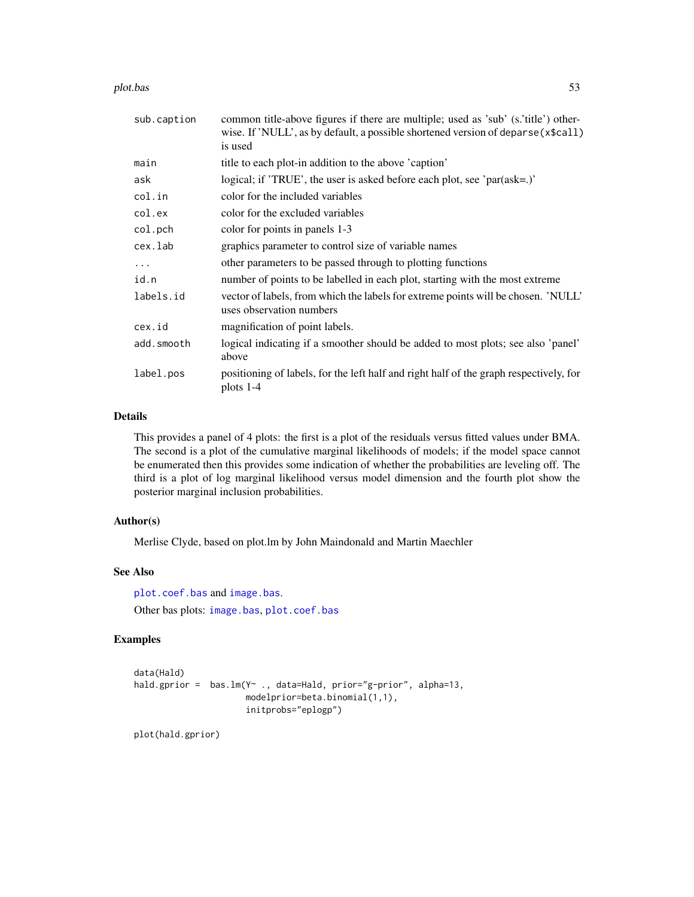| | |
|---|---|
| sub.caption | common title-above figures if there are multiple; used as 'sub' (s.'title') otherwise. If 'NULL', as by default, a possible shortened version of deparse(x$call) is used |
| main | title to each plot-in addition to the above 'caption' |
| ask | logical; if 'TRUE', the user is asked before each plot, see 'par(ask=.)' |
| col.in | color for the included variables |
| col.ex | color for the excluded variables |
| col.pch | color for points in panels 1-3 |
| cex.lab | graphics parameter to control size of variable names |
| ... | other parameters to be passed through to plotting functions |
| id.n | number of points to be labelled in each plot, starting with the most extreme |
| labels.id | vector of labels, from which the labels for extreme points will be chosen. 'NULL' uses observation numbers |
| cex.id | magnification of point labels. |
| add.smooth | logical indicating if a smoother should be added to most plots; see also 'panel' above |
| label.pos | positioning of labels, for the left half and right half of the graph respectively, for plots 1-4 |

## Details

This provides a panel of 4 plots: the first is a plot of the residuals versus fitted values under BMA. The second is a plot of the cumulative marginal likelihoods of models; if the model space cannot be enumerated then this provides some indication of whether the probabilities are leveling off. The third is a plot of log marginal likelihood versus model dimension and the fourth plot show the posterior marginal inclusion probabilities.

## Author(s)

Merlise Clyde, based on plot.lm by John Maindonald and Martin Maechler

## See Also

plot.coef.bas and image.bas.

Other bas plots: image.bas, plot.coef.bas

## Examples

```
data(Hald)
hald.gprior =  bas.lm(Y~ ., data=Hald, prior="g-prior", alpha=13,
                     modelprior=beta.binomial(1,1),
                     initprobs="eplogp")

plot(hald.gprior)
```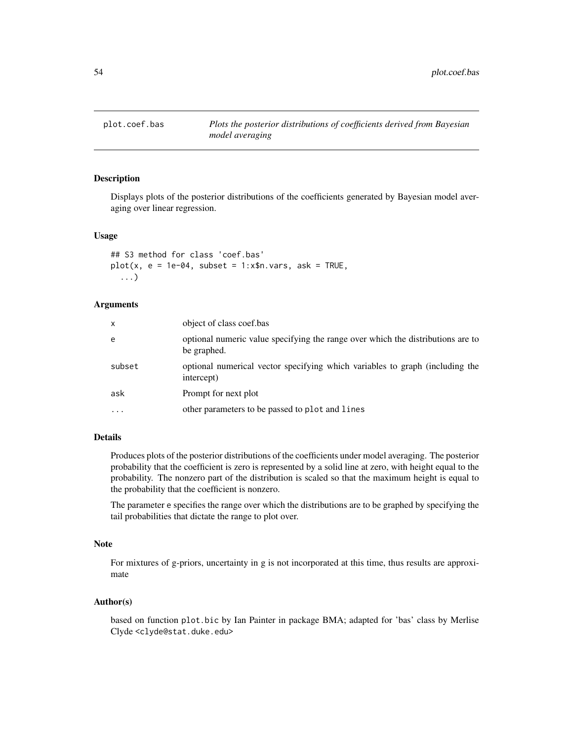# plot.coef.bas

*Plots the posterior distributions of coefficients derived from Bayesian model averaging*

## Description

Displays plots of the posterior distributions of the coefficients generated by Bayesian model averaging over linear regression.

## Usage

```
## S3 method for class 'coef.bas'
plot(x, e = 1e-04, subset = 1:x$n.vars, ask = TRUE,
  ...)
```

## Arguments

| | |
|---|---|
| x | object of class coef.bas |
| e | optional numeric value specifying the range over which the distributions are to be graphed. |
| subset | optional numerical vector specifying which variables to graph (including the intercept) |
| ask | Prompt for next plot |
| ... | other parameters to be passed to plot and lines |

## Details

Produces plots of the posterior distributions of the coefficients under model averaging. The posterior probability that the coefficient is zero is represented by a solid line at zero, with height equal to the probability. The nonzero part of the distribution is scaled so that the maximum height is equal to the probability that the coefficient is nonzero.

The parameter e specifies the range over which the distributions are to be graphed by specifying the tail probabilities that dictate the range to plot over.

## Note

For mixtures of g-priors, uncertainty in g is not incorporated at this time, thus results are approximate

## Author(s)

based on function plot.bic by Ian Painter in package BMA; adapted for 'bas' class by Merlise Clyde <clyde@stat.duke.edu>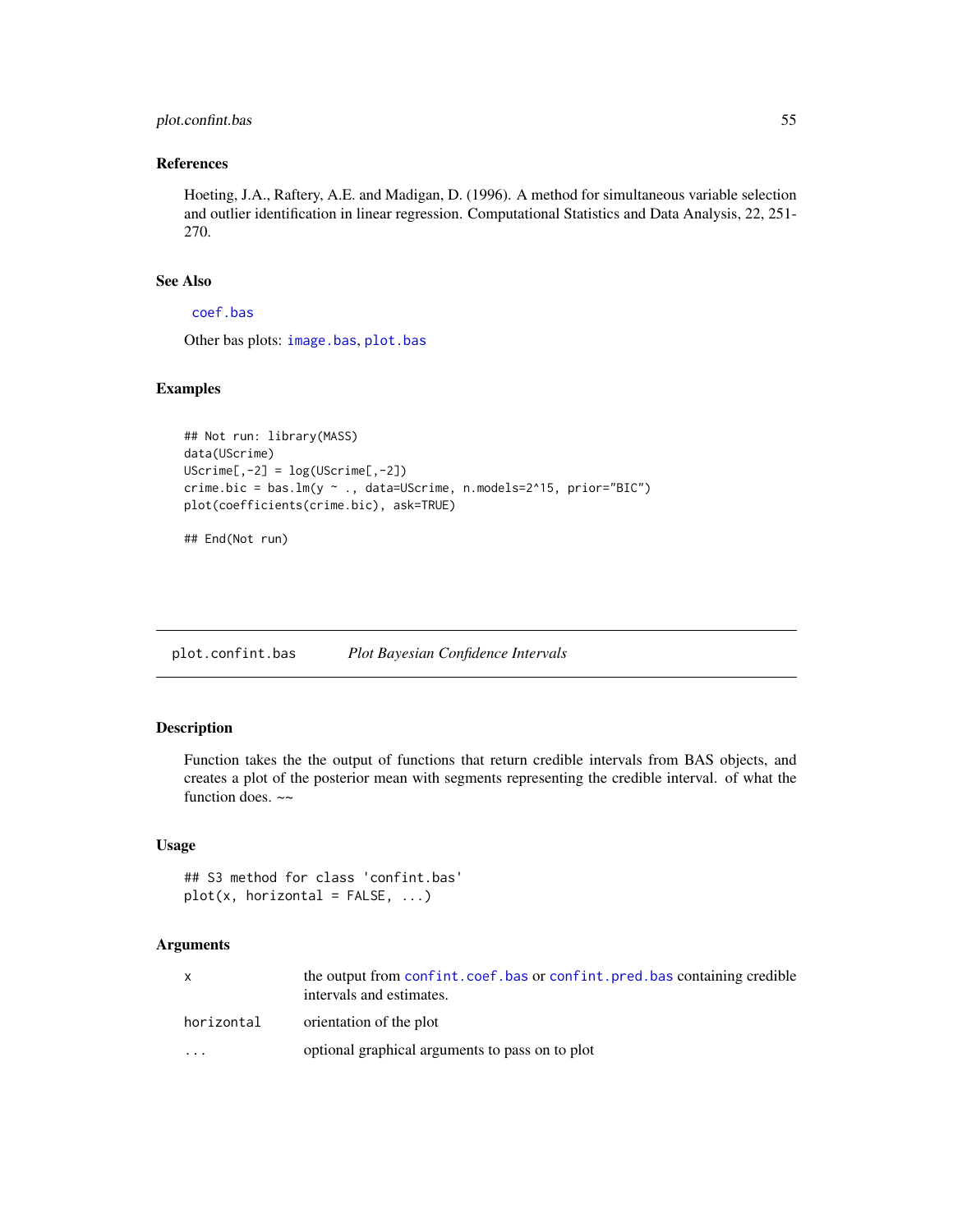### References

Hoeting, J.A., Raftery, A.E. and Madigan, D. (1996). A method for simultaneous variable selection and outlier identification in linear regression. Computational Statistics and Data Analysis, 22, 251-270.

### See Also

`coef.bas`

Other bas plots: `image.bas`, `plot.bas`

### Examples

```
## Not run: library(MASS)
data(UScrime)
UScrime[,-2] = log(UScrime[,-2])
crime.bic = bas.lm(y ~ ., data=UScrime, n.models=2^15, prior="BIC")
plot(coefficients(crime.bic), ask=TRUE)

## End(Not run)
```

---

## plot.confint.bas *Plot Bayesian Confidence Intervals*

### Description

Function takes the the output of functions that return credible intervals from BAS objects, and creates a plot of the posterior mean with segments representing the credible interval. of what the function does. ~~

### Usage

```
## S3 method for class 'confint.bas'
plot(x, horizontal = FALSE, ...)
```

### Arguments

| | |
|---|---|
| `x` | the output from `confint.coef.bas` or `confint.pred.bas` containing credible intervals and estimates. |
| `horizontal` | orientation of the plot |
| `...` | optional graphical arguments to pass on to plot |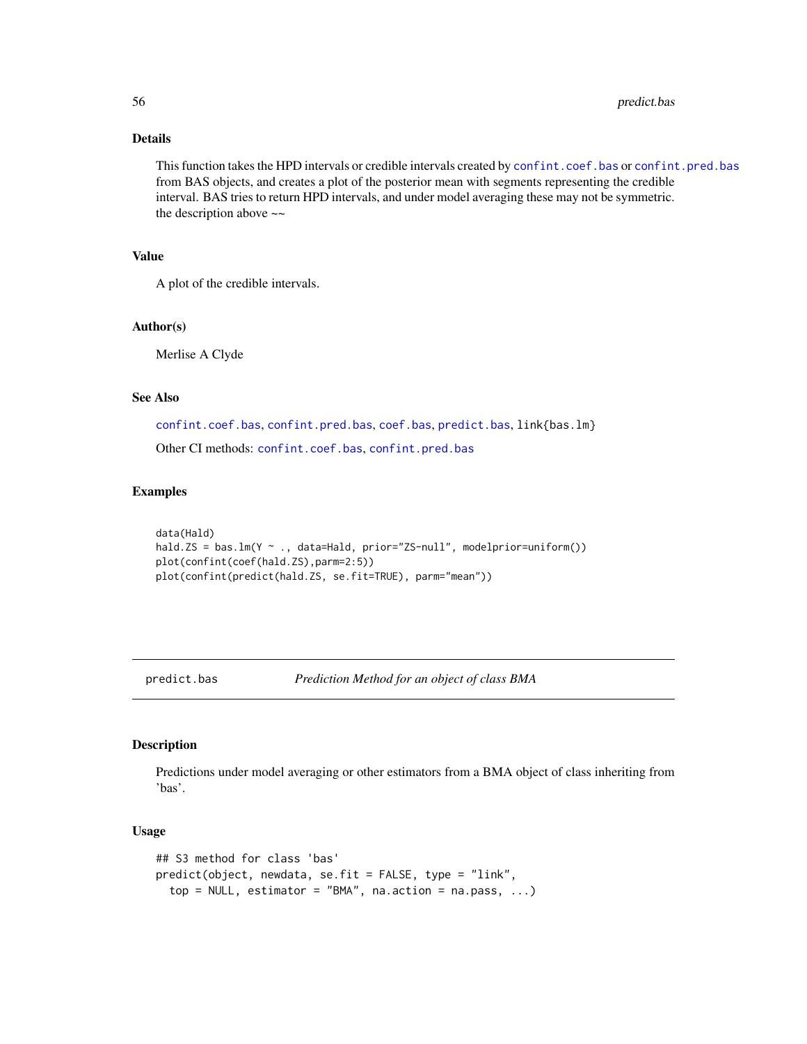### Details

This function takes the HPD intervals or credible intervals created by `confint.coef.bas` or `confint.pred.bas` from BAS objects, and creates a plot of the posterior mean with segments representing the credible interval. BAS tries to return HPD intervals, and under model averaging these may not be symmetric. the description above ~~

### Value

A plot of the credible intervals.

### Author(s)

Merlise A Clyde

### See Also

`confint.coef.bas`, `confint.pred.bas`, `coef.bas`, `predict.bas`, `link{bas.lm}`

Other CI methods: `confint.coef.bas`, `confint.pred.bas`

### Examples

```
data(Hald)
hald.ZS = bas.lm(Y ~ ., data=Hald, prior="ZS-null", modelprior=uniform())
plot(confint(coef(hald.ZS),parm=2:5))
plot(confint(predict(hald.ZS, se.fit=TRUE), parm="mean"))
```

---

## predict.bas *Prediction Method for an object of class BMA*

### Description

Predictions under model averaging or other estimators from a BMA object of class inheriting from 'bas'.

### Usage

```
## S3 method for class 'bas'
predict(object, newdata, se.fit = FALSE, type = "link",
  top = NULL, estimator = "BMA", na.action = na.pass, ...)
```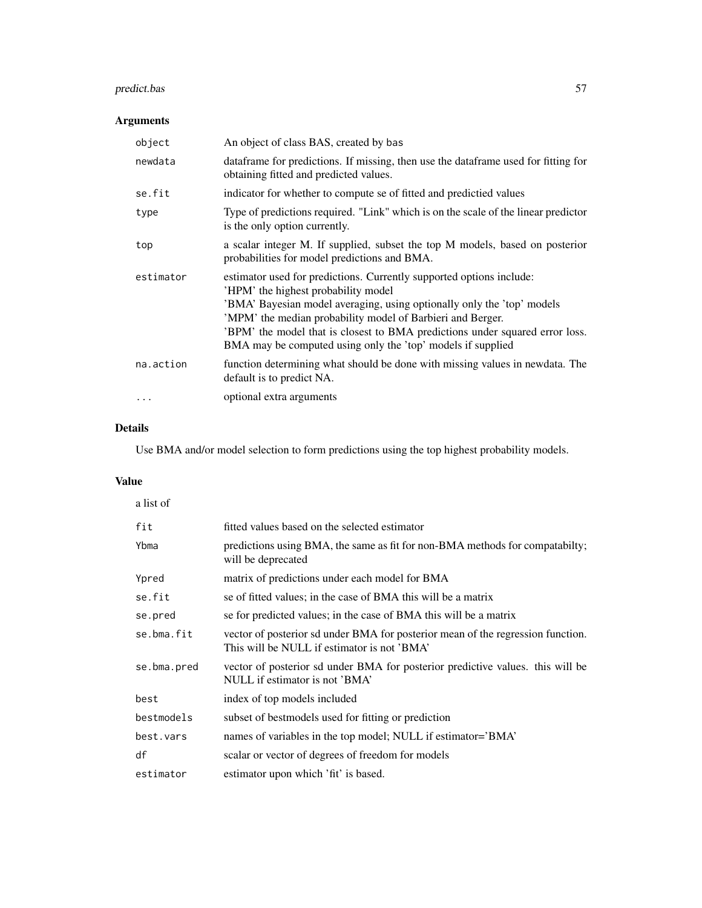## Arguments

| | |
|---|---|
| `object` | An object of class BAS, created by bas |
| `newdata` | dataframe for predictions. If missing, then use the dataframe used for fitting for obtaining fitted and predicted values. |
| `se.fit` | indicator for whether to compute se of fitted and predictied values |
| `type` | Type of predictions required. "Link" which is on the scale of the linear predictor is the only option currently. |
| `top` | a scalar integer M. If supplied, subset the top M models, based on posterior probabilities for model predictions and BMA. |
| `estimator` | estimator used for predictions. Currently supported options include: 'HPM' the highest probability model 'BMA' Bayesian model averaging, using optionally only the 'top' models 'MPM' the median probability model of Barbieri and Berger. 'BPM' the model that is closest to BMA predictions under squared error loss. BMA may be computed using only the 'top' models if supplied |
| `na.action` | function determining what should be done with missing values in newdata. The default is to predict NA. |
| `...` | optional extra arguments |

## Details

Use BMA and/or model selection to form predictions using the top highest probability models.

## Value

a list of

| | |
|---|---|
| `fit` | fitted values based on the selected estimator |
| `Ybma` | predictions using BMA, the same as fit for non-BMA methods for compatabilty; will be deprecated |
| `Ypred` | matrix of predictions under each model for BMA |
| `se.fit` | se of fitted values; in the case of BMA this will be a matrix |
| `se.pred` | se for predicted values; in the case of BMA this will be a matrix |
| `se.bma.fit` | vector of posterior sd under BMA for posterior mean of the regression function. This will be NULL if estimator is not 'BMA' |
| `se.bma.pred` | vector of posterior sd under BMA for posterior predictive values. this will be NULL if estimator is not 'BMA' |
| `best` | index of top models included |
| `bestmodels` | subset of bestmodels used for fitting or prediction |
| `best.vars` | names of variables in the top model; NULL if estimator='BMA' |
| `df` | scalar or vector of degrees of freedom for models |
| `estimator` | estimator upon which 'fit' is based. |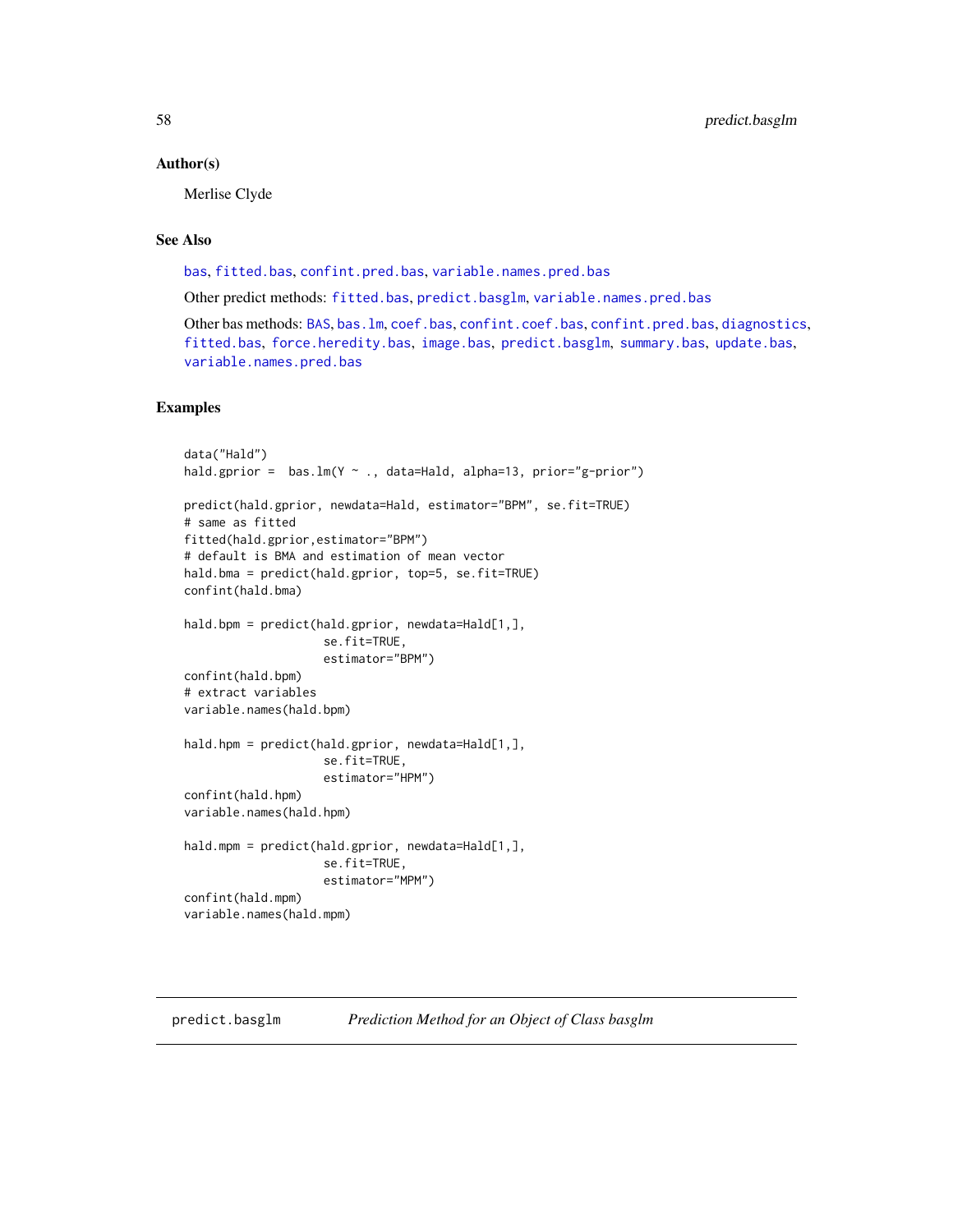## Author(s)

Merlise Clyde

## See Also

bas, fitted.bas, confint.pred.bas, variable.names.pred.bas

Other predict methods: fitted.bas, predict.basglm, variable.names.pred.bas

Other bas methods: BAS, bas.lm, coef.bas, confint.coef.bas, confint.pred.bas, diagnostics, fitted.bas, force.heredity.bas, image.bas, predict.basglm, summary.bas, update.bas, variable.names.pred.bas

## Examples

```
data("Hald")
hald.gprior =  bas.lm(Y ~ ., data=Hald, alpha=13, prior="g-prior")

predict(hald.gprior, newdata=Hald, estimator="BPM", se.fit=TRUE)
# same as fitted
fitted(hald.gprior,estimator="BPM")
# default is BMA and estimation of mean vector
hald.bma = predict(hald.gprior, top=5, se.fit=TRUE)
confint(hald.bma)

hald.bpm = predict(hald.gprior, newdata=Hald[1,],
                    se.fit=TRUE,
                    estimator="BPM")
confint(hald.bpm)
# extract variables
variable.names(hald.bpm)

hald.hpm = predict(hald.gprior, newdata=Hald[1,],
                    se.fit=TRUE,
                    estimator="HPM")
confint(hald.hpm)
variable.names(hald.hpm)

hald.mpm = predict(hald.gprior, newdata=Hald[1,],
                    se.fit=TRUE,
                    estimator="MPM")
confint(hald.mpm)
variable.names(hald.mpm)
```

---

# predict.basglm    *Prediction Method for an Object of Class basglm*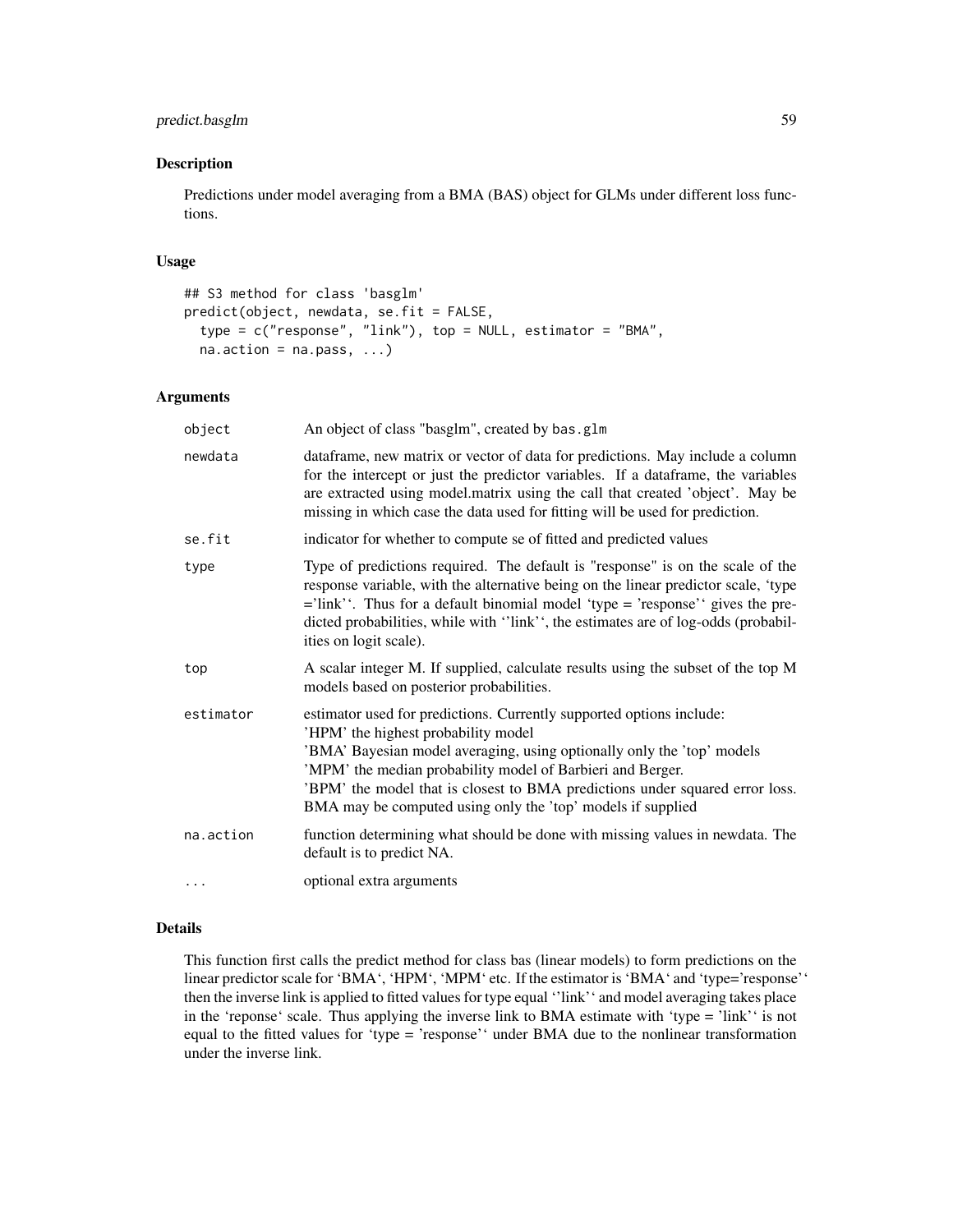## Description

Predictions under model averaging from a BMA (BAS) object for GLMs under different loss functions.

## Usage

```
## S3 method for class 'basglm'
predict(object, newdata, se.fit = FALSE,
  type = c("response", "link"), top = NULL, estimator = "BMA",
  na.action = na.pass, ...)
```

## Arguments

| | |
|---|---|
| object | An object of class "basglm", created by bas.glm |
| newdata | dataframe, new matrix or vector of data for predictions. May include a column for the intercept or just the predictor variables. If a dataframe, the variables are extracted using model.matrix using the call that created 'object'. May be missing in which case the data used for fitting will be used for prediction. |
| se.fit | indicator for whether to compute se of fitted and predicted values |
| type | Type of predictions required. The default is "response" is on the scale of the response variable, with the alternative being on the linear predictor scale, ‘type ='link'‘. Thus for a default binomial model ‘type = 'response'‘ gives the predicted probabilities, while with ‘'link'‘, the estimates are of log-odds (probabilities on logit scale). |
| top | A scalar integer M. If supplied, calculate results using the subset of the top M models based on posterior probabilities. |
| estimator | estimator used for predictions. Currently supported options include:<br>'HPM' the highest probability model<br>'BMA' Bayesian model averaging, using optionally only the 'top' models<br>'MPM' the median probability model of Barbieri and Berger.<br>'BPM' the model that is closest to BMA predictions under squared error loss. BMA may be computed using only the 'top' models if supplied |
| na.action | function determining what should be done with missing values in newdata. The default is to predict NA. |
| ... | optional extra arguments |

## Details

This function first calls the predict method for class bas (linear models) to form predictions on the linear predictor scale for ‘BMA‘, ‘HPM‘, ‘MPM‘ etc. If the estimator is ‘BMA‘ and ‘type='response'‘ then the inverse link is applied to fitted values for type equal ‘'link'‘ and model averaging takes place in the ‘reponse‘ scale. Thus applying the inverse link to BMA estimate with ‘type = 'link'‘ is not equal to the fitted values for ‘type = 'response'‘ under BMA due to the nonlinear transformation under the inverse link.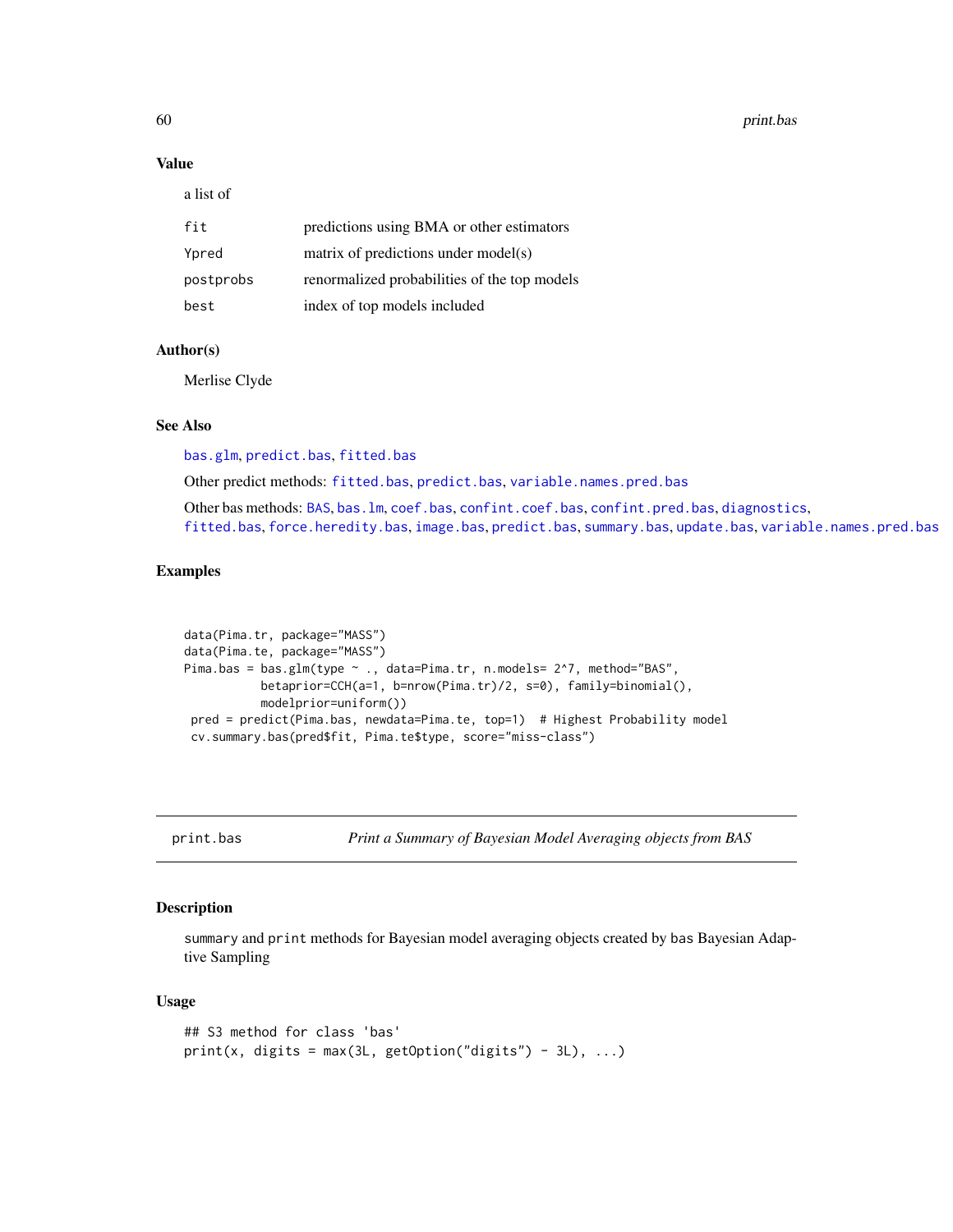### Value

a list of

| | |
|---|---|
| `fit` | predictions using BMA or other estimators |
| `Ypred` | matrix of predictions under model(s) |
| `postprobs` | renormalized probabilities of the top models |
| `best` | index of top models included |

### Author(s)

Merlise Clyde

### See Also

`bas.glm`, `predict.bas`, `fitted.bas`

Other predict methods: `fitted.bas`, `predict.bas`, `variable.names.pred.bas`

Other bas methods: `BAS`, `bas.lm`, `coef.bas`, `confint.coef.bas`, `confint.pred.bas`, `diagnostics`, `fitted.bas`, `force.heredity.bas`, `image.bas`, `predict.bas`, `summary.bas`, `update.bas`, `variable.names.pred.bas`

### Examples

```
data(Pima.tr, package="MASS")
data(Pima.te, package="MASS")
Pima.bas = bas.glm(type ~ ., data=Pima.tr, n.models= 2^7, method="BAS",
           betaprior=CCH(a=1, b=nrow(Pima.tr)/2, s=0), family=binomial(),
           modelprior=uniform())
 pred = predict(Pima.bas, newdata=Pima.te, top=1)  # Highest Probability model
 cv.summary.bas(pred$fit, Pima.te$type, score="miss-class")
```

---

## print.bas — *Print a Summary of Bayesian Model Averaging objects from BAS*

### Description

`summary` and `print` methods for Bayesian model averaging objects created by `bas` Bayesian Adaptive Sampling

### Usage

```
## S3 method for class 'bas'
print(x, digits = max(3L, getOption("digits") - 3L), ...)
```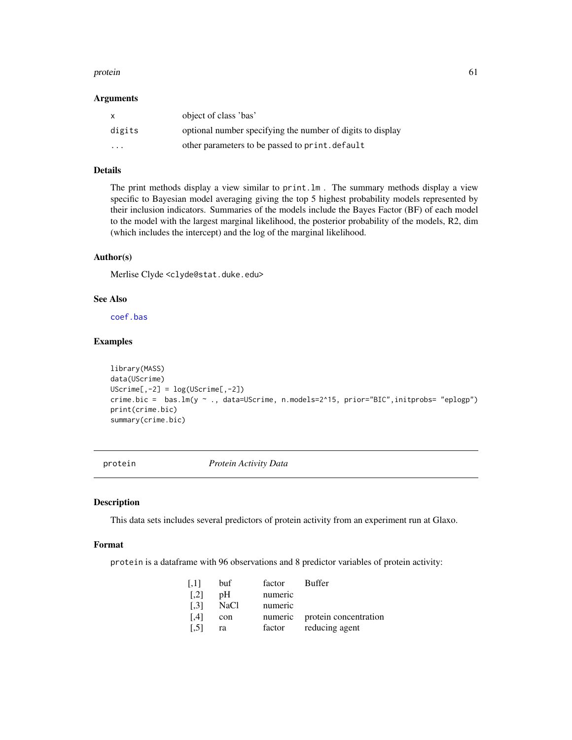### Arguments

| | |
|---|---|
| x | object of class 'bas' |
| digits | optional number specifying the number of digits to display |
| ... | other parameters to be passed to print.default |

### Details

The print methods display a view similar to print.lm . The summary methods display a view specific to Bayesian model averaging giving the top 5 highest probability models represented by their inclusion indicators. Summaries of the models include the Bayes Factor (BF) of each model to the model with the largest marginal likelihood, the posterior probability of the models, R2, dim (which includes the intercept) and the log of the marginal likelihood.

### Author(s)

Merlise Clyde <clyde@stat.duke.edu>

### See Also

coef.bas

### Examples

```
library(MASS)
data(UScrime)
UScrime[,-2] = log(UScrime[,-2])
crime.bic =  bas.lm(y ~ ., data=UScrime, n.models=2^15, prior="BIC",initprobs= "eplogp")
print(crime.bic)
summary(crime.bic)
```

## protein — *Protein Activity Data*

### Description

This data sets includes several predictors of protein activity from an experiment run at Glaxo.

### Format

protein is a dataframe with 96 observations and 8 predictor variables of protein activity:

| | | | |
|---|---|---|---|
| [,1] | buf | factor | Buffer |
| [,2] | pH | numeric | |
| [,3] | NaCl | numeric | |
| [,4] | con | numeric | protein concentration |
| [,5] | ra | factor | reducing agent |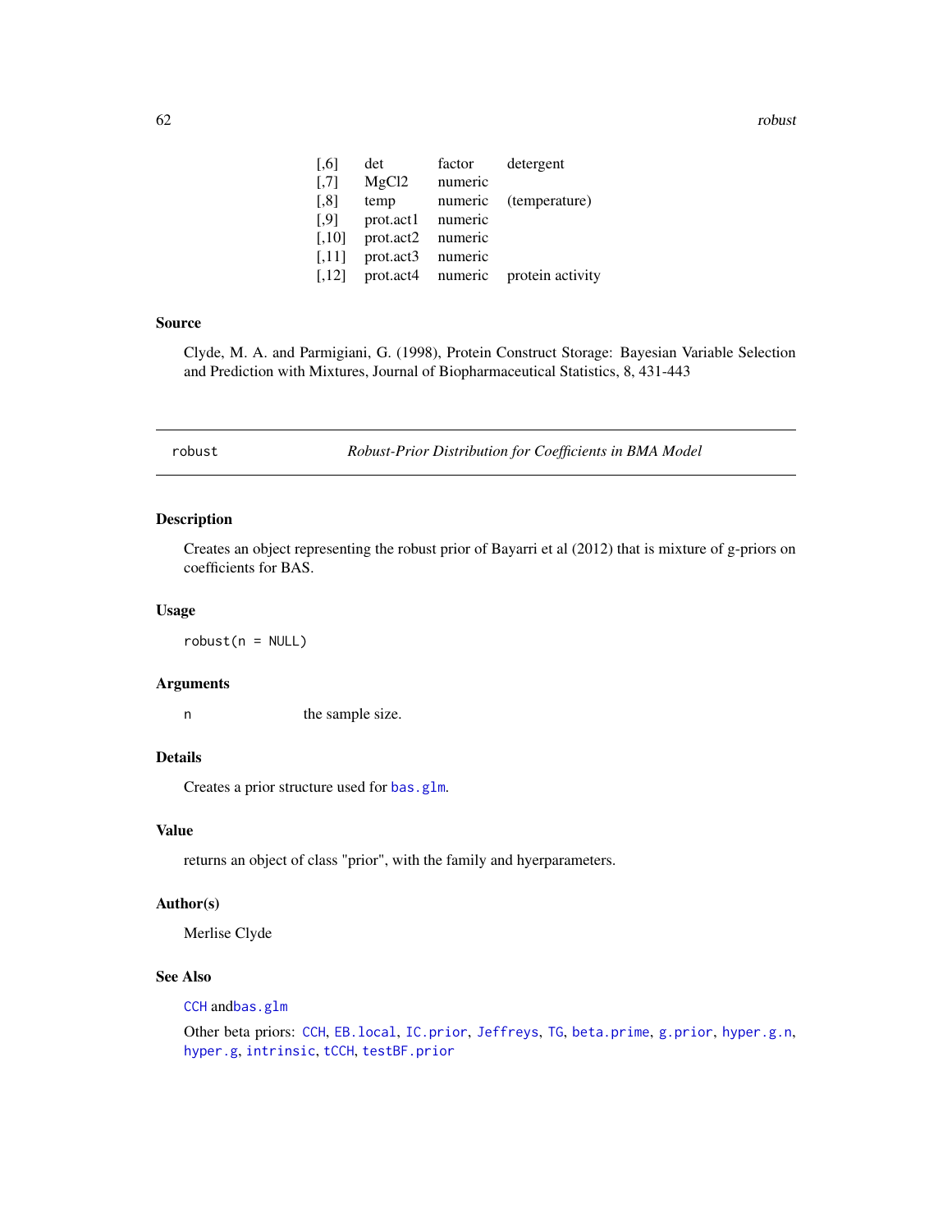| | | | |
|---|---|---|---|
| [,6] | det | factor | detergent |
| [,7] | MgCl2 | numeric | |
| [,8] | temp | numeric | (temperature) |
| [,9] | prot.act1 | numeric | |
| [,10] | prot.act2 | numeric | |
| [,11] | prot.act3 | numeric | |
| [,12] | prot.act4 | numeric | protein activity |

### Source

Clyde, M. A. and Parmigiani, G. (1998), Protein Construct Storage: Bayesian Variable Selection and Prediction with Mixtures, Journal of Biopharmaceutical Statistics, 8, 431-443

---

## robust — *Robust-Prior Distribution for Coefficients in BMA Model*

### Description

Creates an object representing the robust prior of Bayarri et al (2012) that is mixture of g-priors on coefficients for BAS.

### Usage

```
robust(n = NULL)
```

### Arguments

`n` the sample size.

### Details

Creates a prior structure used for `bas.glm`.

### Value

returns an object of class "prior", with the family and hyerparameters.

### Author(s)

Merlise Clyde

### See Also

`CCH` and`bas.glm`

Other beta priors: `CCH`, `EB.local`, `IC.prior`, `Jeffreys`, `TG`, `beta.prime`, `g.prior`, `hyper.g.n`, `hyper.g`, `intrinsic`, `tCCH`, `testBF.prior`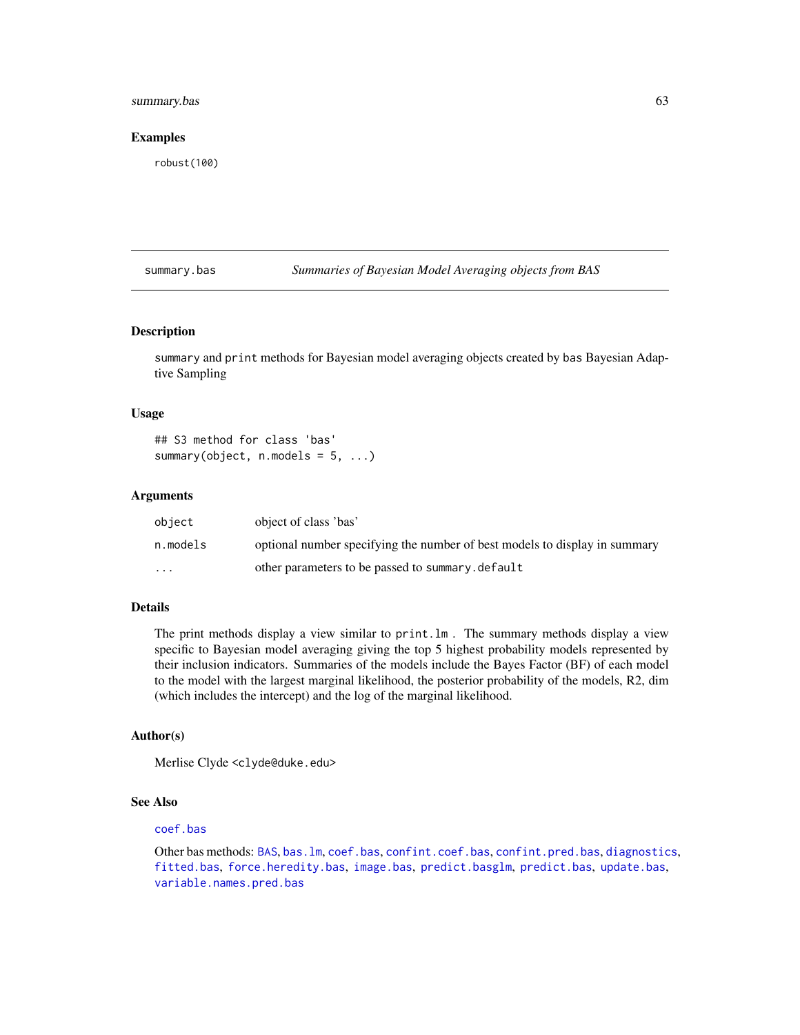### Examples

```
robust(100)
```

---

## summary.bas — *Summaries of Bayesian Model Averaging objects from BAS*

### Description

`summary` and `print` methods for Bayesian model averaging objects created by `bas` Bayesian Adaptive Sampling

### Usage

```
## S3 method for class 'bas'
summary(object, n.models = 5, ...)
```

### Arguments

| | |
|---|---|
| `object` | object of class 'bas' |
| `n.models` | optional number specifying the number of best models to display in summary |
| `...` | other parameters to be passed to `summary.default` |

### Details

The print methods display a view similar to `print.lm` . The summary methods display a view specific to Bayesian model averaging giving the top 5 highest probability models represented by their inclusion indicators. Summaries of the models include the Bayes Factor (BF) of each model to the model with the largest marginal likelihood, the posterior probability of the models, R2, dim (which includes the intercept) and the log of the marginal likelihood.

### Author(s)

Merlise Clyde <`clyde@duke.edu`>

### See Also

`coef.bas`

Other bas methods: `BAS`, `bas.lm`, `coef.bas`, `confint.coef.bas`, `confint.pred.bas`, `diagnostics`, `fitted.bas`, `force.heredity.bas`, `image.bas`, `predict.basglm`, `predict.bas`, `update.bas`, `variable.names.pred.bas`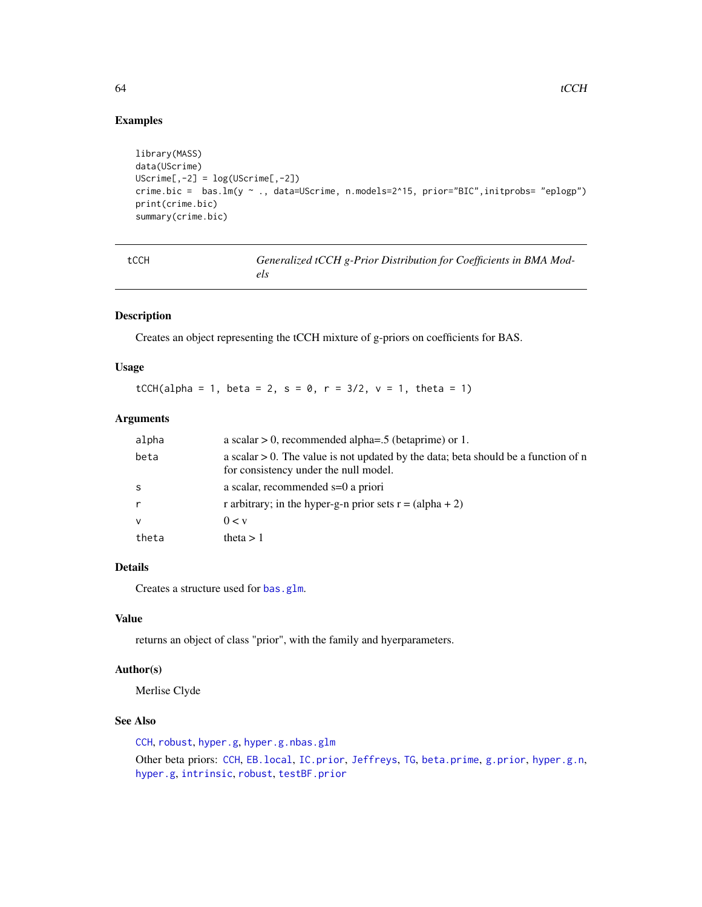## Examples

```
library(MASS)
data(UScrime)
UScrime[,-2] = log(UScrime[,-2])
crime.bic =  bas.lm(y ~ ., data=UScrime, n.models=2^15, prior="BIC",initprobs= "eplogp")
print(crime.bic)
summary(crime.bic)
```

---

# tCCH — *Generalized tCCH g-Prior Distribution for Coefficients in BMA Models*

## Description

Creates an object representing the tCCH mixture of g-priors on coefficients for BAS.

## Usage

```
tCCH(alpha = 1, beta = 2, s = 0, r = 3/2, v = 1, theta = 1)
```

## Arguments

| | |
|---|---|
| alpha | a scalar > 0, recommended alpha=.5 (betaprime) or 1. |
| beta | a scalar > 0. The value is not updated by the data; beta should be a function of n for consistency under the null model. |
| s | a scalar, recommended s=0 a priori |
| r | r arbitrary; in the hyper-g-n prior sets r = (alpha + 2) |
| v | 0 < v |
| theta | theta > 1 |

## Details

Creates a structure used for `bas.glm`.

## Value

returns an object of class "prior", with the family and hyerparameters.

## Author(s)

Merlise Clyde

## See Also

`CCH`, `robust`, `hyper.g`, `hyper.g.nbas.glm`

Other beta priors: `CCH`, `EB.local`, `IC.prior`, `Jeffreys`, `TG`, `beta.prime`, `g.prior`, `hyper.g.n`, `hyper.g`, `intrinsic`, `robust`, `testBF.prior`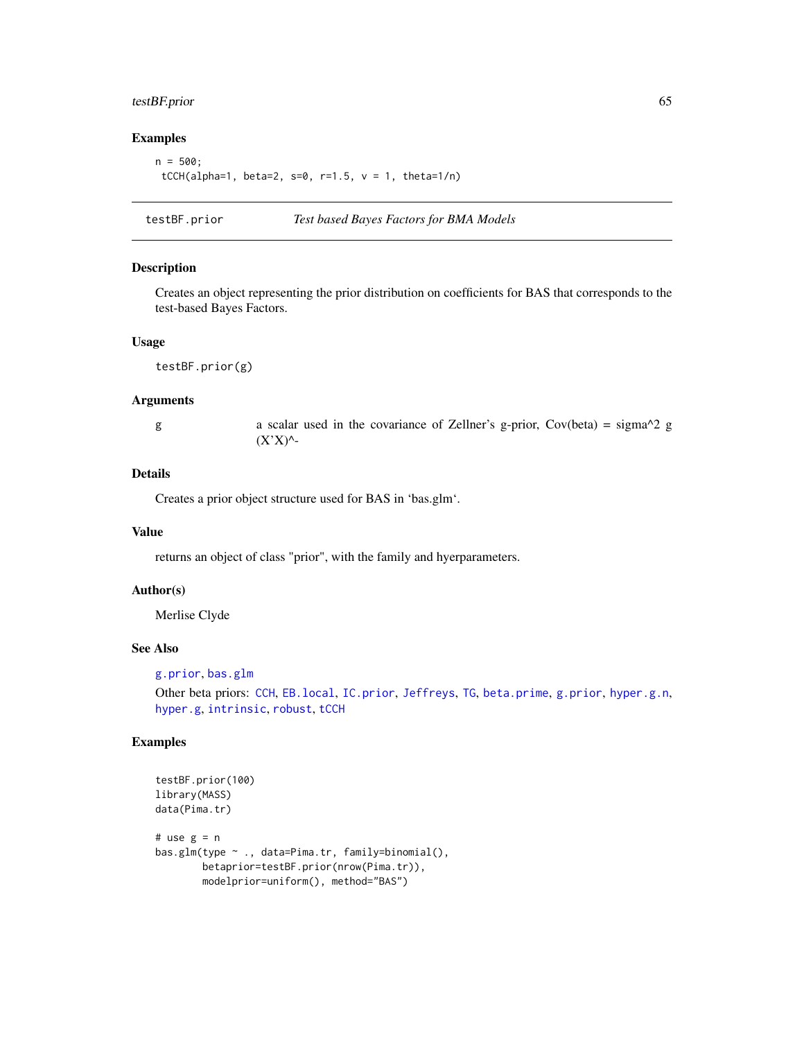## Examples

```
n = 500;
 tCCH(alpha=1, beta=2, s=0, r=1.5, v = 1, theta=1/n)
```

---

# testBF.prior — *Test based Bayes Factors for BMA Models*

---

## Description

Creates an object representing the prior distribution on coefficients for BAS that corresponds to the test-based Bayes Factors.

## Usage

```
testBF.prior(g)
```

## Arguments

| | |
|---|---|
| g | a scalar used in the covariance of Zellner's g-prior, Cov(beta) = sigma^2 g (X'X)^- |

## Details

Creates a prior object structure used for BAS in 'bas.glm'.

## Value

returns an object of class "prior", with the family and hyerparameters.

## Author(s)

Merlise Clyde

## See Also

g.prior, bas.glm

Other beta priors: CCH, EB.local, IC.prior, Jeffreys, TG, beta.prime, g.prior, hyper.g.n, hyper.g, intrinsic, robust, tCCH

## Examples

```
testBF.prior(100)
library(MASS)
data(Pima.tr)

# use g = n
bas.glm(type ~ ., data=Pima.tr, family=binomial(),
        betaprior=testBF.prior(nrow(Pima.tr)),
        modelprior=uniform(), method="BAS")
```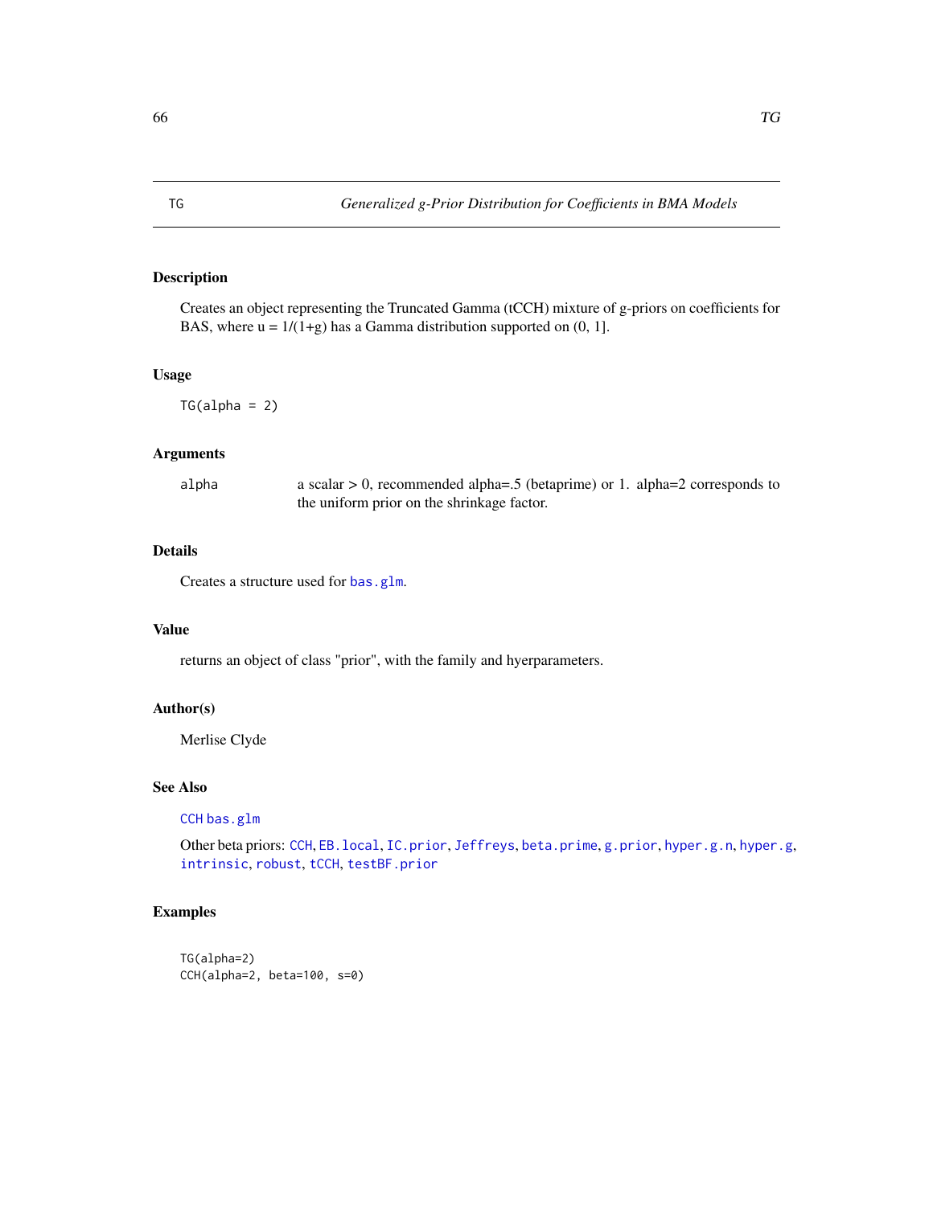TG *Generalized g-Prior Distribution for Coefficients in BMA Models*

## Description

Creates an object representing the Truncated Gamma (tCCH) mixture of g-priors on coefficients for BAS, where u = 1/(1+g) has a Gamma distribution supported on (0, 1].

## Usage

```
TG(alpha = 2)
```

## Arguments

| | |
|---|---|
| alpha | a scalar > 0, recommended alpha=.5 (betaprime) or 1. alpha=2 corresponds to the uniform prior on the shrinkage factor. |

## Details

Creates a structure used for `bas.glm`.

## Value

returns an object of class "prior", with the family and hyerparameters.

## Author(s)

Merlise Clyde

## See Also

`CCH` `bas.glm`

Other beta priors: `CCH`, `EB.local`, `IC.prior`, `Jeffreys`, `beta.prime`, `g.prior`, `hyper.g.n`, `hyper.g`, `intrinsic`, `robust`, `tCCH`, `testBF.prior`

## Examples

```
TG(alpha=2)
CCH(alpha=2, beta=100, s=0)
```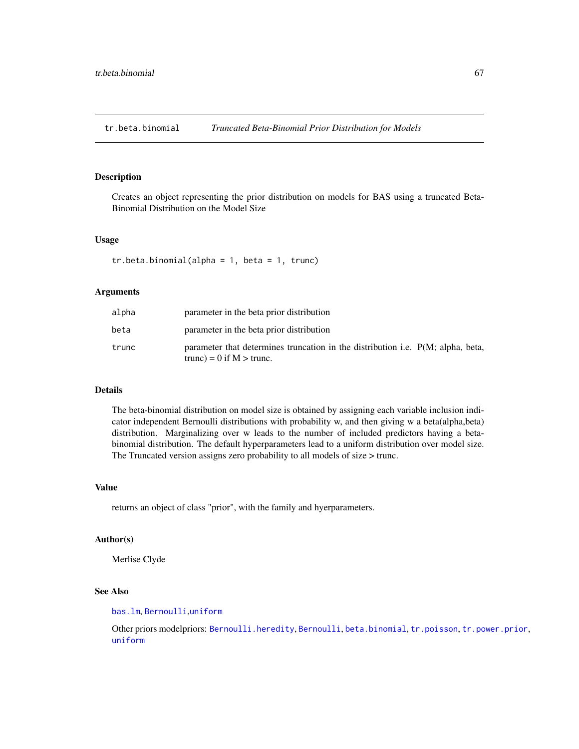# tr.beta.binomial *Truncated Beta-Binomial Prior Distribution for Models*

## Description

Creates an object representing the prior distribution on models for BAS using a truncated Beta-Binomial Distribution on the Model Size

## Usage

```
tr.beta.binomial(alpha = 1, beta = 1, trunc)
```

## Arguments

| | |
|---|---|
| alpha | parameter in the beta prior distribution |
| beta | parameter in the beta prior distribution |
| trunc | parameter that determines truncation in the distribution i.e. P(M; alpha, beta, trunc) = 0 if M > trunc. |

## Details

The beta-binomial distribution on model size is obtained by assigning each variable inclusion indicator independent Bernoulli distributions with probability w, and then giving w a beta(alpha,beta) distribution. Marginalizing over w leads to the number of included predictors having a beta-binomial distribution. The default hyperparameters lead to a uniform distribution over model size. The Truncated version assigns zero probability to all models of size > trunc.

## Value

returns an object of class "prior", with the family and hyerparameters.

## Author(s)

Merlise Clyde

## See Also

bas.lm, Bernoulli,uniform

Other priors modelpriors: Bernoulli.heredity, Bernoulli, beta.binomial, tr.poisson, tr.power.prior, uniform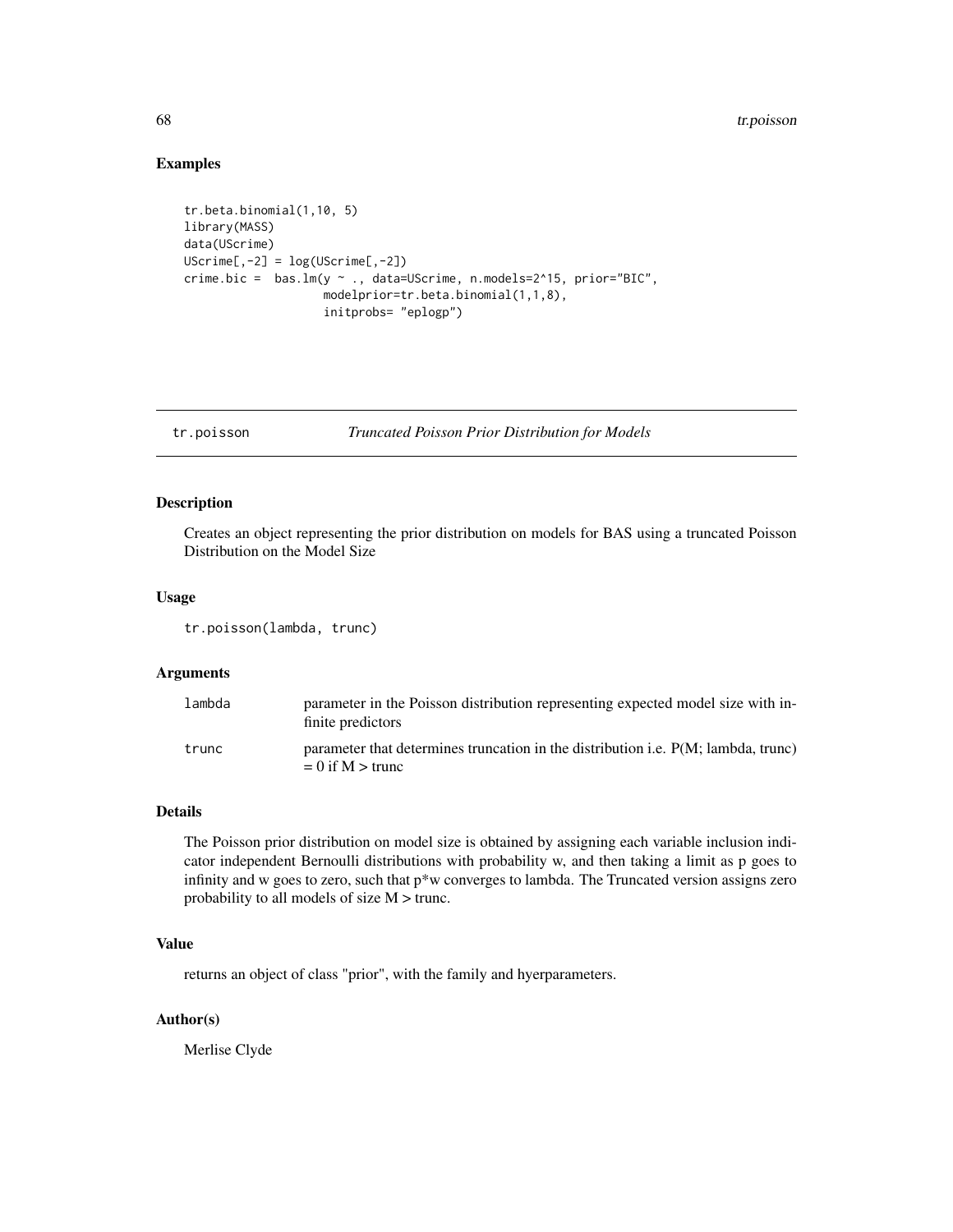## Examples

```
tr.beta.binomial(1,10, 5)
library(MASS)
data(UScrime)
UScrime[,-2] = log(UScrime[,-2])
crime.bic =  bas.lm(y ~ ., data=UScrime, n.models=2^15, prior="BIC",
                    modelprior=tr.beta.binomial(1,1,8),
                    initprobs= "eplogp")
```

---

# tr.poisson    *Truncated Poisson Prior Distribution for Models*

## Description

Creates an object representing the prior distribution on models for BAS using a truncated Poisson Distribution on the Model Size

## Usage

```
tr.poisson(lambda, trunc)
```

## Arguments

| | |
|---|---|
| lambda | parameter in the Poisson distribution representing expected model size with infinite predictors |
| trunc | parameter that determines truncation in the distribution i.e. P(M; lambda, trunc) = 0 if M > trunc |

## Details

The Poisson prior distribution on model size is obtained by assigning each variable inclusion indicator independent Bernoulli distributions with probability w, and then taking a limit as p goes to infinity and w goes to zero, such that p*w converges to lambda. The Truncated version assigns zero probability to all models of size M > trunc.

## Value

returns an object of class "prior", with the family and hyerparameters.

## Author(s)

Merlise Clyde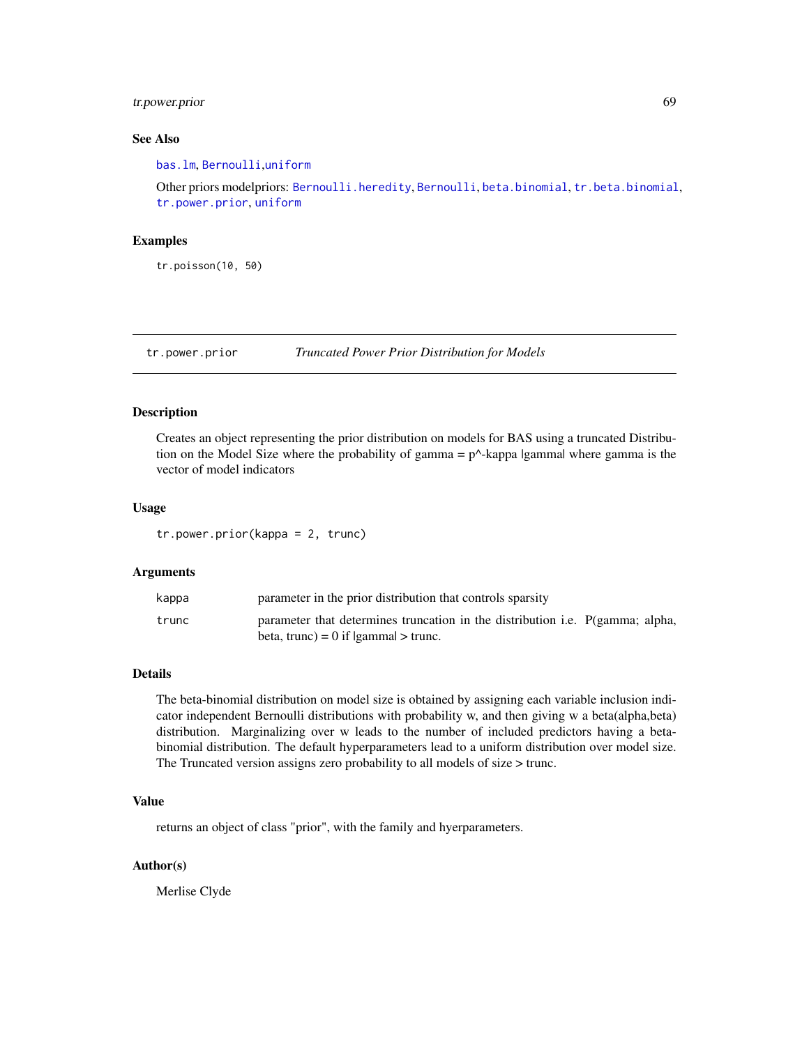### See Also

bas.lm, Bernoulli,uniform

Other priors modelpriors: Bernoulli.heredity, Bernoulli, beta.binomial, tr.beta.binomial, tr.power.prior, uniform

### Examples

```
tr.poisson(10, 50)
```

---

## tr.power.prior — *Truncated Power Prior Distribution for Models*

### Description

Creates an object representing the prior distribution on models for BAS using a truncated Distribution on the Model Size where the probability of gamma = p^-kappa |gamma| where gamma is the vector of model indicators

### Usage

```
tr.power.prior(kappa = 2, trunc)
```

### Arguments

| | |
|---|---|
| kappa | parameter in the prior distribution that controls sparsity |
| trunc | parameter that determines truncation in the distribution i.e. P(gamma; alpha, beta, trunc) = 0 if \|gamma\| > trunc. |

### Details

The beta-binomial distribution on model size is obtained by assigning each variable inclusion indicator independent Bernoulli distributions with probability w, and then giving w a beta(alpha,beta) distribution. Marginalizing over w leads to the number of included predictors having a beta-binomial distribution. The default hyperparameters lead to a uniform distribution over model size. The Truncated version assigns zero probability to all models of size > trunc.

### Value

returns an object of class "prior", with the family and hyerparameters.

### Author(s)

Merlise Clyde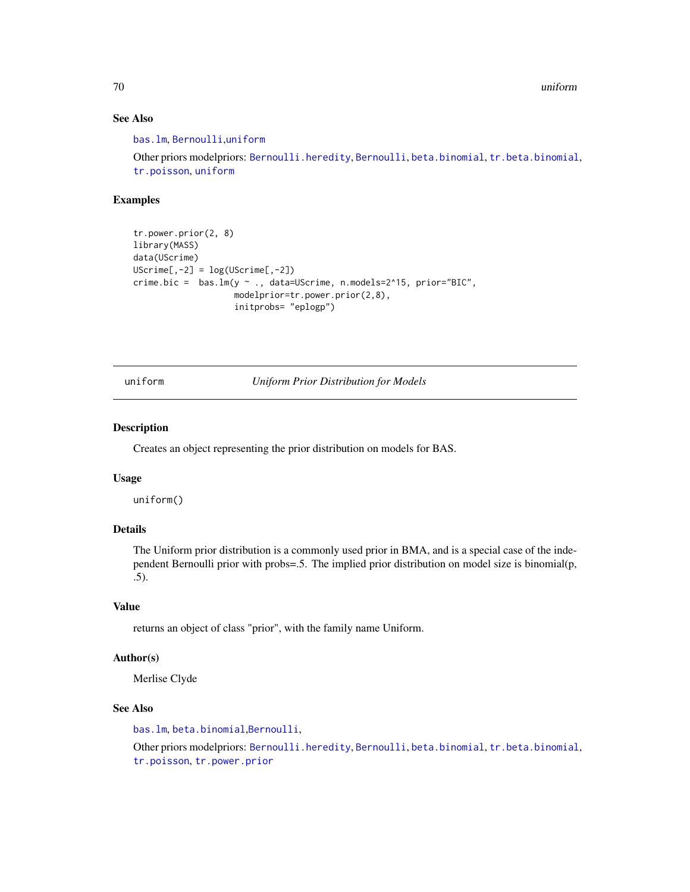### See Also

bas.lm, Bernoulli,uniform

Other priors modelpriors: Bernoulli.heredity, Bernoulli, beta.binomial, tr.beta.binomial, tr.poisson, uniform

### Examples

```
tr.power.prior(2, 8)
library(MASS)
data(UScrime)
UScrime[,-2] = log(UScrime[,-2])
crime.bic =  bas.lm(y ~ ., data=UScrime, n.models=2^15, prior="BIC",
                    modelprior=tr.power.prior(2,8),
                    initprobs= "eplogp")
```

---

## uniform — *Uniform Prior Distribution for Models*

### Description

Creates an object representing the prior distribution on models for BAS.

### Usage

```
uniform()
```

### Details

The Uniform prior distribution is a commonly used prior in BMA, and is a special case of the independent Bernoulli prior with probs=.5. The implied prior distribution on model size is binomial(p, .5).

### Value

returns an object of class "prior", with the family name Uniform.

### Author(s)

Merlise Clyde

### See Also

bas.lm, beta.binomial,Bernoulli,

Other priors modelpriors: Bernoulli.heredity, Bernoulli, beta.binomial, tr.beta.binomial, tr.poisson, tr.power.prior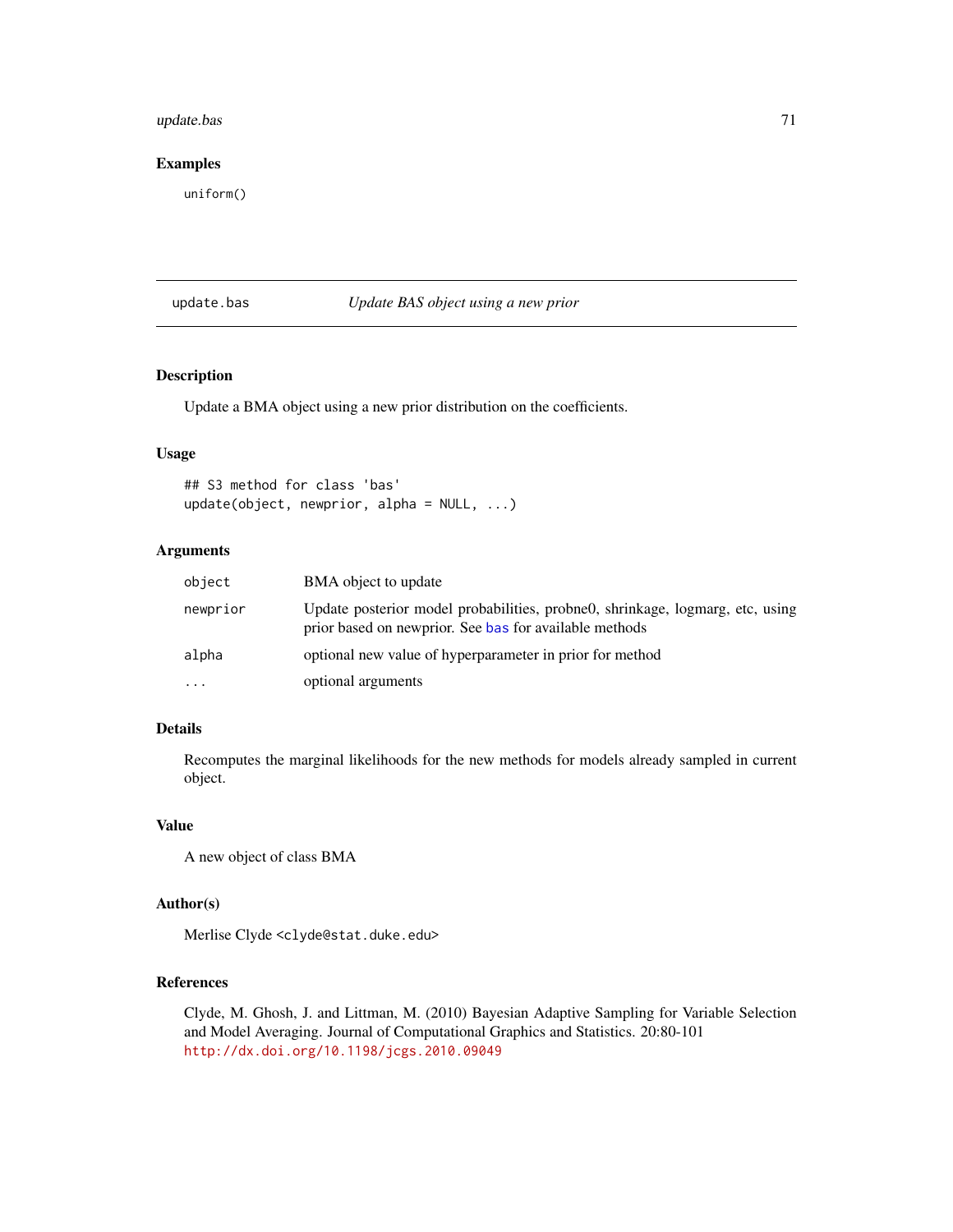## Examples

```
uniform()
```

---

update.bas *Update BAS object using a new prior*

---

### Description

Update a BMA object using a new prior distribution on the coefficients.

### Usage

```
## S3 method for class 'bas'
update(object, newprior, alpha = NULL, ...)
```

### Arguments

| | |
|---|---|
| `object` | BMA object to update |
| `newprior` | Update posterior model probabilities, probne0, shrinkage, logmarg, etc, using prior based on newprior. See `bas` for available methods |
| `alpha` | optional new value of hyperparameter in prior for method |
| `...` | optional arguments |

### Details

Recomputes the marginal likelihoods for the new methods for models already sampled in current object.

### Value

A new object of class BMA

### Author(s)

Merlise Clyde <`clyde@stat.duke.edu`>

### References

Clyde, M. Ghosh, J. and Littman, M. (2010) Bayesian Adaptive Sampling for Variable Selection and Model Averaging. Journal of Computational Graphics and Statistics. 20:80-101
`http://dx.doi.org/10.1198/jcgs.2010.09049`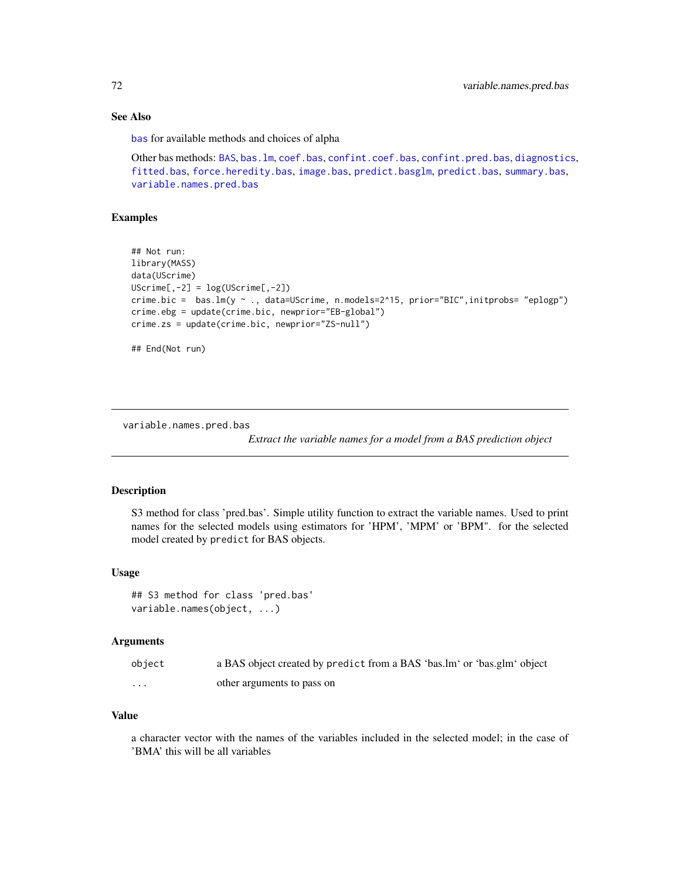### See Also

bas for available methods and choices of alpha

Other bas methods: BAS, bas.lm, coef.bas, confint.coef.bas, confint.pred.bas, diagnostics, fitted.bas, force.heredity.bas, image.bas, predict.basglm, predict.bas, summary.bas, variable.names.pred.bas

### Examples

```
## Not run:
library(MASS)
data(UScrime)
UScrime[,-2] = log(UScrime[,-2])
crime.bic =  bas.lm(y ~ ., data=UScrime, n.models=2^15, prior="BIC",initprobs= "eplogp")
crime.ebg = update(crime.bic, newprior="EB-global")
crime.zs = update(crime.bic, newprior="ZS-null")

## End(Not run)
```

---

## variable.names.pred.bas — *Extract the variable names for a model from a BAS prediction object*

### Description

S3 method for class 'pred.bas'. Simple utility function to extract the variable names. Used to print names for the selected models using estimators for 'HPM', 'MPM' or 'BPM". for the selected model created by `predict` for BAS objects.

### Usage

```
## S3 method for class 'pred.bas'
variable.names(object, ...)
```

### Arguments

| | |
|---|---|
| object | a BAS object created by `predict` from a BAS 'bas.lm' or 'bas.glm' object |
| ... | other arguments to pass on |

### Value

a character vector with the names of the variables included in the selected model; in the case of 'BMA' this will be all variables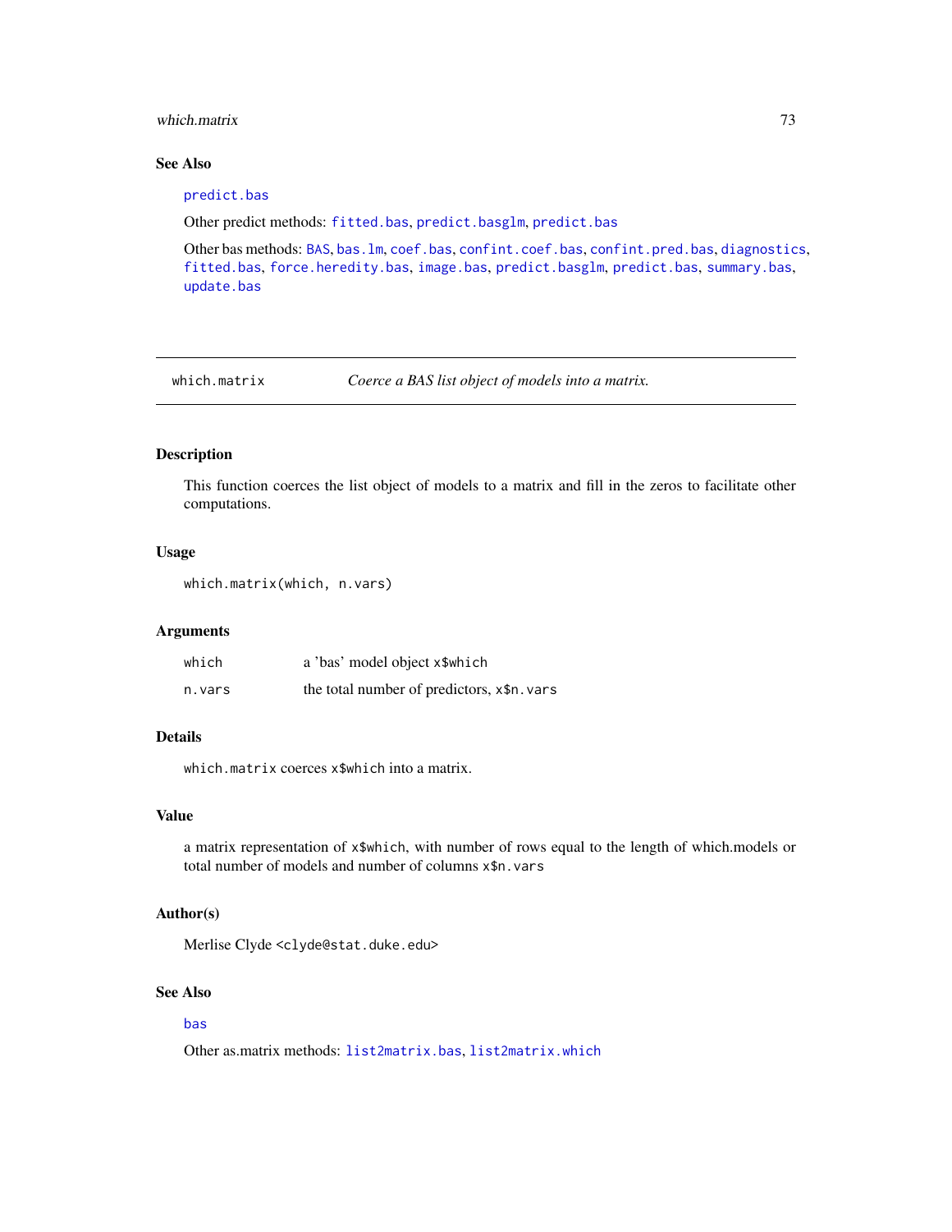### See Also

`predict.bas`

Other predict methods: `fitted.bas`, `predict.basglm`, `predict.bas`

Other bas methods: `BAS`, `bas.lm`, `coef.bas`, `confint.coef.bas`, `confint.pred.bas`, `diagnostics`, `fitted.bas`, `force.heredity.bas`, `image.bas`, `predict.basglm`, `predict.bas`, `summary.bas`, `update.bas`

---

## which.matrix — *Coerce a BAS list object of models into a matrix.*

---

### Description

This function coerces the list object of models to a matrix and fill in the zeros to facilitate other computations.

### Usage

```
which.matrix(which, n.vars)
```

### Arguments

| | |
|---|---|
| `which` | a 'bas' model object `x$which` |
| `n.vars` | the total number of predictors, `x$n.vars` |

### Details

`which.matrix` coerces `x$which` into a matrix.

### Value

a matrix representation of `x$which`, with number of rows equal to the length of which.models or total number of models and number of columns `x$n.vars`

### Author(s)

Merlise Clyde <`clyde@stat.duke.edu`>

### See Also

`bas`

Other as.matrix methods: `list2matrix.bas`, `list2matrix.which`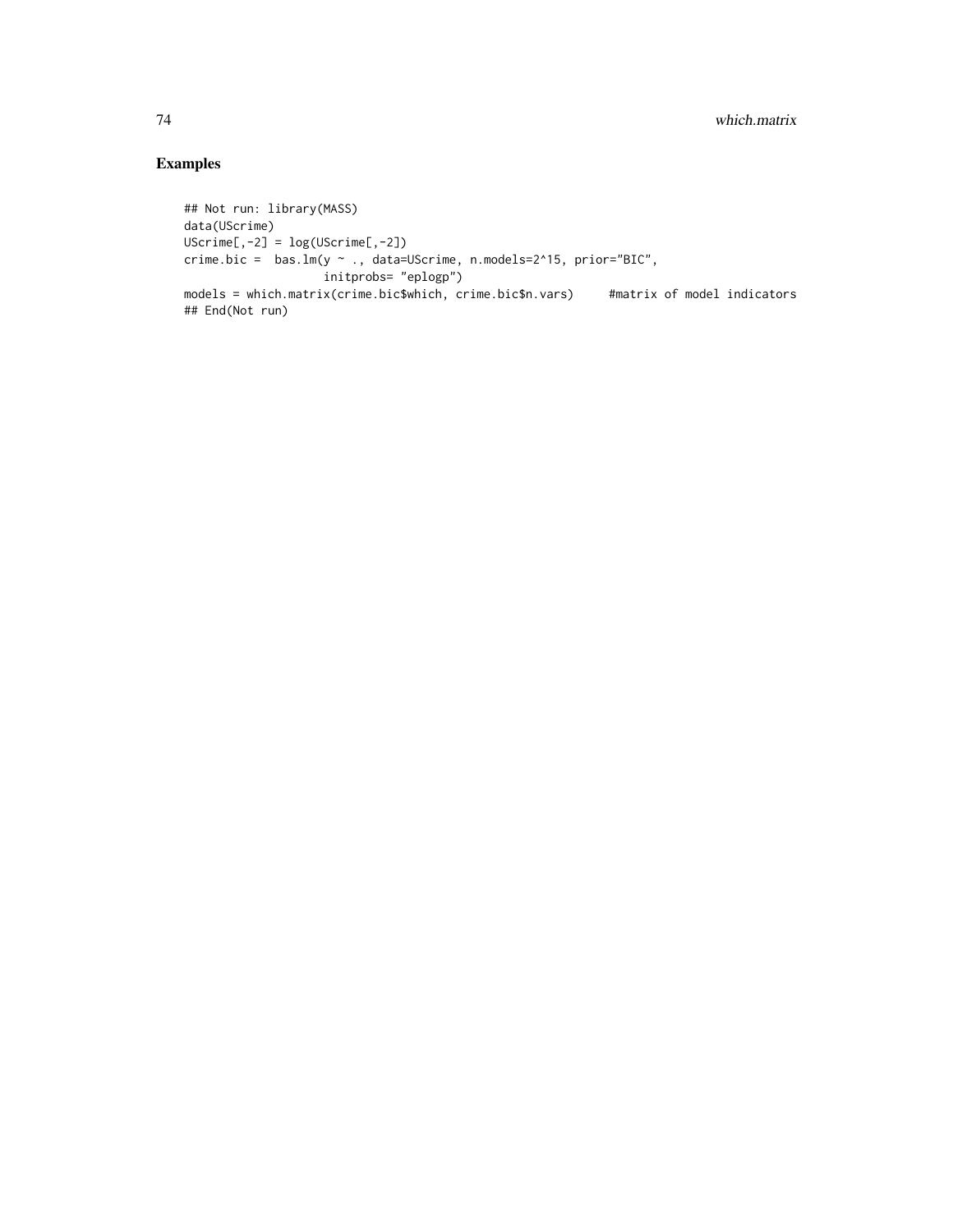## Examples

```
## Not run: library(MASS)
data(UScrime)
UScrime[,-2] = log(UScrime[,-2])
crime.bic =  bas.lm(y ~ ., data=UScrime, n.models=2^15, prior="BIC",
                    initprobs= "eplogp")
models = which.matrix(crime.bic$which, crime.bic$n.vars)     #matrix of model indicators
## End(Not run)
```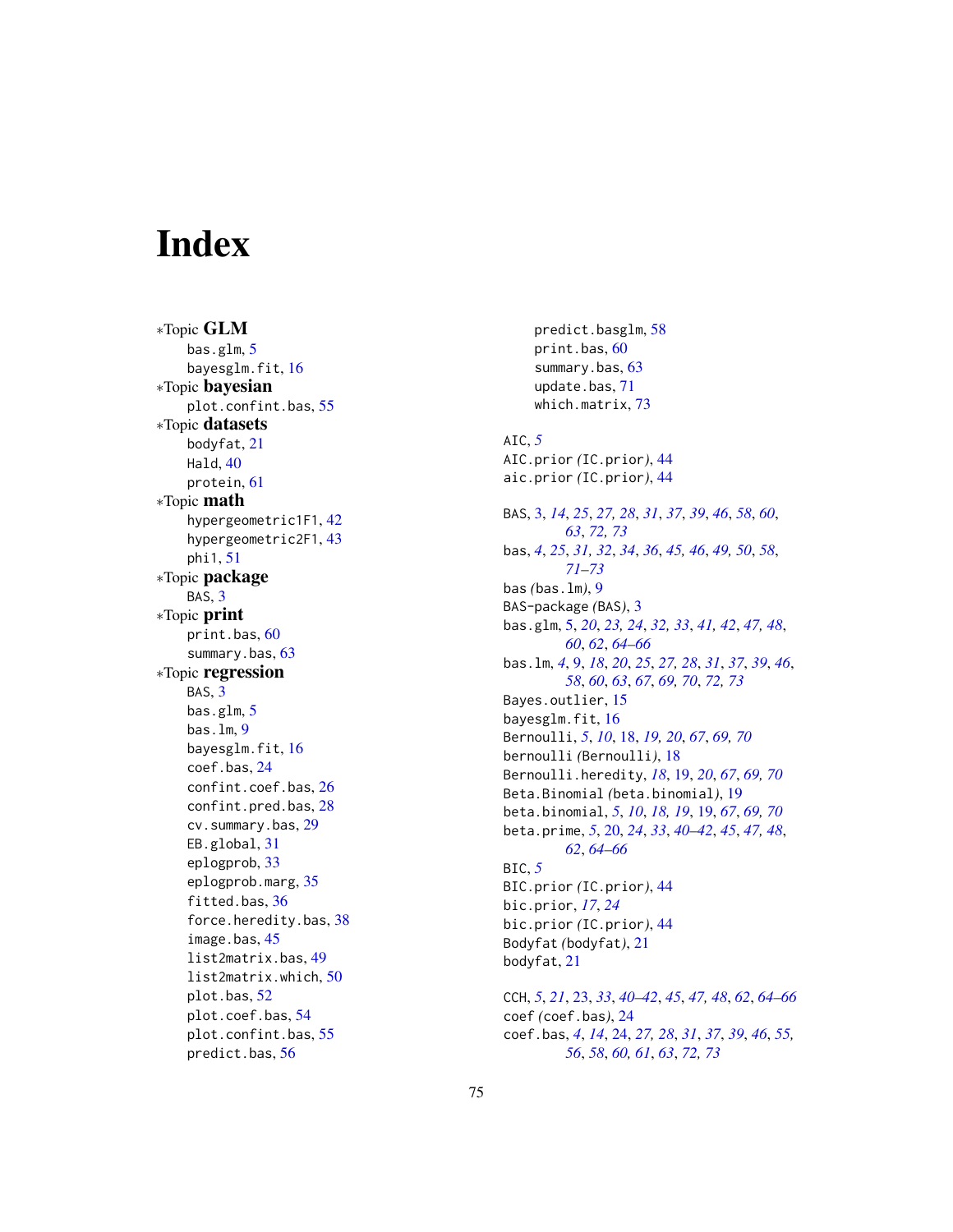# Index

∗Topic **GLM**
- bas.glm, 5
- bayesglm.fit, 16

∗Topic **bayesian**
- plot.confint.bas, 55

∗Topic **datasets**
- bodyfat, 21
- Hald, 40
- protein, 61

∗Topic **math**
- hypergeometric1F1, 42
- hypergeometric2F1, 43
- phi1, 51

∗Topic **package**
- BAS, 3

∗Topic **print**
- print.bas, 60
- summary.bas, 63

∗Topic **regression**
- BAS, 3
- bas.glm, 5
- bas.lm, 9
- bayesglm.fit, 16
- coef.bas, 24
- confint.coef.bas, 26
- confint.pred.bas, 28
- cv.summary.bas, 29
- EB.global, 31
- eplogprob, 33
- eplogprob.marg, 35
- fitted.bas, 36
- force.heredity.bas, 38
- image.bas, 45
- list2matrix.bas, 49
- list2matrix.which, 50
- plot.bas, 52
- plot.coef.bas, 54
- plot.confint.bas, 55
- predict.bas, 56
- predict.basglm, 58
- print.bas, 60
- summary.bas, 63
- update.bas, 71
- which.matrix, 73

AIC, *5*
AIC.prior *(*IC.prior*)*, 44
aic.prior *(*IC.prior*)*, 44

BAS, 3, *14*, *25*, *27, 28*, *31*, *37*, *39*, *46*, *58*, *60*, *63*, *72, 73*
bas, *4*, *25*, *31, 32*, *34*, *36*, *45, 46*, *49, 50*, *58*, *71–73*
bas *(*bas.lm*)*, 9
BAS-package *(*BAS*)*, 3
bas.glm, 5, *20*, *23, 24*, *32, 33*, *41, 42*, *47, 48*, *60*, *62*, *64–66*
bas.lm, *4*, 9, *18*, *20*, *25*, *27, 28*, *31*, *37*, *39*, *46*, *58*, *60*, *63*, *67*, *69, 70*, *72, 73*
Bayes.outlier, 15
bayesglm.fit, 16
Bernoulli, *5*, *10*, 18, *19, 20*, *67*, *69, 70*
bernoulli *(*Bernoulli*)*, 18
Bernoulli.heredity, *18*, 19, *20*, *67*, *69, 70*
Beta.Binomial *(*beta.binomial*)*, 19
beta.binomial, *5*, *10*, *18, 19*, 19, *67*, *69, 70*
beta.prime, *5*, 20, *24*, *33*, *40–42*, *45*, *47, 48*, *62*, *64–66*
BIC, *5*
BIC.prior *(*IC.prior*)*, 44
bic.prior, *17*, *24*
bic.prior *(*IC.prior*)*, 44
Bodyfat *(*bodyfat*)*, 21
bodyfat, 21

CCH, *5*, *21*, 23, *33*, *40–42*, *45*, *47, 48*, *62*, *64–66*
coef *(*coef.bas*)*, 24
coef.bas, *4*, *14*, 24, *27, 28*, *31*, *37*, *39*, *46*, *55, 56*, *58*, *60, 61*, *63*, *72, 73*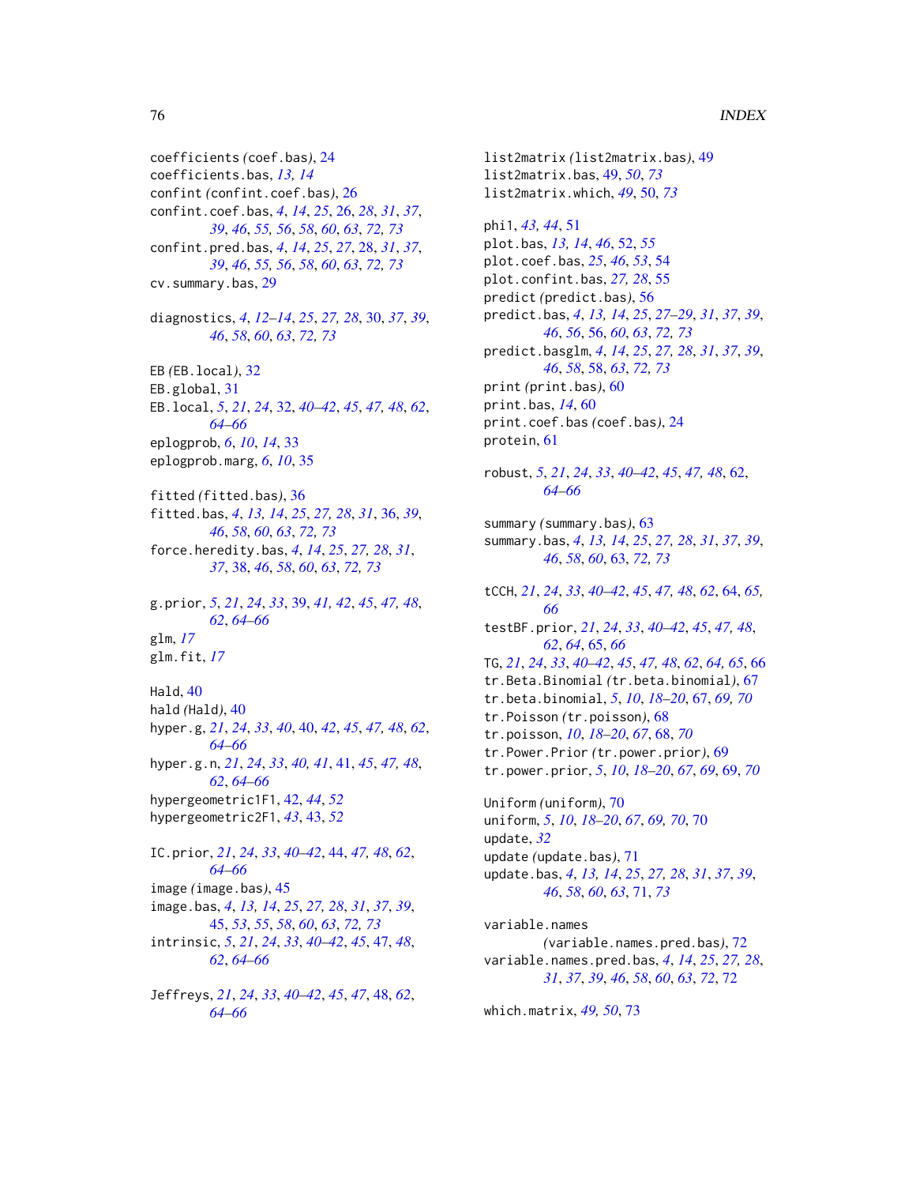coefficients *(*coef.bas*)*, 24
coefficients.bas, *13, 14*
confint *(*confint.coef.bas*)*, 26
confint.coef.bas, *4*, *14*, *25*, 26, *28*, *31*, *37*, *39*, *46*, *55, 56*, *58*, *60*, *63*, *72, 73*
confint.pred.bas, *4*, *14*, *25*, *27*, 28, *31*, *37*, *39*, *46*, *55, 56*, *58*, *60*, *63*, *72, 73*
cv.summary.bas, 29

diagnostics, *4*, *12–14*, *25*, *27, 28*, 30, *37*, *39*, *46*, *58*, *60*, *63*, *72, 73*

EB *(*EB.local*)*, 32
EB.global, 31
EB.local, *5*, *21*, *24*, 32, *40–42*, *45*, *47, 48*, *62*, *64–66*
eplogprob, *6*, *10*, *14*, 33
eplogprob.marg, *6*, *10*, 35

fitted *(*fitted.bas*)*, 36
fitted.bas, *4*, *13, 14*, *25*, *27, 28*, *31*, 36, *39*, *46*, *58*, *60*, *63*, *72, 73*
force.heredity.bas, *4*, *14*, *25*, *27, 28*, *31*, *37*, 38, *46*, *58*, *60*, *63*, *72, 73*

g.prior, *5*, *21*, *24*, *33*, 39, *41, 42*, *45*, *47, 48*, *62*, *64–66*
glm, *17*
glm.fit, *17*

Hald, 40
hald *(*Hald*)*, 40
hyper.g, *21*, *24*, *33*, *40*, 40, *42*, *45*, *47, 48*, *62*, *64–66*
hyper.g.n, *21*, *24*, *33*, *40, 41*, 41, *45*, *47, 48*, *62*, *64–66*
hypergeometric1F1, 42, *44*, *52*
hypergeometric2F1, *43*, 43, *52*

IC.prior, *21*, *24*, *33*, *40–42*, 44, *47, 48*, *62*, *64–66*
image *(*image.bas*)*, 45
image.bas, *4*, *13, 14*, *25*, *27, 28*, *31*, *37*, *39*, 45, *53*, *55*, *58*, *60*, *63*, *72, 73*
intrinsic, *5*, *21*, *24*, *33*, *40–42*, *45*, 47, *48*, *62*, *64–66*

Jeffreys, *21*, *24*, *33*, *40–42*, *45*, *47*, 48, *62*, *64–66*

list2matrix *(*list2matrix.bas*)*, 49
list2matrix.bas, 49, *50*, *73*
list2matrix.which, *49*, 50, *73*

phi1, *43, 44*, 51
plot.bas, *13, 14*, *46*, 52, *55*
plot.coef.bas, *25*, *46*, *53*, 54
plot.confint.bas, *27, 28*, 55
predict *(*predict.bas*)*, 56
predict.bas, *4*, *13, 14*, *25*, *27–29*, *31*, *37*, *39*, *46*, *56*, 56, *60*, *63*, *72, 73*
predict.basglm, *4*, *14*, *25*, *27, 28*, *31*, *37*, *39*, *46*, *58*, 58, *63*, *72, 73*
print *(*print.bas*)*, 60
print.bas, *14*, 60
print.coef.bas *(*coef.bas*)*, 24
protein, 61

robust, *5*, *21*, *24*, *33*, *40–42*, *45*, *47, 48*, 62, *64–66*

summary *(*summary.bas*)*, 63
summary.bas, *4*, *13, 14*, *25*, *27, 28*, *31*, *37*, *39*, *46*, *58*, *60*, 63, *72, 73*

tCCH, *21*, *24*, *33*, *40–42*, *45*, *47, 48*, *62*, 64, *65, 66*
testBF.prior, *21*, *24*, *33*, *40–42*, *45*, *47, 48*, *62*, *64*, 65, *66*
TG, *21*, *24*, *33*, *40–42*, *45*, *47, 48*, *62*, *64, 65*, 66
tr.Beta.Binomial *(*tr.beta.binomial*)*, 67
tr.beta.binomial, *5*, *10*, *18–20*, 67, *69, 70*
tr.Poisson *(*tr.poisson*)*, 68
tr.poisson, *10*, *18–20*, *67*, 68, *70*
tr.Power.Prior *(*tr.power.prior*)*, 69
tr.power.prior, *5*, *10*, *18–20*, *67*, *69*, 69, *70*

Uniform *(*uniform*)*, 70
uniform, *5*, *10*, *18–20*, *67*, *69, 70*, 70
update, *32*
update *(*update.bas*)*, 71
update.bas, *4*, *13, 14*, *25*, *27, 28*, *31*, *37*, *39*, *46*, *58*, *60*, *63*, 71, *73*

variable.names *(*variable.names.pred.bas*)*, 72
variable.names.pred.bas, *4*, *14*, *25*, *27, 28*, *31*, *37*, *39*, *46*, *58*, *60*, *63*, *72*, 72

which.matrix, *49, 50*, 73